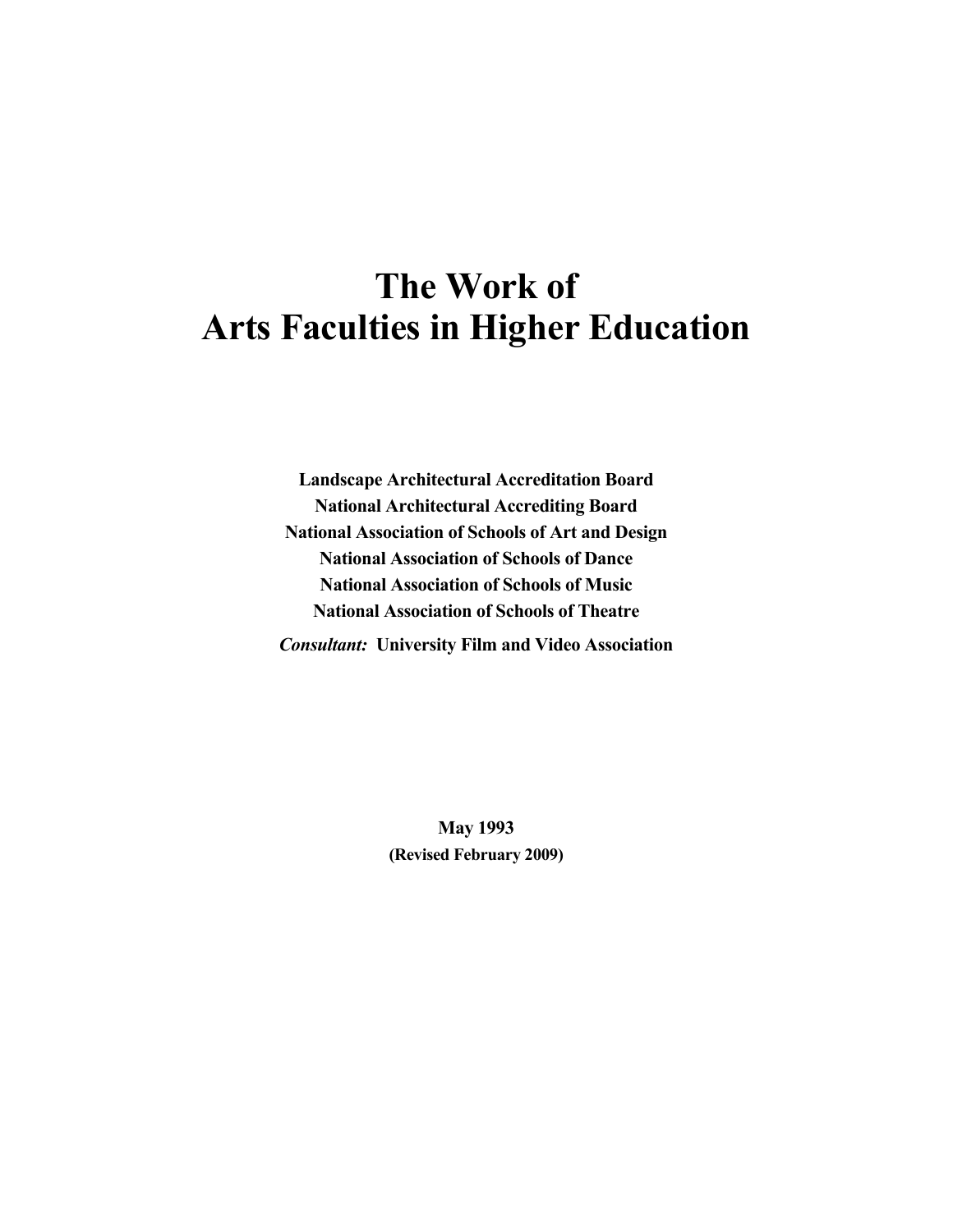# The Work of Arts Faculties in Higher Education

**Landscape Architectural Accreditation Board**
**National Architectural Accrediting Board**
**National Association of Schools of Art and Design**
**National Association of Schools of Dance**
**National Association of Schools of Music**
**National Association of Schools of Theatre**

***Consultant:*** **University Film and Video Association**

**May 1993**
**(Revised February 2009)**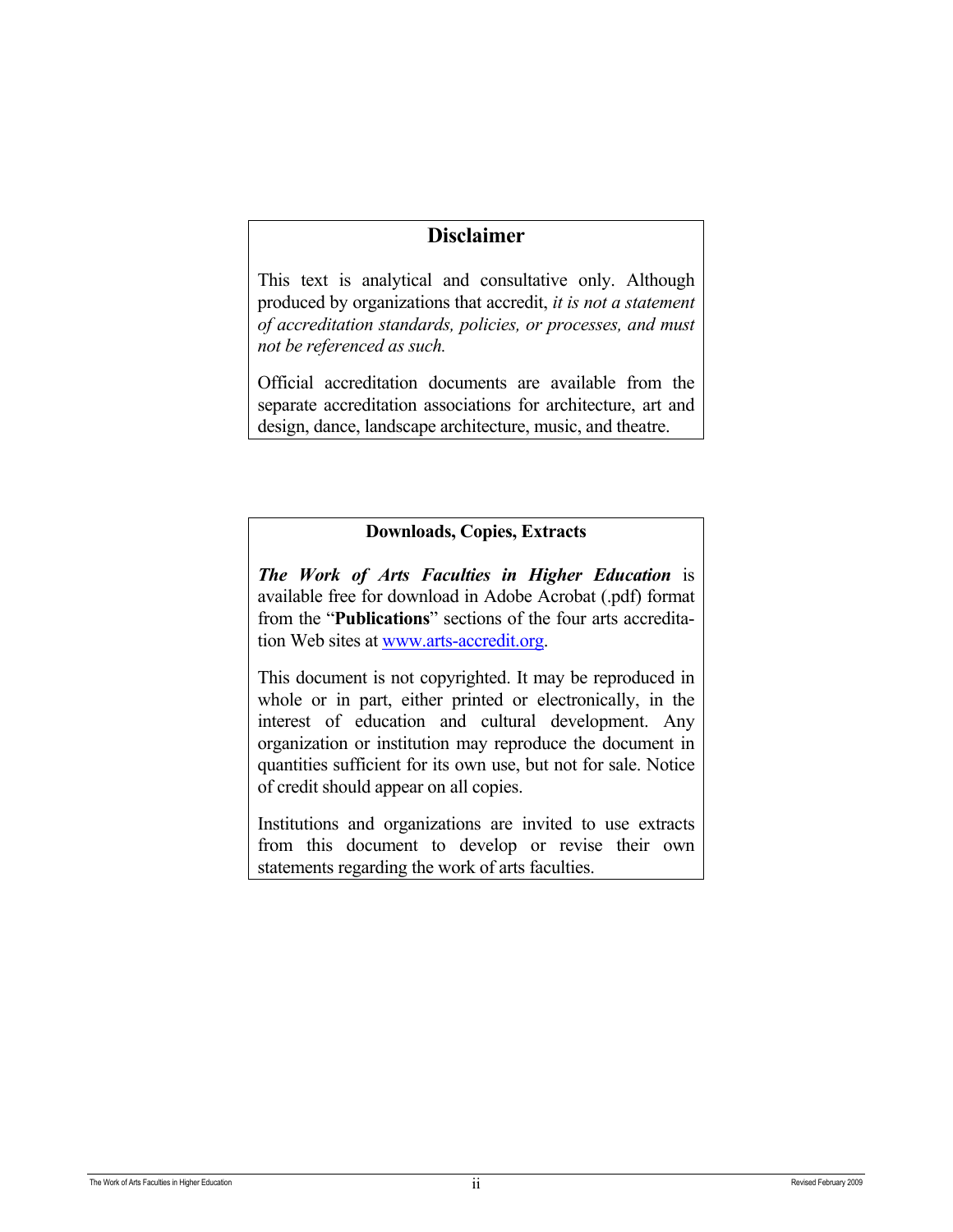## Disclaimer

This text is analytical and consultative only. Although produced by organizations that accredit, *it is not a statement of accreditation standards, policies, or processes, and must not be referenced as such.*

Official accreditation documents are available from the separate accreditation associations for architecture, art and design, dance, landscape architecture, music, and theatre.

### Downloads, Copies, Extracts

***The Work of Arts Faculties in Higher Education*** is available free for download in Adobe Acrobat (.pdf) format from the "**Publications**" sections of the four arts accreditation Web sites at www.arts-accredit.org.

This document is not copyrighted. It may be reproduced in whole or in part, either printed or electronically, in the interest of education and cultural development. Any organization or institution may reproduce the document in quantities sufficient for its own use, but not for sale. Notice of credit should appear on all copies.

Institutions and organizations are invited to use extracts from this document to develop or revise their own statements regarding the work of arts faculties.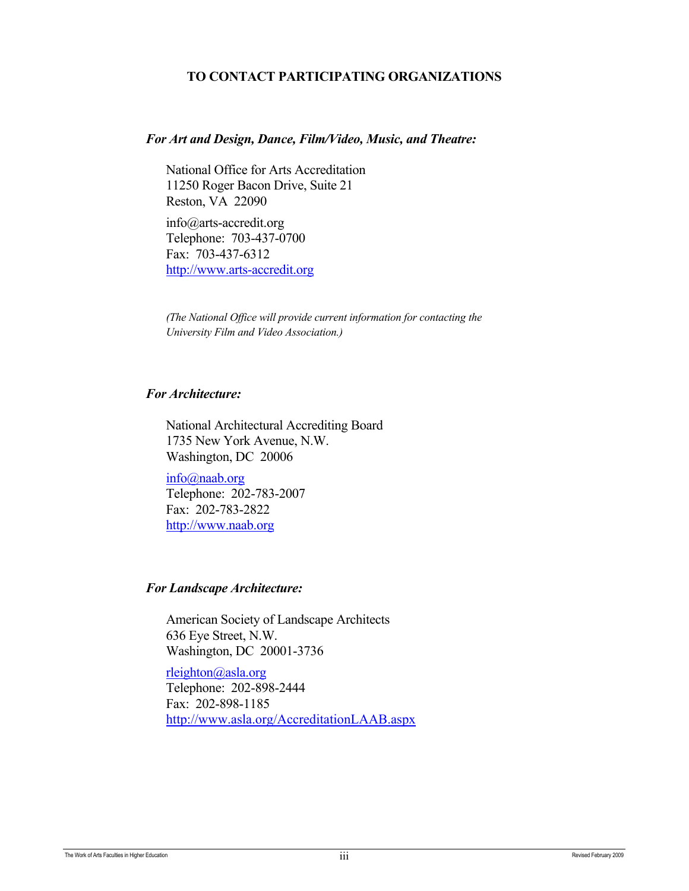## TO CONTACT PARTICIPATING ORGANIZATIONS

***For Art and Design, Dance, Film/Video, Music, and Theatre:***

National Office for Arts Accreditation
11250 Roger Bacon Drive, Suite 21
Reston, VA 22090

info@arts-accredit.org
Telephone: 703-437-0700
Fax: 703-437-6312
http://www.arts-accredit.org

*(The National Office will provide current information for contacting the University Film and Video Association.)*

***For Architecture:***

National Architectural Accrediting Board
1735 New York Avenue, N.W.
Washington, DC 20006

info@naab.org
Telephone: 202-783-2007
Fax: 202-783-2822
http://www.naab.org

***For Landscape Architecture:***

American Society of Landscape Architects
636 Eye Street, N.W.
Washington, DC 20001-3736

rleighton@asla.org
Telephone: 202-898-2444
Fax: 202-898-1185
http://www.asla.org/AccreditationLAAB.aspx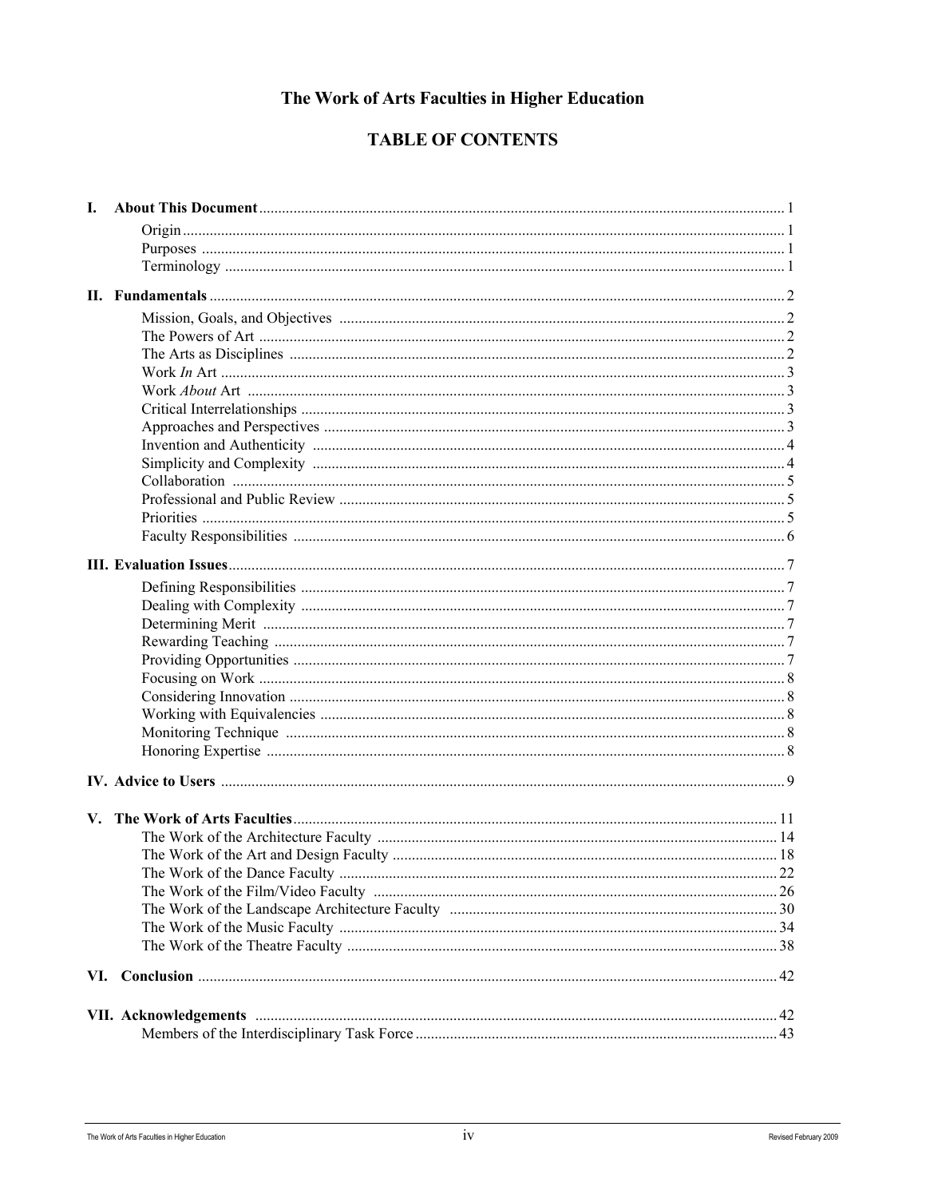# The Work of Arts Faculties in Higher Education

## TABLE OF CONTENTS

**I. About This Document** ........ 1
- Origin ........ 1
- Purposes ........ 1
- Terminology ........ 1

**II. Fundamentals** ........ 2
- Mission, Goals, and Objectives ........ 2
- The Powers of Art ........ 2
- The Arts as Disciplines ........ 2
- Work *In* Art ........ 3
- Work *About* Art ........ 3
- Critical Interrelationships ........ 3
- Approaches and Perspectives ........ 3
- Invention and Authenticity ........ 4
- Simplicity and Complexity ........ 4
- Collaboration ........ 5
- Professional and Public Review ........ 5
- Priorities ........ 5
- Faculty Responsibilities ........ 6

**III. Evaluation Issues** ........ 7
- Defining Responsibilities ........ 7
- Dealing with Complexity ........ 7
- Determining Merit ........ 7
- Rewarding Teaching ........ 7
- Providing Opportunities ........ 7
- Focusing on Work ........ 8
- Considering Innovation ........ 8
- Working with Equivalencies ........ 8
- Monitoring Technique ........ 8
- Honoring Expertise ........ 8

**IV. Advice to Users** ........ 9

**V. The Work of Arts Faculties** ........ 11
- The Work of the Architecture Faculty ........ 14
- The Work of the Art and Design Faculty ........ 18
- The Work of the Dance Faculty ........ 22
- The Work of the Film/Video Faculty ........ 26
- The Work of the Landscape Architecture Faculty ........ 30
- The Work of the Music Faculty ........ 34
- The Work of the Theatre Faculty ........ 38

**VI. Conclusion** ........ 42

**VII. Acknowledgements** ........ 42
- Members of the Interdisciplinary Task Force ........ 43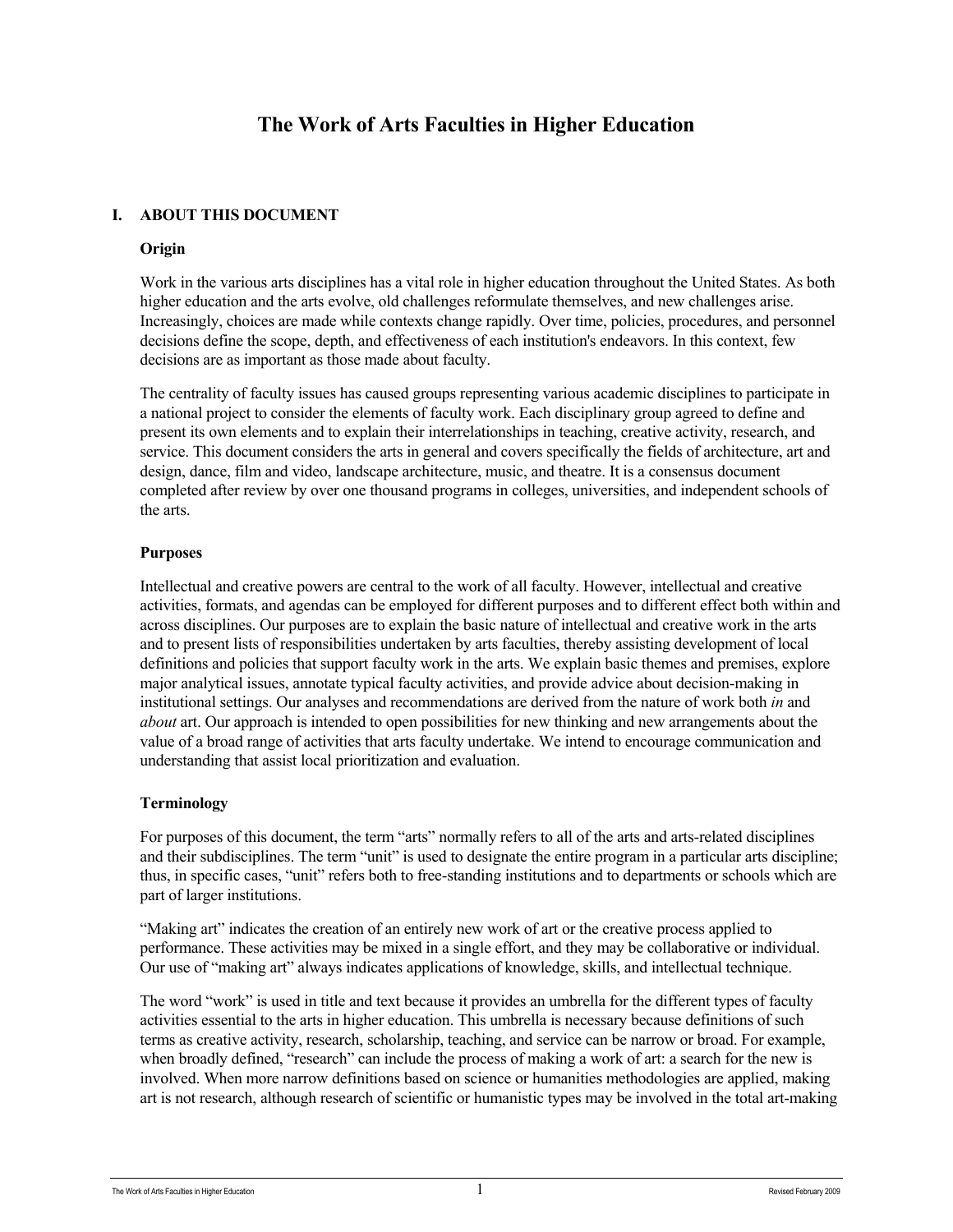# The Work of Arts Faculties in Higher Education

## I. ABOUT THIS DOCUMENT

### Origin

Work in the various arts disciplines has a vital role in higher education throughout the United States. As both higher education and the arts evolve, old challenges reformulate themselves, and new challenges arise. Increasingly, choices are made while contexts change rapidly. Over time, policies, procedures, and personnel decisions define the scope, depth, and effectiveness of each institution's endeavors. In this context, few decisions are as important as those made about faculty.

The centrality of faculty issues has caused groups representing various academic disciplines to participate in a national project to consider the elements of faculty work. Each disciplinary group agreed to define and present its own elements and to explain their interrelationships in teaching, creative activity, research, and service. This document considers the arts in general and covers specifically the fields of architecture, art and design, dance, film and video, landscape architecture, music, and theatre. It is a consensus document completed after review by over one thousand programs in colleges, universities, and independent schools of the arts.

### Purposes

Intellectual and creative powers are central to the work of all faculty. However, intellectual and creative activities, formats, and agendas can be employed for different purposes and to different effect both within and across disciplines. Our purposes are to explain the basic nature of intellectual and creative work in the arts and to present lists of responsibilities undertaken by arts faculties, thereby assisting development of local definitions and policies that support faculty work in the arts. We explain basic themes and premises, explore major analytical issues, annotate typical faculty activities, and provide advice about decision-making in institutional settings. Our analyses and recommendations are derived from the nature of work both *in* and *about* art. Our approach is intended to open possibilities for new thinking and new arrangements about the value of a broad range of activities that arts faculty undertake. We intend to encourage communication and understanding that assist local prioritization and evaluation.

### Terminology

For purposes of this document, the term "arts" normally refers to all of the arts and arts-related disciplines and their subdisciplines. The term "unit" is used to designate the entire program in a particular arts discipline; thus, in specific cases, "unit" refers both to free-standing institutions and to departments or schools which are part of larger institutions.

"Making art" indicates the creation of an entirely new work of art or the creative process applied to performance. These activities may be mixed in a single effort, and they may be collaborative or individual. Our use of "making art" always indicates applications of knowledge, skills, and intellectual technique.

The word "work" is used in title and text because it provides an umbrella for the different types of faculty activities essential to the arts in higher education. This umbrella is necessary because definitions of such terms as creative activity, research, scholarship, teaching, and service can be narrow or broad. For example, when broadly defined, "research" can include the process of making a work of art: a search for the new is involved. When more narrow definitions based on science or humanities methodologies are applied, making art is not research, although research of scientific or humanistic types may be involved in the total art-making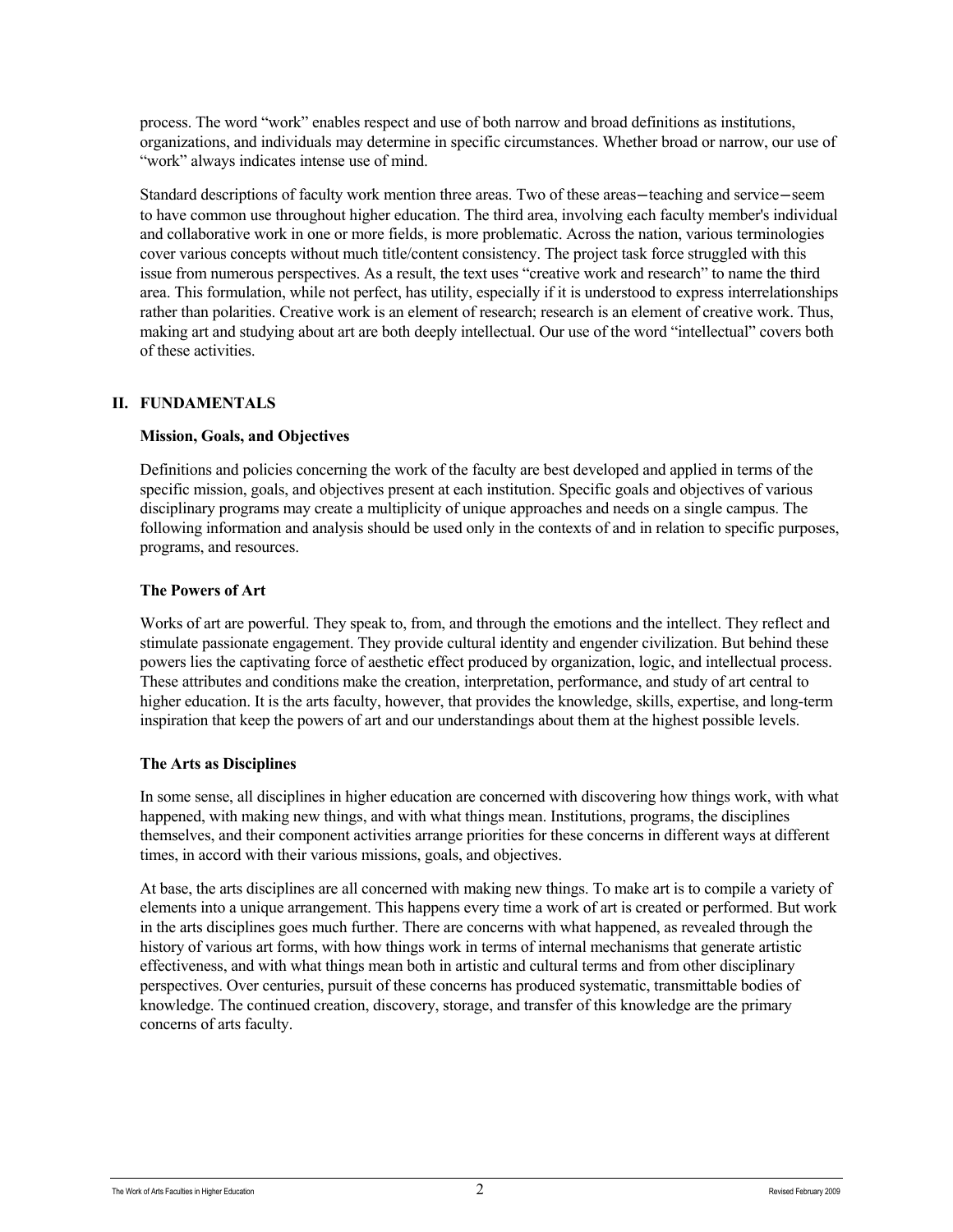process. The word "work" enables respect and use of both narrow and broad definitions as institutions, organizations, and individuals may determine in specific circumstances. Whether broad or narrow, our use of "work" always indicates intense use of mind.

Standard descriptions of faculty work mention three areas. Two of these areas—teaching and service—seem to have common use throughout higher education. The third area, involving each faculty member's individual and collaborative work in one or more fields, is more problematic. Across the nation, various terminologies cover various concepts without much title/content consistency. The project task force struggled with this issue from numerous perspectives. As a result, the text uses "creative work and research" to name the third area. This formulation, while not perfect, has utility, especially if it is understood to express interrelationships rather than polarities. Creative work is an element of research; research is an element of creative work. Thus, making art and studying about art are both deeply intellectual. Our use of the word "intellectual" covers both of these activities.

## II. FUNDAMENTALS

### Mission, Goals, and Objectives

Definitions and policies concerning the work of the faculty are best developed and applied in terms of the specific mission, goals, and objectives present at each institution. Specific goals and objectives of various disciplinary programs may create a multiplicity of unique approaches and needs on a single campus. The following information and analysis should be used only in the contexts of and in relation to specific purposes, programs, and resources.

### The Powers of Art

Works of art are powerful. They speak to, from, and through the emotions and the intellect. They reflect and stimulate passionate engagement. They provide cultural identity and engender civilization. But behind these powers lies the captivating force of aesthetic effect produced by organization, logic, and intellectual process. These attributes and conditions make the creation, interpretation, performance, and study of art central to higher education. It is the arts faculty, however, that provides the knowledge, skills, expertise, and long-term inspiration that keep the powers of art and our understandings about them at the highest possible levels.

### The Arts as Disciplines

In some sense, all disciplines in higher education are concerned with discovering how things work, with what happened, with making new things, and with what things mean. Institutions, programs, the disciplines themselves, and their component activities arrange priorities for these concerns in different ways at different times, in accord with their various missions, goals, and objectives.

At base, the arts disciplines are all concerned with making new things. To make art is to compile a variety of elements into a unique arrangement. This happens every time a work of art is created or performed. But work in the arts disciplines goes much further. There are concerns with what happened, as revealed through the history of various art forms, with how things work in terms of internal mechanisms that generate artistic effectiveness, and with what things mean both in artistic and cultural terms and from other disciplinary perspectives. Over centuries, pursuit of these concerns has produced systematic, transmittable bodies of knowledge. The continued creation, discovery, storage, and transfer of this knowledge are the primary concerns of arts faculty.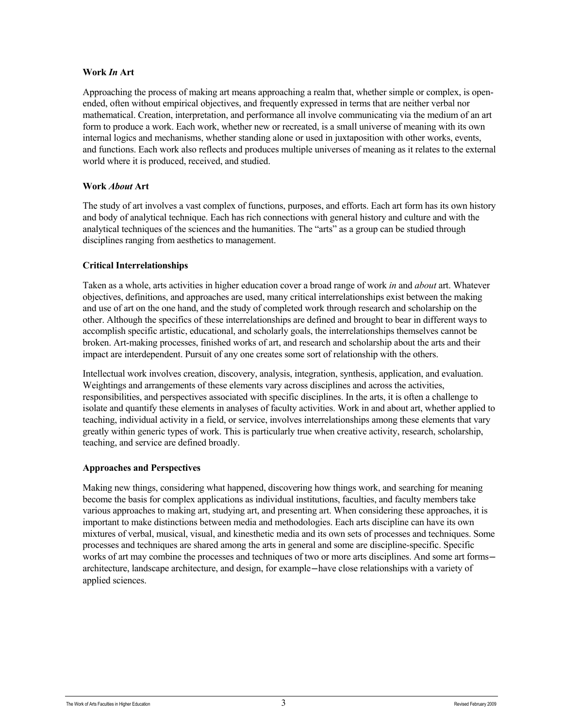### Work *In* Art

Approaching the process of making art means approaching a realm that, whether simple or complex, is open-ended, often without empirical objectives, and frequently expressed in terms that are neither verbal nor mathematical. Creation, interpretation, and performance all involve communicating via the medium of an art form to produce a work. Each work, whether new or recreated, is a small universe of meaning with its own internal logics and mechanisms, whether standing alone or used in juxtaposition with other works, events, and functions. Each work also reflects and produces multiple universes of meaning as it relates to the external world where it is produced, received, and studied.

### Work *About* Art

The study of art involves a vast complex of functions, purposes, and efforts. Each art form has its own history and body of analytical technique. Each has rich connections with general history and culture and with the analytical techniques of the sciences and the humanities. The "arts" as a group can be studied through disciplines ranging from aesthetics to management.

### Critical Interrelationships

Taken as a whole, arts activities in higher education cover a broad range of work *in* and *about* art. Whatever objectives, definitions, and approaches are used, many critical interrelationships exist between the making and use of art on the one hand, and the study of completed work through research and scholarship on the other. Although the specifics of these interrelationships are defined and brought to bear in different ways to accomplish specific artistic, educational, and scholarly goals, the interrelationships themselves cannot be broken. Art-making processes, finished works of art, and research and scholarship about the arts and their impact are interdependent. Pursuit of any one creates some sort of relationship with the others.

Intellectual work involves creation, discovery, analysis, integration, synthesis, application, and evaluation. Weightings and arrangements of these elements vary across disciplines and across the activities, responsibilities, and perspectives associated with specific disciplines. In the arts, it is often a challenge to isolate and quantify these elements in analyses of faculty activities. Work in and about art, whether applied to teaching, individual activity in a field, or service, involves interrelationships among these elements that vary greatly within generic types of work. This is particularly true when creative activity, research, scholarship, teaching, and service are defined broadly.

### Approaches and Perspectives

Making new things, considering what happened, discovering how things work, and searching for meaning become the basis for complex applications as individual institutions, faculties, and faculty members take various approaches to making art, studying art, and presenting art. When considering these approaches, it is important to make distinctions between media and methodologies. Each arts discipline can have its own mixtures of verbal, musical, visual, and kinesthetic media and its own sets of processes and techniques. Some processes and techniques are shared among the arts in general and some are discipline-specific. Specific works of art may combine the processes and techniques of two or more arts disciplines. And some art forms—architecture, landscape architecture, and design, for example—have close relationships with a variety of applied sciences.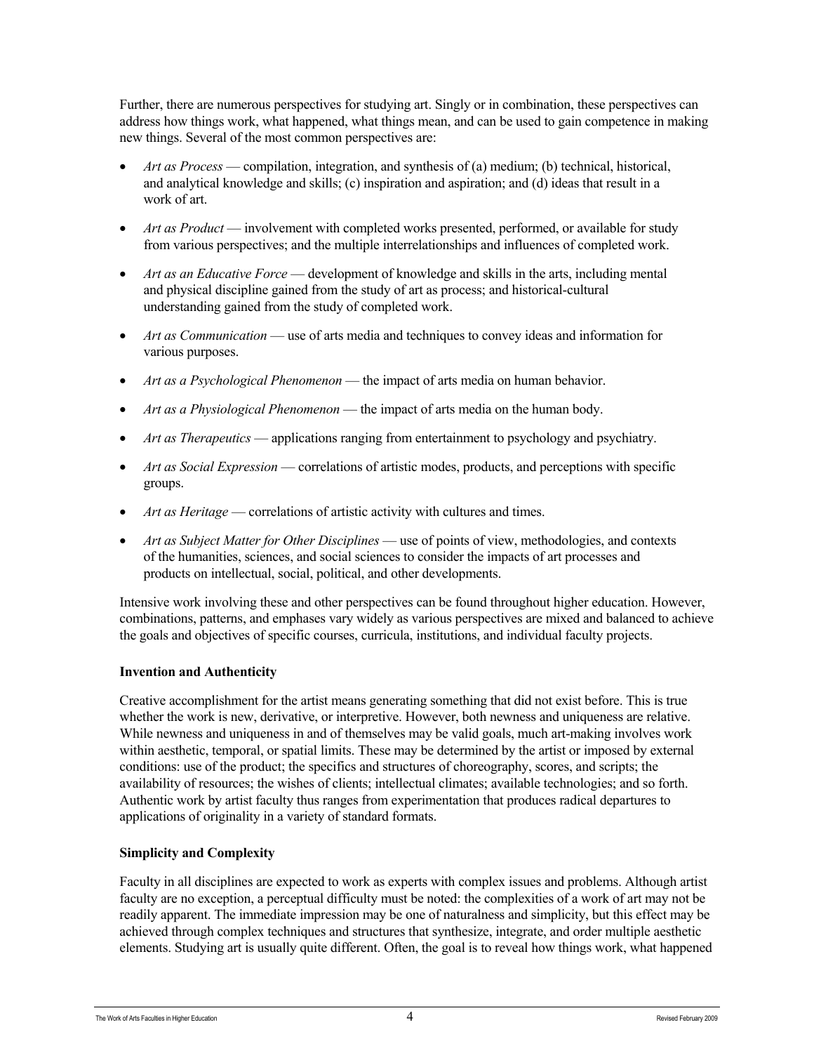Further, there are numerous perspectives for studying art. Singly or in combination, these perspectives can address how things work, what happened, what things mean, and can be used to gain competence in making new things. Several of the most common perspectives are:

- *Art as Process* — compilation, integration, and synthesis of (a) medium; (b) technical, historical, and analytical knowledge and skills; (c) inspiration and aspiration; and (d) ideas that result in a work of art.

- *Art as Product* — involvement with completed works presented, performed, or available for study from various perspectives; and the multiple interrelationships and influences of completed work.

- *Art as an Educative Force* — development of knowledge and skills in the arts, including mental and physical discipline gained from the study of art as process; and historical-cultural understanding gained from the study of completed work.

- *Art as Communication* — use of arts media and techniques to convey ideas and information for various purposes.

- *Art as a Psychological Phenomenon* — the impact of arts media on human behavior.

- *Art as a Physiological Phenomenon* — the impact of arts media on the human body.

- *Art as Therapeutics* — applications ranging from entertainment to psychology and psychiatry.

- *Art as Social Expression* — correlations of artistic modes, products, and perceptions with specific groups.

- *Art as Heritage* — correlations of artistic activity with cultures and times.

- *Art as Subject Matter for Other Disciplines* — use of points of view, methodologies, and contexts of the humanities, sciences, and social sciences to consider the impacts of art processes and products on intellectual, social, political, and other developments.

Intensive work involving these and other perspectives can be found throughout higher education. However, combinations, patterns, and emphases vary widely as various perspectives are mixed and balanced to achieve the goals and objectives of specific courses, curricula, institutions, and individual faculty projects.

**Invention and Authenticity**

Creative accomplishment for the artist means generating something that did not exist before. This is true whether the work is new, derivative, or interpretive. However, both newness and uniqueness are relative. While newness and uniqueness in and of themselves may be valid goals, much art-making involves work within aesthetic, temporal, or spatial limits. These may be determined by the artist or imposed by external conditions: use of the product; the specifics and structures of choreography, scores, and scripts; the availability of resources; the wishes of clients; intellectual climates; available technologies; and so forth. Authentic work by artist faculty thus ranges from experimentation that produces radical departures to applications of originality in a variety of standard formats.

**Simplicity and Complexity**

Faculty in all disciplines are expected to work as experts with complex issues and problems. Although artist faculty are no exception, a perceptual difficulty must be noted: the complexities of a work of art may not be readily apparent. The immediate impression may be one of naturalness and simplicity, but this effect may be achieved through complex techniques and structures that synthesize, integrate, and order multiple aesthetic elements. Studying art is usually quite different. Often, the goal is to reveal how things work, what happened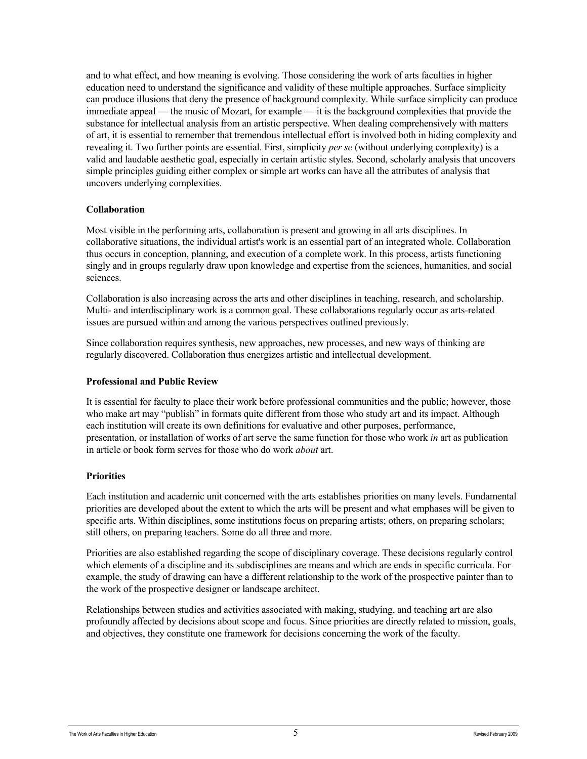and to what effect, and how meaning is evolving. Those considering the work of arts faculties in higher education need to understand the significance and validity of these multiple approaches. Surface simplicity can produce illusions that deny the presence of background complexity. While surface simplicity can produce immediate appeal — the music of Mozart, for example — it is the background complexities that provide the substance for intellectual analysis from an artistic perspective. When dealing comprehensively with matters of art, it is essential to remember that tremendous intellectual effort is involved both in hiding complexity and revealing it. Two further points are essential. First, simplicity *per se* (without underlying complexity) is a valid and laudable aesthetic goal, especially in certain artistic styles. Second, scholarly analysis that uncovers simple principles guiding either complex or simple art works can have all the attributes of analysis that uncovers underlying complexities.

**Collaboration**

Most visible in the performing arts, collaboration is present and growing in all arts disciplines. In collaborative situations, the individual artist's work is an essential part of an integrated whole. Collaboration thus occurs in conception, planning, and execution of a complete work. In this process, artists functioning singly and in groups regularly draw upon knowledge and expertise from the sciences, humanities, and social sciences.

Collaboration is also increasing across the arts and other disciplines in teaching, research, and scholarship. Multi- and interdisciplinary work is a common goal. These collaborations regularly occur as arts-related issues are pursued within and among the various perspectives outlined previously.

Since collaboration requires synthesis, new approaches, new processes, and new ways of thinking are regularly discovered. Collaboration thus energizes artistic and intellectual development.

**Professional and Public Review**

It is essential for faculty to place their work before professional communities and the public; however, those who make art may "publish" in formats quite different from those who study art and its impact. Although each institution will create its own definitions for evaluative and other purposes, performance, presentation, or installation of works of art serve the same function for those who work *in* art as publication in article or book form serves for those who do work *about* art.

**Priorities**

Each institution and academic unit concerned with the arts establishes priorities on many levels. Fundamental priorities are developed about the extent to which the arts will be present and what emphases will be given to specific arts. Within disciplines, some institutions focus on preparing artists; others, on preparing scholars; still others, on preparing teachers. Some do all three and more.

Priorities are also established regarding the scope of disciplinary coverage. These decisions regularly control which elements of a discipline and its subdisciplines are means and which are ends in specific curricula. For example, the study of drawing can have a different relationship to the work of the prospective painter than to the work of the prospective designer or landscape architect.

Relationships between studies and activities associated with making, studying, and teaching art are also profoundly affected by decisions about scope and focus. Since priorities are directly related to mission, goals, and objectives, they constitute one framework for decisions concerning the work of the faculty.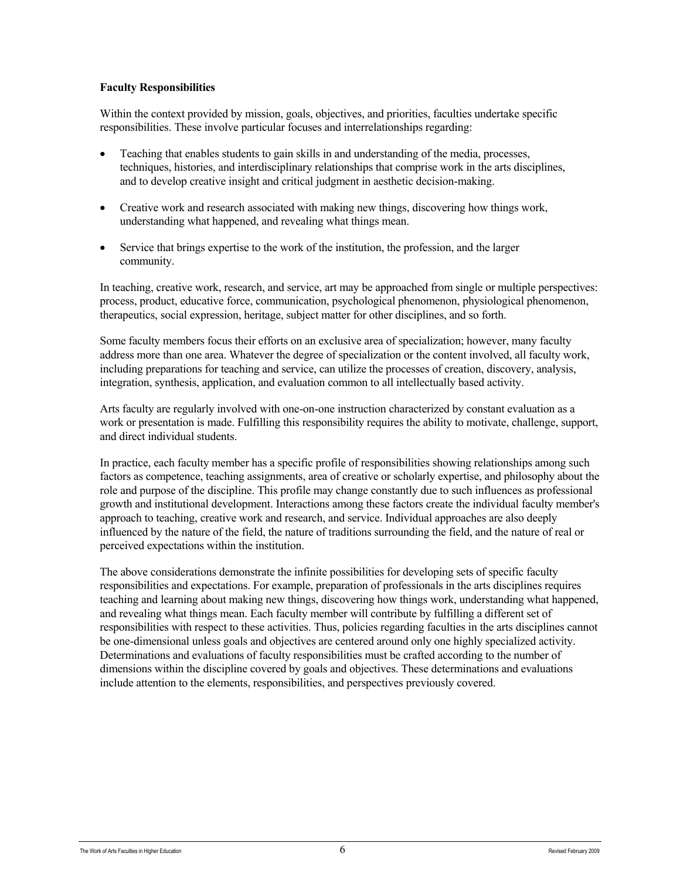**Faculty Responsibilities**

Within the context provided by mission, goals, objectives, and priorities, faculties undertake specific responsibilities. These involve particular focuses and interrelationships regarding:

- Teaching that enables students to gain skills in and understanding of the media, processes, techniques, histories, and interdisciplinary relationships that comprise work in the arts disciplines, and to develop creative insight and critical judgment in aesthetic decision-making.
- Creative work and research associated with making new things, discovering how things work, understanding what happened, and revealing what things mean.
- Service that brings expertise to the work of the institution, the profession, and the larger community.

In teaching, creative work, research, and service, art may be approached from single or multiple perspectives: process, product, educative force, communication, psychological phenomenon, physiological phenomenon, therapeutics, social expression, heritage, subject matter for other disciplines, and so forth.

Some faculty members focus their efforts on an exclusive area of specialization; however, many faculty address more than one area. Whatever the degree of specialization or the content involved, all faculty work, including preparations for teaching and service, can utilize the processes of creation, discovery, analysis, integration, synthesis, application, and evaluation common to all intellectually based activity.

Arts faculty are regularly involved with one-on-one instruction characterized by constant evaluation as a work or presentation is made. Fulfilling this responsibility requires the ability to motivate, challenge, support, and direct individual students.

In practice, each faculty member has a specific profile of responsibilities showing relationships among such factors as competence, teaching assignments, area of creative or scholarly expertise, and philosophy about the role and purpose of the discipline. This profile may change constantly due to such influences as professional growth and institutional development. Interactions among these factors create the individual faculty member's approach to teaching, creative work and research, and service. Individual approaches are also deeply influenced by the nature of the field, the nature of traditions surrounding the field, and the nature of real or perceived expectations within the institution.

The above considerations demonstrate the infinite possibilities for developing sets of specific faculty responsibilities and expectations. For example, preparation of professionals in the arts disciplines requires teaching and learning about making new things, discovering how things work, understanding what happened, and revealing what things mean. Each faculty member will contribute by fulfilling a different set of responsibilities with respect to these activities. Thus, policies regarding faculties in the arts disciplines cannot be one-dimensional unless goals and objectives are centered around only one highly specialized activity. Determinations and evaluations of faculty responsibilities must be crafted according to the number of dimensions within the discipline covered by goals and objectives. These determinations and evaluations include attention to the elements, responsibilities, and perspectives previously covered.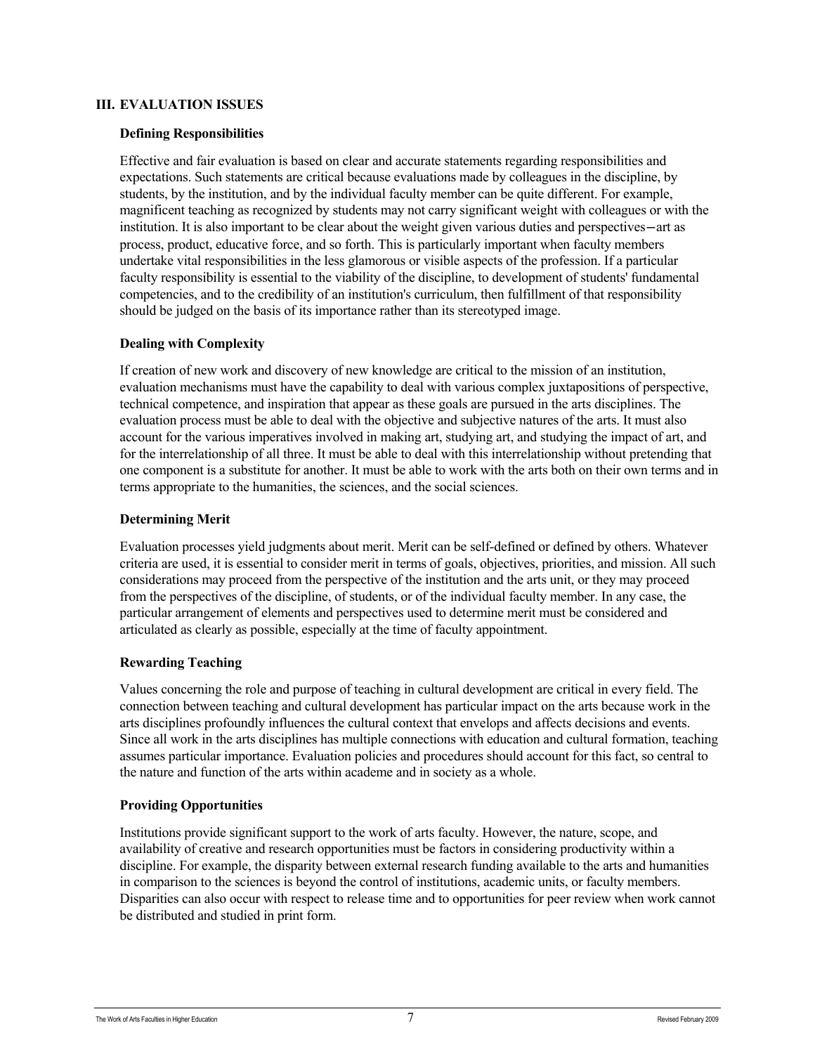## III. EVALUATION ISSUES

### Defining Responsibilities

Effective and fair evaluation is based on clear and accurate statements regarding responsibilities and expectations. Such statements are critical because evaluations made by colleagues in the discipline, by students, by the institution, and by the individual faculty member can be quite different. For example, magnificent teaching as recognized by students may not carry significant weight with colleagues or with the institution. It is also important to be clear about the weight given various duties and perspectives—art as process, product, educative force, and so forth. This is particularly important when faculty members undertake vital responsibilities in the less glamorous or visible aspects of the profession. If a particular faculty responsibility is essential to the viability of the discipline, to development of students' fundamental competencies, and to the credibility of an institution's curriculum, then fulfillment of that responsibility should be judged on the basis of its importance rather than its stereotyped image.

### Dealing with Complexity

If creation of new work and discovery of new knowledge are critical to the mission of an institution, evaluation mechanisms must have the capability to deal with various complex juxtapositions of perspective, technical competence, and inspiration that appear as these goals are pursued in the arts disciplines. The evaluation process must be able to deal with the objective and subjective natures of the arts. It must also account for the various imperatives involved in making art, studying art, and studying the impact of art, and for the interrelationship of all three. It must be able to deal with this interrelationship without pretending that one component is a substitute for another. It must be able to work with the arts both on their own terms and in terms appropriate to the humanities, the sciences, and the social sciences.

### Determining Merit

Evaluation processes yield judgments about merit. Merit can be self-defined or defined by others. Whatever criteria are used, it is essential to consider merit in terms of goals, objectives, priorities, and mission. All such considerations may proceed from the perspective of the institution and the arts unit, or they may proceed from the perspectives of the discipline, of students, or of the individual faculty member. In any case, the particular arrangement of elements and perspectives used to determine merit must be considered and articulated as clearly as possible, especially at the time of faculty appointment.

### Rewarding Teaching

Values concerning the role and purpose of teaching in cultural development are critical in every field. The connection between teaching and cultural development has particular impact on the arts because work in the arts disciplines profoundly influences the cultural context that envelops and affects decisions and events. Since all work in the arts disciplines has multiple connections with education and cultural formation, teaching assumes particular importance. Evaluation policies and procedures should account for this fact, so central to the nature and function of the arts within academe and in society as a whole.

### Providing Opportunities

Institutions provide significant support to the work of arts faculty. However, the nature, scope, and availability of creative and research opportunities must be factors in considering productivity within a discipline. For example, the disparity between external research funding available to the arts and humanities in comparison to the sciences is beyond the control of institutions, academic units, or faculty members. Disparities can also occur with respect to release time and to opportunities for peer review when work cannot be distributed and studied in print form.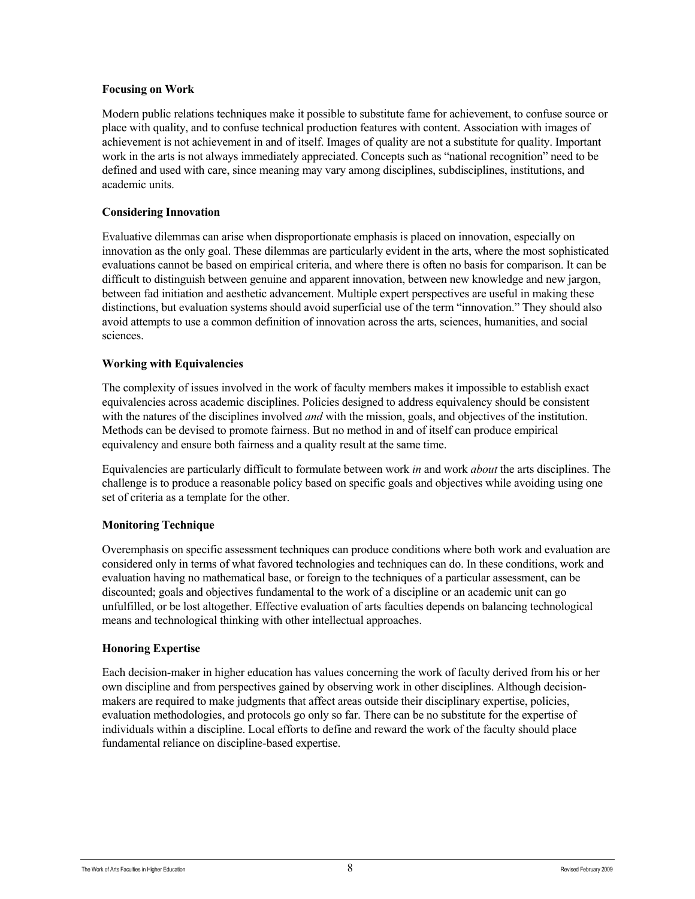**Focusing on Work**

Modern public relations techniques make it possible to substitute fame for achievement, to confuse source or place with quality, and to confuse technical production features with content. Association with images of achievement is not achievement in and of itself. Images of quality are not a substitute for quality. Important work in the arts is not always immediately appreciated. Concepts such as "national recognition" need to be defined and used with care, since meaning may vary among disciplines, subdisciplines, institutions, and academic units.

**Considering Innovation**

Evaluative dilemmas can arise when disproportionate emphasis is placed on innovation, especially on innovation as the only goal. These dilemmas are particularly evident in the arts, where the most sophisticated evaluations cannot be based on empirical criteria, and where there is often no basis for comparison. It can be difficult to distinguish between genuine and apparent innovation, between new knowledge and new jargon, between fad initiation and aesthetic advancement. Multiple expert perspectives are useful in making these distinctions, but evaluation systems should avoid superficial use of the term "innovation." They should also avoid attempts to use a common definition of innovation across the arts, sciences, humanities, and social sciences.

**Working with Equivalencies**

The complexity of issues involved in the work of faculty members makes it impossible to establish exact equivalencies across academic disciplines. Policies designed to address equivalency should be consistent with the natures of the disciplines involved *and* with the mission, goals, and objectives of the institution. Methods can be devised to promote fairness. But no method in and of itself can produce empirical equivalency and ensure both fairness and a quality result at the same time.

Equivalencies are particularly difficult to formulate between work *in* and work *about* the arts disciplines. The challenge is to produce a reasonable policy based on specific goals and objectives while avoiding using one set of criteria as a template for the other.

**Monitoring Technique**

Overemphasis on specific assessment techniques can produce conditions where both work and evaluation are considered only in terms of what favored technologies and techniques can do. In these conditions, work and evaluation having no mathematical base, or foreign to the techniques of a particular assessment, can be discounted; goals and objectives fundamental to the work of a discipline or an academic unit can go unfulfilled, or be lost altogether. Effective evaluation of arts faculties depends on balancing technological means and technological thinking with other intellectual approaches.

**Honoring Expertise**

Each decision-maker in higher education has values concerning the work of faculty derived from his or her own discipline and from perspectives gained by observing work in other disciplines. Although decision-makers are required to make judgments that affect areas outside their disciplinary expertise, policies, evaluation methodologies, and protocols go only so far. There can be no substitute for the expertise of individuals within a discipline. Local efforts to define and reward the work of the faculty should place fundamental reliance on discipline-based expertise.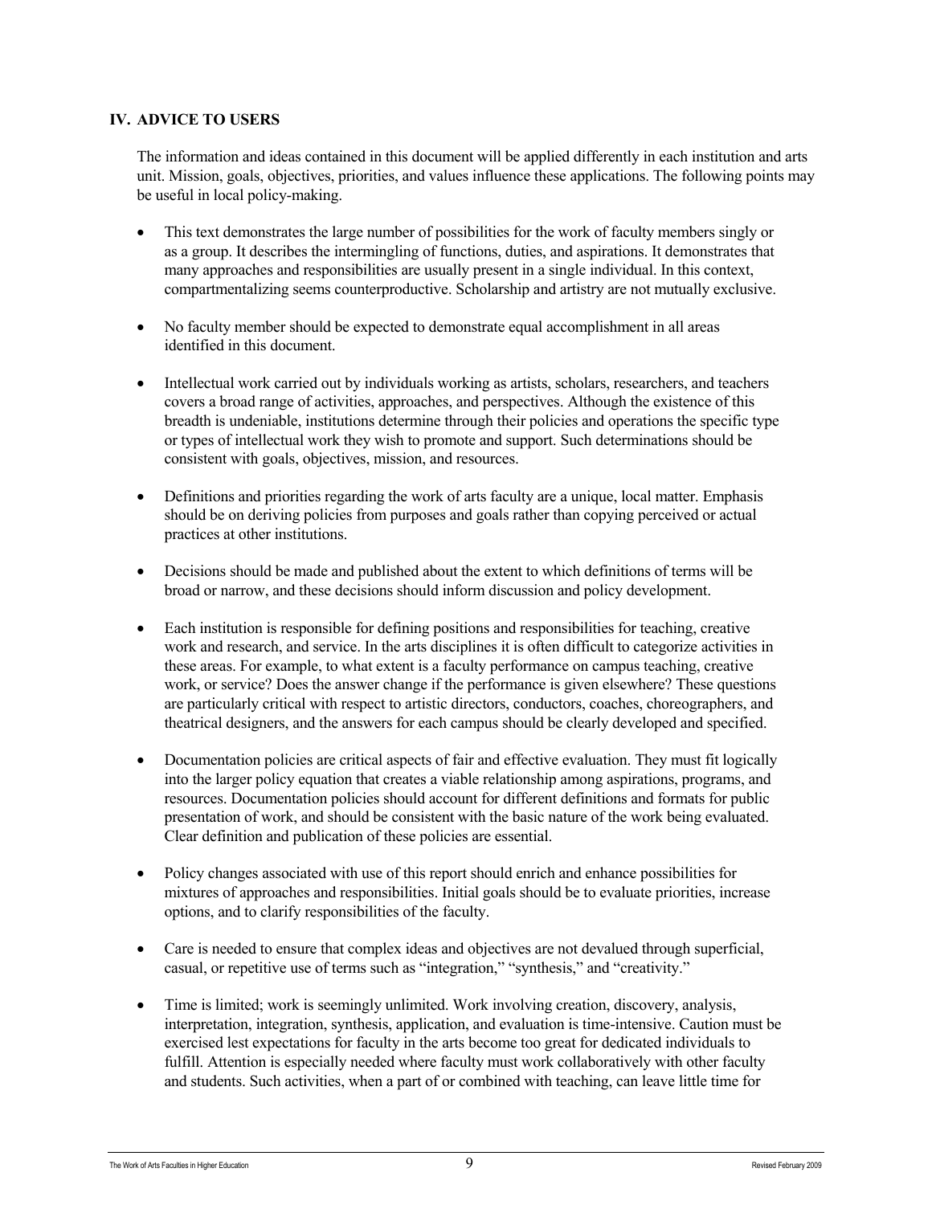## IV. ADVICE TO USERS

The information and ideas contained in this document will be applied differently in each institution and arts unit. Mission, goals, objectives, priorities, and values influence these applications. The following points may be useful in local policy-making.

- This text demonstrates the large number of possibilities for the work of faculty members singly or as a group. It describes the intermingling of functions, duties, and aspirations. It demonstrates that many approaches and responsibilities are usually present in a single individual. In this context, compartmentalizing seems counterproductive. Scholarship and artistry are not mutually exclusive.

- No faculty member should be expected to demonstrate equal accomplishment in all areas identified in this document.

- Intellectual work carried out by individuals working as artists, scholars, researchers, and teachers covers a broad range of activities, approaches, and perspectives. Although the existence of this breadth is undeniable, institutions determine through their policies and operations the specific type or types of intellectual work they wish to promote and support. Such determinations should be consistent with goals, objectives, mission, and resources.

- Definitions and priorities regarding the work of arts faculty are a unique, local matter. Emphasis should be on deriving policies from purposes and goals rather than copying perceived or actual practices at other institutions.

- Decisions should be made and published about the extent to which definitions of terms will be broad or narrow, and these decisions should inform discussion and policy development.

- Each institution is responsible for defining positions and responsibilities for teaching, creative work and research, and service. In the arts disciplines it is often difficult to categorize activities in these areas. For example, to what extent is a faculty performance on campus teaching, creative work, or service? Does the answer change if the performance is given elsewhere? These questions are particularly critical with respect to artistic directors, conductors, coaches, choreographers, and theatrical designers, and the answers for each campus should be clearly developed and specified.

- Documentation policies are critical aspects of fair and effective evaluation. They must fit logically into the larger policy equation that creates a viable relationship among aspirations, programs, and resources. Documentation policies should account for different definitions and formats for public presentation of work, and should be consistent with the basic nature of the work being evaluated. Clear definition and publication of these policies are essential.

- Policy changes associated with use of this report should enrich and enhance possibilities for mixtures of approaches and responsibilities. Initial goals should be to evaluate priorities, increase options, and to clarify responsibilities of the faculty.

- Care is needed to ensure that complex ideas and objectives are not devalued through superficial, casual, or repetitive use of terms such as "integration," "synthesis," and "creativity."

- Time is limited; work is seemingly unlimited. Work involving creation, discovery, analysis, interpretation, integration, synthesis, application, and evaluation is time-intensive. Caution must be exercised lest expectations for faculty in the arts become too great for dedicated individuals to fulfill. Attention is especially needed where faculty must work collaboratively with other faculty and students. Such activities, when a part of or combined with teaching, can leave little time for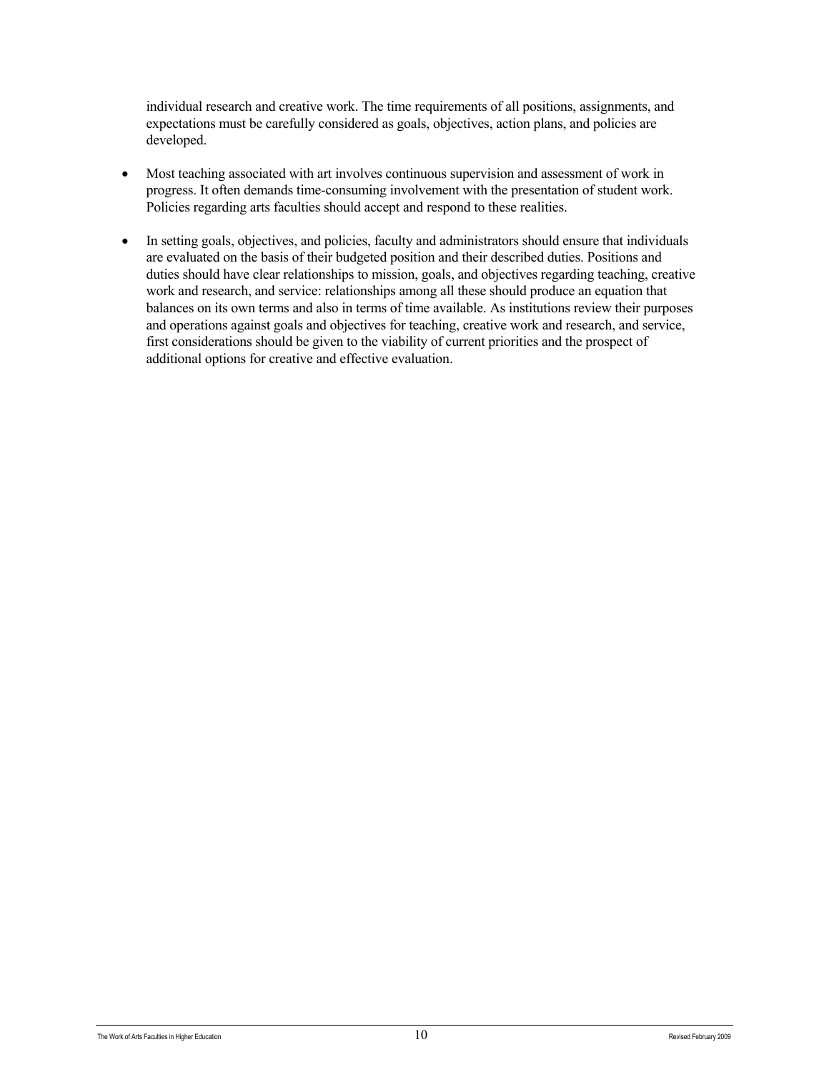individual research and creative work. The time requirements of all positions, assignments, and expectations must be carefully considered as goals, objectives, action plans, and policies are developed.

- Most teaching associated with art involves continuous supervision and assessment of work in progress. It often demands time-consuming involvement with the presentation of student work. Policies regarding arts faculties should accept and respond to these realities.

- In setting goals, objectives, and policies, faculty and administrators should ensure that individuals are evaluated on the basis of their budgeted position and their described duties. Positions and duties should have clear relationships to mission, goals, and objectives regarding teaching, creative work and research, and service: relationships among all these should produce an equation that balances on its own terms and also in terms of time available. As institutions review their purposes and operations against goals and objectives for teaching, creative work and research, and service, first considerations should be given to the viability of current priorities and the prospect of additional options for creative and effective evaluation.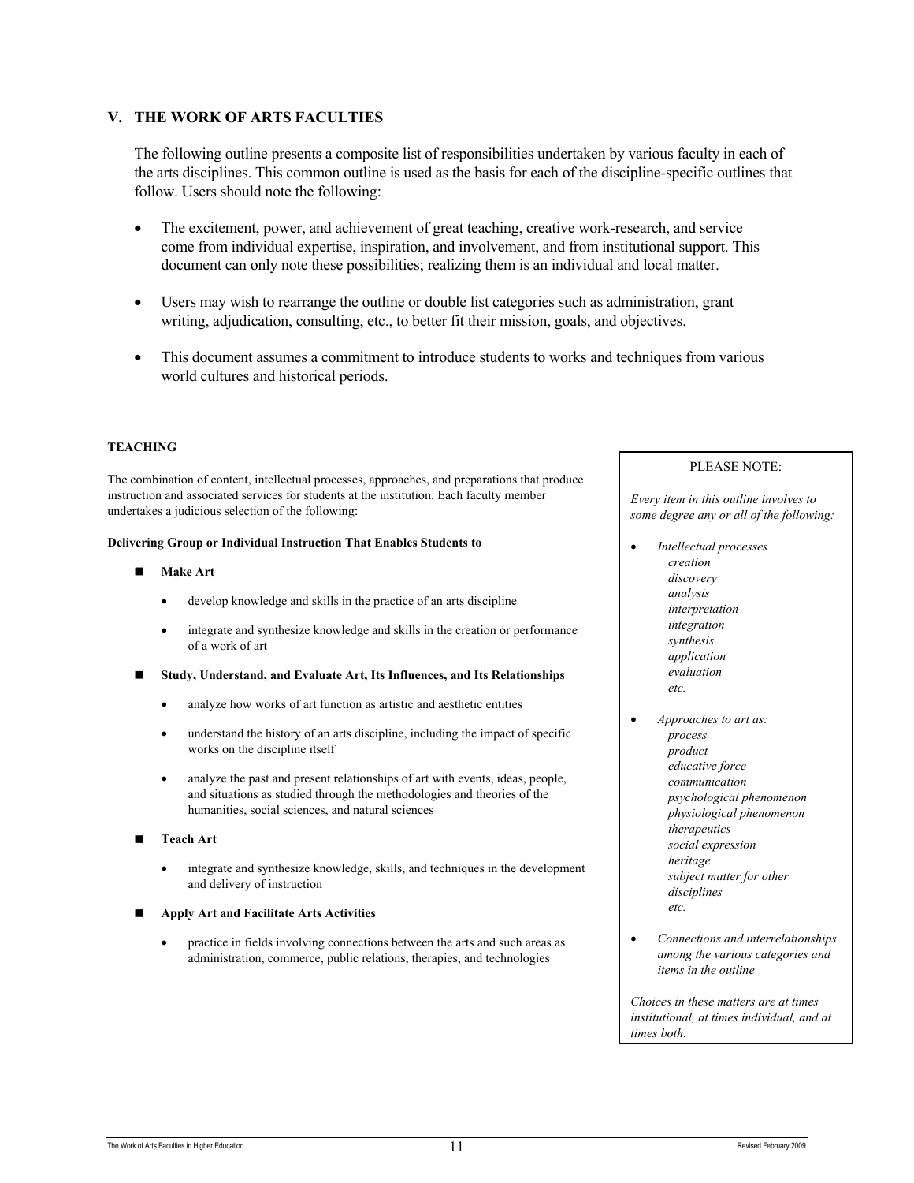## V. THE WORK OF ARTS FACULTIES

The following outline presents a composite list of responsibilities undertaken by various faculty in each of the arts disciplines. This common outline is used as the basis for each of the discipline-specific outlines that follow. Users should note the following:

- The excitement, power, and achievement of great teaching, creative work-research, and service come from individual expertise, inspiration, and involvement, and from institutional support. This document can only note these possibilities; realizing them is an individual and local matter.
- Users may wish to rearrange the outline or double list categories such as administration, grant writing, adjudication, consulting, etc., to better fit their mission, goals, and objectives.
- This document assumes a commitment to introduce students to works and techniques from various world cultures and historical periods.

### TEACHING

The combination of content, intellectual processes, approaches, and preparations that produce instruction and associated services for students at the institution. Each faculty member undertakes a judicious selection of the following:

**Delivering Group or Individual Instruction That Enables Students to**

- **Make Art**
  - develop knowledge and skills in the practice of an arts discipline
  - integrate and synthesize knowledge and skills in the creation or performance of a work of art
- **Study, Understand, and Evaluate Art, Its Influences, and Its Relationships**
  - analyze how works of art function as artistic and aesthetic entities
  - understand the history of an arts discipline, including the impact of specific works on the discipline itself
  - analyze the past and present relationships of art with events, ideas, people, and situations as studied through the methodologies and theories of the humanities, social sciences, and natural sciences
- **Teach Art**
  - integrate and synthesize knowledge, skills, and techniques in the development and delivery of instruction
- **Apply Art and Facilitate Arts Activities**
  - practice in fields involving connections between the arts and such areas as administration, commerce, public relations, therapies, and technologies

PLEASE NOTE:

*Every item in this outline involves to some degree any or all of the following:*

- *Intellectual processes*
  - *creation*
  - *discovery*
  - *analysis*
  - *interpretation*
  - *integration*
  - *synthesis*
  - *application*
  - *evaluation*
  - *etc.*
- *Approaches to art as:*
  - *process*
  - *product*
  - *educative force*
  - *communication*
  - *psychological phenomenon*
  - *physiological phenomenon*
  - *therapeutics*
  - *social expression*
  - *heritage*
  - *subject matter for other disciplines*
  - *etc.*
- *Connections and interrelationships among the various categories and items in the outline*

*Choices in these matters are at times institutional, at times individual, and at times both.*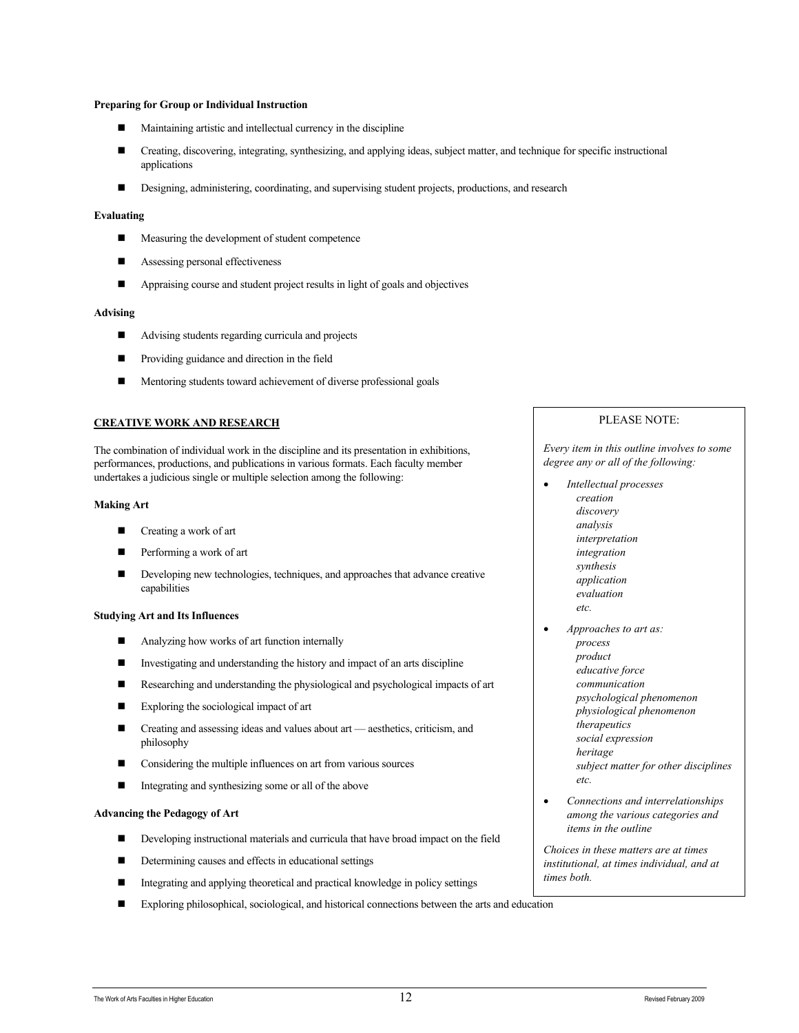**Preparing for Group or Individual Instruction**

- Maintaining artistic and intellectual currency in the discipline
- Creating, discovering, integrating, synthesizing, and applying ideas, subject matter, and technique for specific instructional applications
- Designing, administering, coordinating, and supervising student projects, productions, and research

**Evaluating**

- Measuring the development of student competence
- Assessing personal effectiveness
- Appraising course and student project results in light of goals and objectives

**Advising**

- Advising students regarding curricula and projects
- Providing guidance and direction in the field
- Mentoring students toward achievement of diverse professional goals

**CREATIVE WORK AND RESEARCH**

The combination of individual work in the discipline and its presentation in exhibitions, performances, productions, and publications in various formats. Each faculty member undertakes a judicious single or multiple selection among the following:

**Making Art**

- Creating a work of art
- Performing a work of art
- Developing new technologies, techniques, and approaches that advance creative capabilities

**Studying Art and Its Influences**

- Analyzing how works of art function internally
- Investigating and understanding the history and impact of an arts discipline
- Researching and understanding the physiological and psychological impacts of art
- Exploring the sociological impact of art
- Creating and assessing ideas and values about art — aesthetics, criticism, and philosophy
- Considering the multiple influences on art from various sources
- Integrating and synthesizing some or all of the above

**Advancing the Pedagogy of Art**

- Developing instructional materials and curricula that have broad impact on the field
- Determining causes and effects in educational settings
- Integrating and applying theoretical and practical knowledge in policy settings
- Exploring philosophical, sociological, and historical connections between the arts and education

PLEASE NOTE:

*Every item in this outline involves to some degree any or all of the following:*

- *Intellectual processes*
  - *creation*
  - *discovery*
  - *analysis*
  - *interpretation*
  - *integration*
  - *synthesis*
  - *application*
  - *evaluation*
  - *etc.*
- *Approaches to art as:*
  - *process*
  - *product*
  - *educative force*
  - *communication*
  - *psychological phenomenon*
  - *physiological phenomenon*
  - *therapeutics*
  - *social expression*
  - *heritage*
  - *subject matter for other disciplines*
  - *etc.*
- *Connections and interrelationships among the various categories and items in the outline*

*Choices in these matters are at times institutional, at times individual, and at times both.*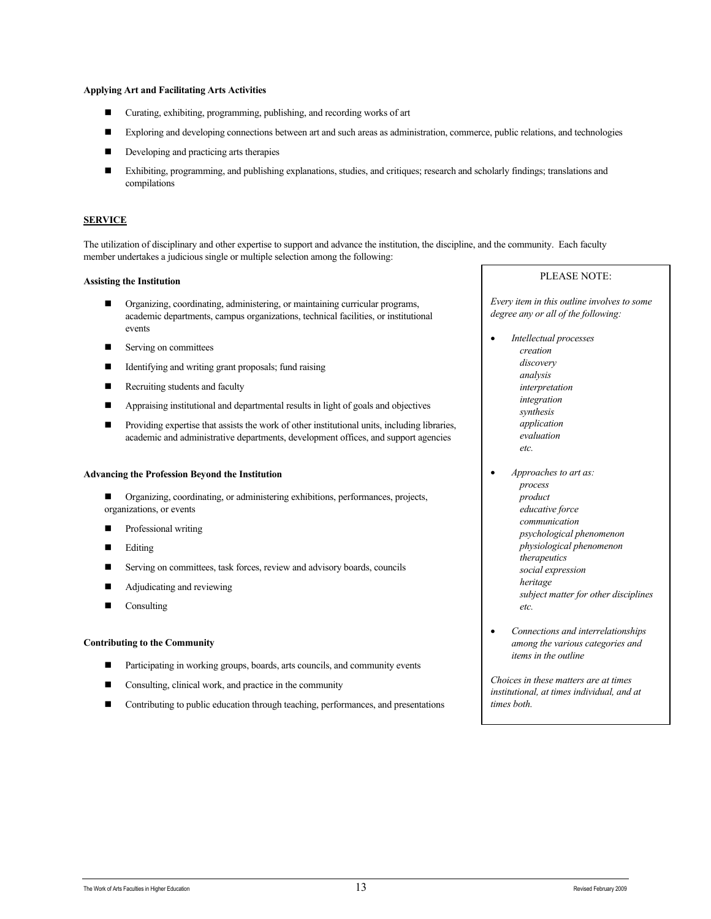**Applying Art and Facilitating Arts Activities**

- Curating, exhibiting, programming, publishing, and recording works of art
- Exploring and developing connections between art and such areas as administration, commerce, public relations, and technologies
- Developing and practicing arts therapies
- Exhibiting, programming, and publishing explanations, studies, and critiques; research and scholarly findings; translations and compilations

## SERVICE

The utilization of disciplinary and other expertise to support and advance the institution, the discipline, and the community. Each faculty member undertakes a judicious single or multiple selection among the following:

**Assisting the Institution**

- Organizing, coordinating, administering, or maintaining curricular programs, academic departments, campus organizations, technical facilities, or institutional events
- Serving on committees
- Identifying and writing grant proposals; fund raising
- Recruiting students and faculty
- Appraising institutional and departmental results in light of goals and objectives
- Providing expertise that assists the work of other institutional units, including libraries, academic and administrative departments, development offices, and support agencies

**Advancing the Profession Beyond the Institution**

- Organizing, coordinating, or administering exhibitions, performances, projects, organizations, or events
- Professional writing
- Editing
- Serving on committees, task forces, review and advisory boards, councils
- Adjudicating and reviewing
- Consulting

**Contributing to the Community**

- Participating in working groups, boards, arts councils, and community events
- Consulting, clinical work, and practice in the community
- Contributing to public education through teaching, performances, and presentations

PLEASE NOTE:

*Every item in this outline involves to some degree any or all of the following:*

- *Intellectual processes*
  - *creation*
  - *discovery*
  - *analysis*
  - *interpretation*
  - *integration*
  - *synthesis*
  - *application*
  - *evaluation*
  - *etc.*
- *Approaches to art as:*
  - *process*
  - *product*
  - *educative force*
  - *communication*
  - *psychological phenomenon*
  - *physiological phenomenon*
  - *therapeutics*
  - *social expression*
  - *heritage*
  - *subject matter for other disciplines*
  - *etc.*
- *Connections and interrelationships among the various categories and items in the outline*

*Choices in these matters are at times institutional, at times individual, and at times both.*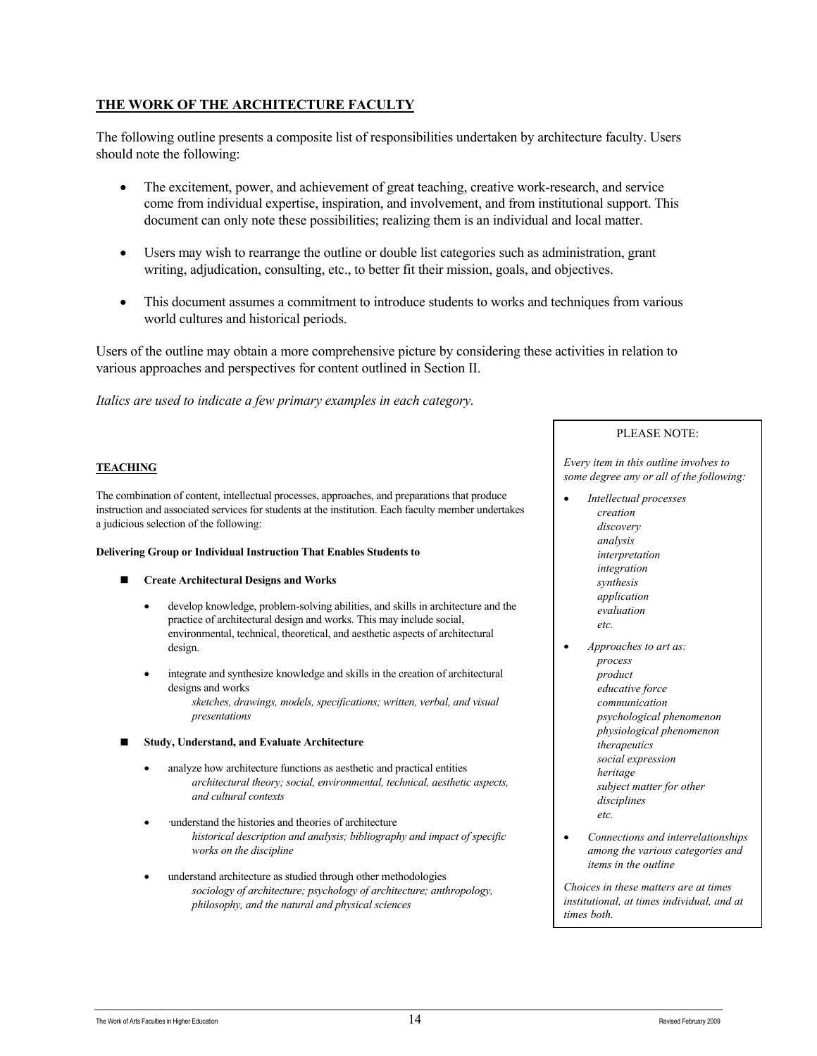## THE WORK OF THE ARCHITECTURE FACULTY

The following outline presents a composite list of responsibilities undertaken by architecture faculty. Users should note the following:

- The excitement, power, and achievement of great teaching, creative work-research, and service come from individual expertise, inspiration, and involvement, and from institutional support. This document can only note these possibilities; realizing them is an individual and local matter.
- Users may wish to rearrange the outline or double list categories such as administration, grant writing, adjudication, consulting, etc., to better fit their mission, goals, and objectives.
- This document assumes a commitment to introduce students to works and techniques from various world cultures and historical periods.

Users of the outline may obtain a more comprehensive picture by considering these activities in relation to various approaches and perspectives for content outlined in Section II.

*Italics are used to indicate a few primary examples in each category.*

> PLEASE NOTE:
>
> *Every item in this outline involves to some degree any or all of the following:*
>
> - *Intellectual processes*
>   - *creation*
>   - *discovery*
>   - *analysis*
>   - *interpretation*
>   - *integration*
>   - *synthesis*
>   - *application*
>   - *evaluation*
>   - *etc.*
> - *Approaches to art as:*
>   - *process*
>   - *product*
>   - *educative force*
>   - *communication*
>   - *psychological phenomenon*
>   - *physiological phenomenon*
>   - *therapeutics*
>   - *social expression*
>   - *heritage*
>   - *subject matter for other disciplines*
>   - *etc.*
> - *Connections and interrelationships among the various categories and items in the outline*
>
> *Choices in these matters are at times institutional, at times individual, and at times both.*

### TEACHING

The combination of content, intellectual processes, approaches, and preparations that produce instruction and associated services for students at the institution. Each faculty member undertakes a judicious selection of the following:

**Delivering Group or Individual Instruction That Enables Students to**

- **Create Architectural Designs and Works**
  - develop knowledge, problem-solving abilities, and skills in architecture and the practice of architectural design and works. This may include social, environmental, technical, theoretical, and aesthetic aspects of architectural design.
  - integrate and synthesize knowledge and skills in the creation of architectural designs and works
    *sketches, drawings, models, specifications; written, verbal, and visual presentations*

- **Study, Understand, and Evaluate Architecture**
  - analyze how architecture functions as aesthetic and practical entities
    *architectural theory; social, environmental, technical, aesthetic aspects, and cultural contexts*
  - understand the histories and theories of architecture
    *historical description and analysis; bibliography and impact of specific works on the discipline*
  - understand architecture as studied through other methodologies
    *sociology of architecture; psychology of architecture; anthropology, philosophy, and the natural and physical sciences*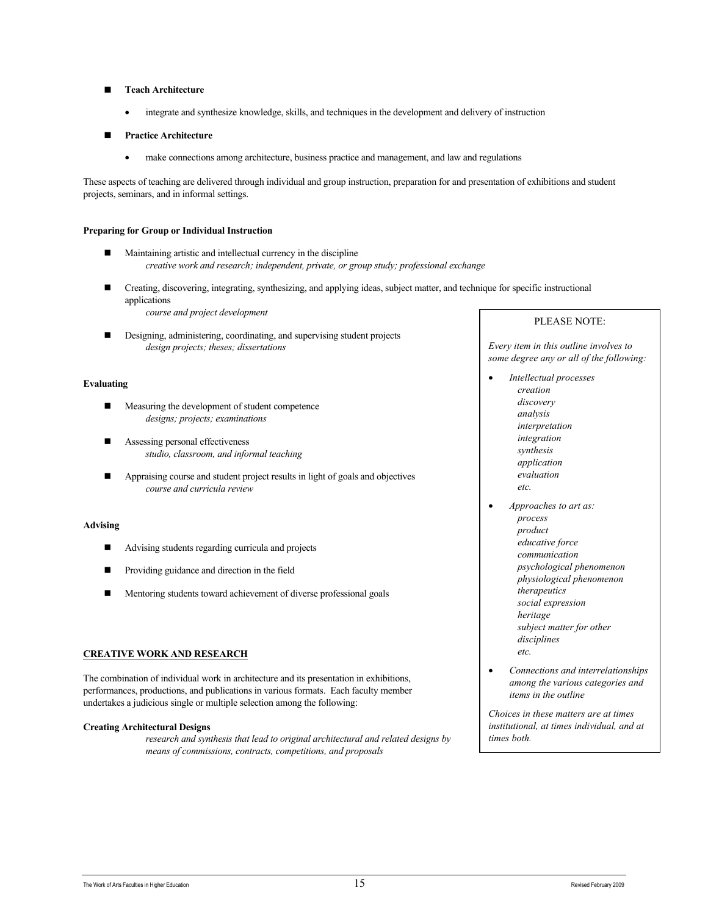- **Teach Architecture**
    - integrate and synthesize knowledge, skills, and techniques in the development and delivery of instruction

- **Practice Architecture**
    - make connections among architecture, business practice and management, and law and regulations

These aspects of teaching are delivered through individual and group instruction, preparation for and presentation of exhibitions and student projects, seminars, and in informal settings.

**Preparing for Group or Individual Instruction**

- Maintaining artistic and intellectual currency in the discipline
  *creative work and research; independent, private, or group study; professional exchange*

- Creating, discovering, integrating, synthesizing, and applying ideas, subject matter, and technique for specific instructional applications
  *course and project development*

- Designing, administering, coordinating, and supervising student projects
  *design projects; theses; dissertations*

**Evaluating**

- Measuring the development of student competence
  *designs; projects; examinations*

- Assessing personal effectiveness
  *studio, classroom, and informal teaching*

- Appraising course and student project results in light of goals and objectives
  *course and curricula review*

**Advising**

- Advising students regarding curricula and projects

- Providing guidance and direction in the field

- Mentoring students toward achievement of diverse professional goals

**CREATIVE WORK AND RESEARCH**

The combination of individual work in architecture and its presentation in exhibitions, performances, productions, and publications in various formats. Each faculty member undertakes a judicious single or multiple selection among the following:

**Creating Architectural Designs**
*research and synthesis that lead to original architectural and related designs by means of commissions, contracts, competitions, and proposals*

> PLEASE NOTE:
>
> *Every item in this outline involves to some degree any or all of the following:*
>
> - *Intellectual processes*
>   *creation*
>   *discovery*
>   *analysis*
>   *interpretation*
>   *integration*
>   *synthesis*
>   *application*
>   *evaluation*
>   *etc.*
> - *Approaches to art as:*
>   *process*
>   *product*
>   *educative force*
>   *communication*
>   *psychological phenomenon*
>   *physiological phenomenon*
>   *therapeutics*
>   *social expression*
>   *heritage*
>   *subject matter for other disciplines*
>   *etc.*
> - *Connections and interrelationships among the various categories and items in the outline*
>
> *Choices in these matters are at times institutional, at times individual, and at times both.*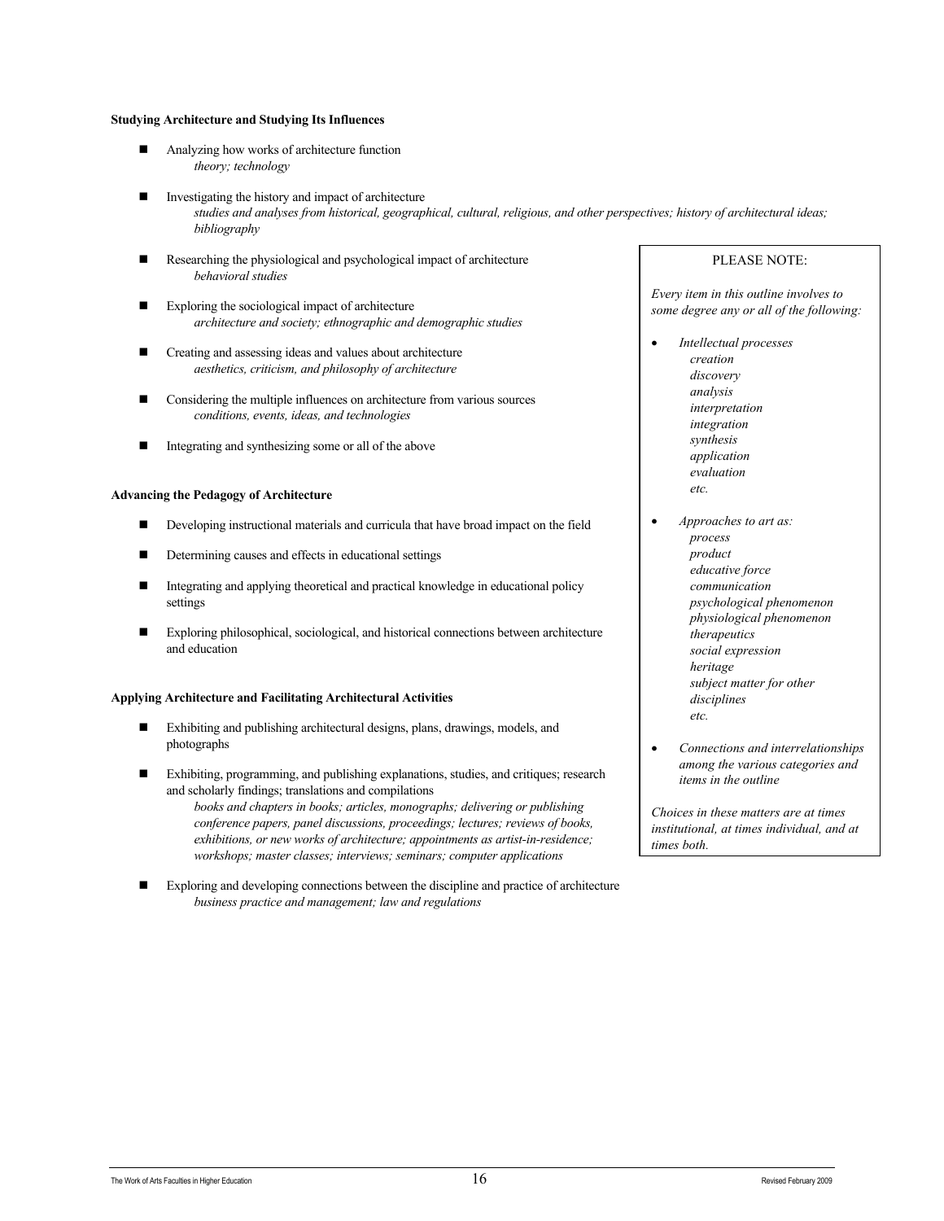**Studying Architecture and Studying Its Influences**

- Analyzing how works of architecture function
  *theory; technology*

- Investigating the history and impact of architecture
  *studies and analyses from historical, geographical, cultural, religious, and other perspectives; history of architectural ideas; bibliography*

- Researching the physiological and psychological impact of architecture
  *behavioral studies*

- Exploring the sociological impact of architecture
  *architecture and society; ethnographic and demographic studies*

- Creating and assessing ideas and values about architecture
  *aesthetics, criticism, and philosophy of architecture*

- Considering the multiple influences on architecture from various sources
  *conditions, events, ideas, and technologies*

- Integrating and synthesizing some or all of the above

**Advancing the Pedagogy of Architecture**

- Developing instructional materials and curricula that have broad impact on the field

- Determining causes and effects in educational settings

- Integrating and applying theoretical and practical knowledge in educational policy settings

- Exploring philosophical, sociological, and historical connections between architecture and education

**Applying Architecture and Facilitating Architectural Activities**

- Exhibiting and publishing architectural designs, plans, drawings, models, and photographs

- Exhibiting, programming, and publishing explanations, studies, and critiques; research and scholarly findings; translations and compilations
  *books and chapters in books; articles, monographs; delivering or publishing conference papers, panel discussions, proceedings; lectures; reviews of books, exhibitions, or new works of architecture; appointments as artist-in-residence; workshops; master classes; interviews; seminars; computer applications*

- Exploring and developing connections between the discipline and practice of architecture
  *business practice and management; law and regulations*

PLEASE NOTE:

*Every item in this outline involves to some degree any or all of the following:*

- *Intellectual processes*
  - *creation*
  - *discovery*
  - *analysis*
  - *interpretation*
  - *integration*
  - *synthesis*
  - *application*
  - *evaluation*
  - *etc.*
- *Approaches to art as:*
  - *process*
  - *product*
  - *educative force*
  - *communication*
  - *psychological phenomenon*
  - *physiological phenomenon*
  - *therapeutics*
  - *social expression*
  - *heritage*
  - *subject matter for other disciplines*
  - *etc.*
- *Connections and interrelationships among the various categories and items in the outline*

*Choices in these matters are at times institutional, at times individual, and at times both.*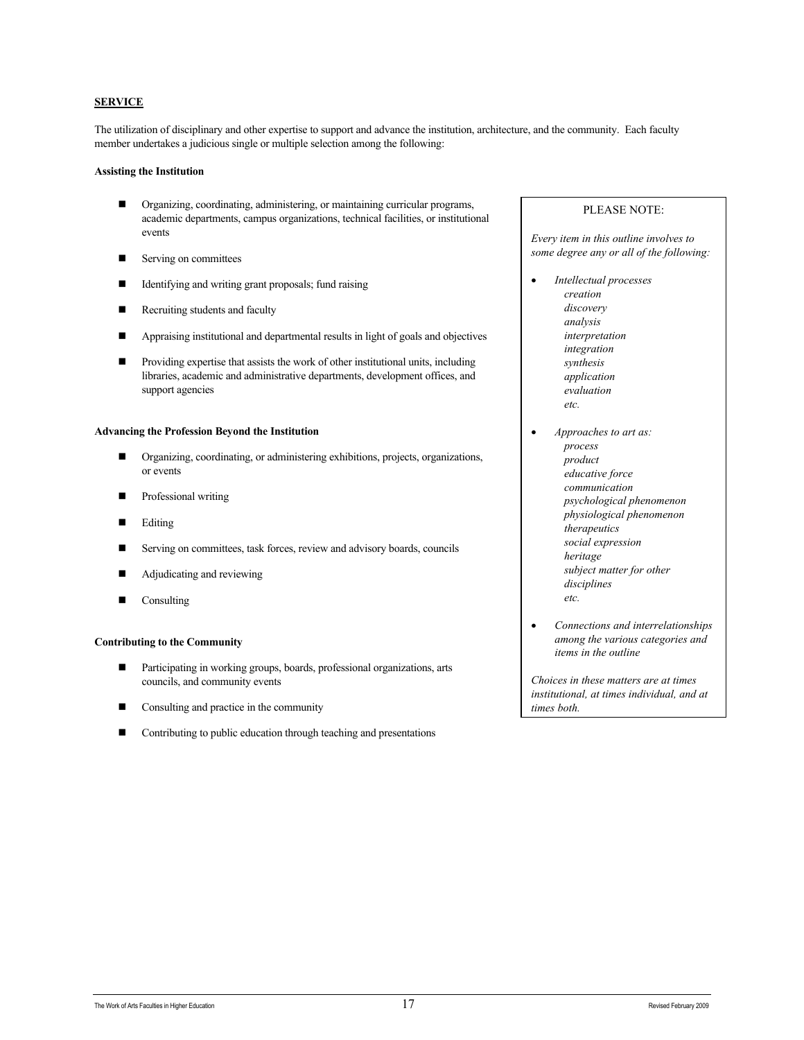**SERVICE**

The utilization of disciplinary and other expertise to support and advance the institution, architecture, and the community. Each faculty member undertakes a judicious single or multiple selection among the following:

**Assisting the Institution**

- Organizing, coordinating, administering, or maintaining curricular programs, academic departments, campus organizations, technical facilities, or institutional events
- Serving on committees
- Identifying and writing grant proposals; fund raising
- Recruiting students and faculty
- Appraising institutional and departmental results in light of goals and objectives
- Providing expertise that assists the work of other institutional units, including libraries, academic and administrative departments, development offices, and support agencies

**Advancing the Profession Beyond the Institution**

- Organizing, coordinating, or administering exhibitions, projects, organizations, or events
- Professional writing
- Editing
- Serving on committees, task forces, review and advisory boards, councils
- Adjudicating and reviewing
- Consulting

**Contributing to the Community**

- Participating in working groups, boards, professional organizations, arts councils, and community events
- Consulting and practice in the community
- Contributing to public education through teaching and presentations

PLEASE NOTE:

*Every item in this outline involves to some degree any or all of the following:*

- *Intellectual processes*
  - *creation*
  - *discovery*
  - *analysis*
  - *interpretation*
  - *integration*
  - *synthesis*
  - *application*
  - *evaluation*
  - *etc.*
- *Approaches to art as:*
  - *process*
  - *product*
  - *educative force*
  - *communication*
  - *psychological phenomenon*
  - *physiological phenomenon*
  - *therapeutics*
  - *social expression*
  - *heritage*
  - *subject matter for other disciplines*
  - *etc.*
- *Connections and interrelationships among the various categories and items in the outline*

*Choices in these matters are at times institutional, at times individual, and at times both.*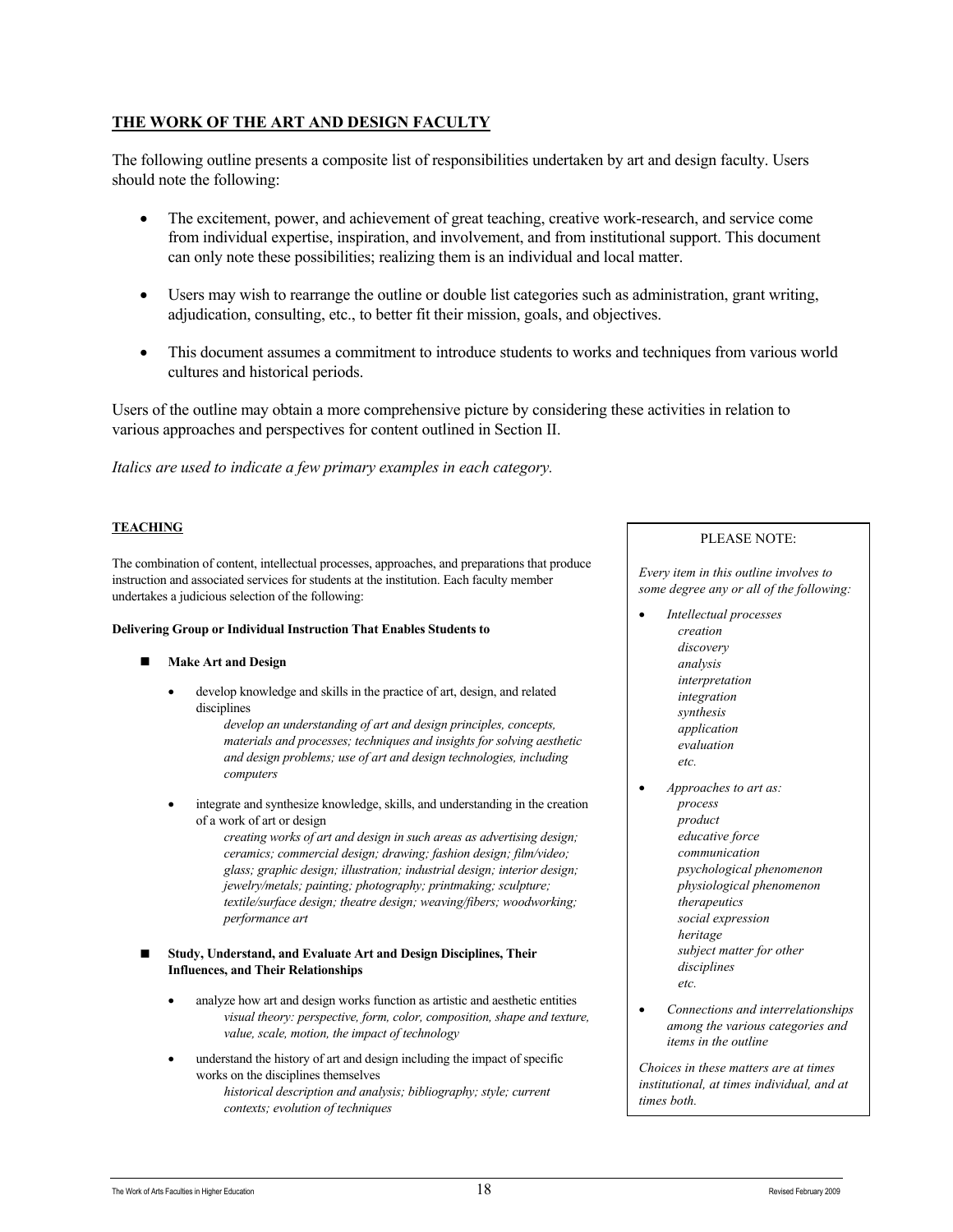## THE WORK OF THE ART AND DESIGN FACULTY

The following outline presents a composite list of responsibilities undertaken by art and design faculty. Users should note the following:

- The excitement, power, and achievement of great teaching, creative work-research, and service come from individual expertise, inspiration, and involvement, and from institutional support. This document can only note these possibilities; realizing them is an individual and local matter.
- Users may wish to rearrange the outline or double list categories such as administration, grant writing, adjudication, consulting, etc., to better fit their mission, goals, and objectives.
- This document assumes a commitment to introduce students to works and techniques from various world cultures and historical periods.

Users of the outline may obtain a more comprehensive picture by considering these activities in relation to various approaches and perspectives for content outlined in Section II.

*Italics are used to indicate a few primary examples in each category.*

### TEACHING

The combination of content, intellectual processes, approaches, and preparations that produce instruction and associated services for students at the institution. Each faculty member undertakes a judicious selection of the following:

**Delivering Group or Individual Instruction That Enables Students to**

- **Make Art and Design**
  - develop knowledge and skills in the practice of art, design, and related disciplines
    *develop an understanding of art and design principles, concepts, materials and processes; techniques and insights for solving aesthetic and design problems; use of art and design technologies, including computers*
  - integrate and synthesize knowledge, skills, and understanding in the creation of a work of art or design
    *creating works of art and design in such areas as advertising design; ceramics; commercial design; drawing; fashion design; film/video; glass; graphic design; illustration; industrial design; interior design; jewelry/metals; painting; photography; printmaking; sculpture; textile/surface design; theatre design; weaving/fibers; woodworking; performance art*

- **Study, Understand, and Evaluate Art and Design Disciplines, Their Influences, and Their Relationships**
  - analyze how art and design works function as artistic and aesthetic entities
    *visual theory: perspective, form, color, composition, shape and texture, value, scale, motion, the impact of technology*
  - understand the history of art and design including the impact of specific works on the disciplines themselves
    *historical description and analysis; bibliography; style; current contexts; evolution of techniques*

> PLEASE NOTE:
>
> *Every item in this outline involves to some degree any or all of the following:*
>
> - *Intellectual processes*
>   *creation*
>   *discovery*
>   *analysis*
>   *interpretation*
>   *integration*
>   *synthesis*
>   *application*
>   *evaluation*
>   *etc.*
> - *Approaches to art as:*
>   *process*
>   *product*
>   *educative force*
>   *communication*
>   *psychological phenomenon*
>   *physiological phenomenon*
>   *therapeutics*
>   *social expression*
>   *heritage*
>   *subject matter for other disciplines*
>   *etc.*
> - *Connections and interrelationships among the various categories and items in the outline*
>
> *Choices in these matters are at times institutional, at times individual, and at times both.*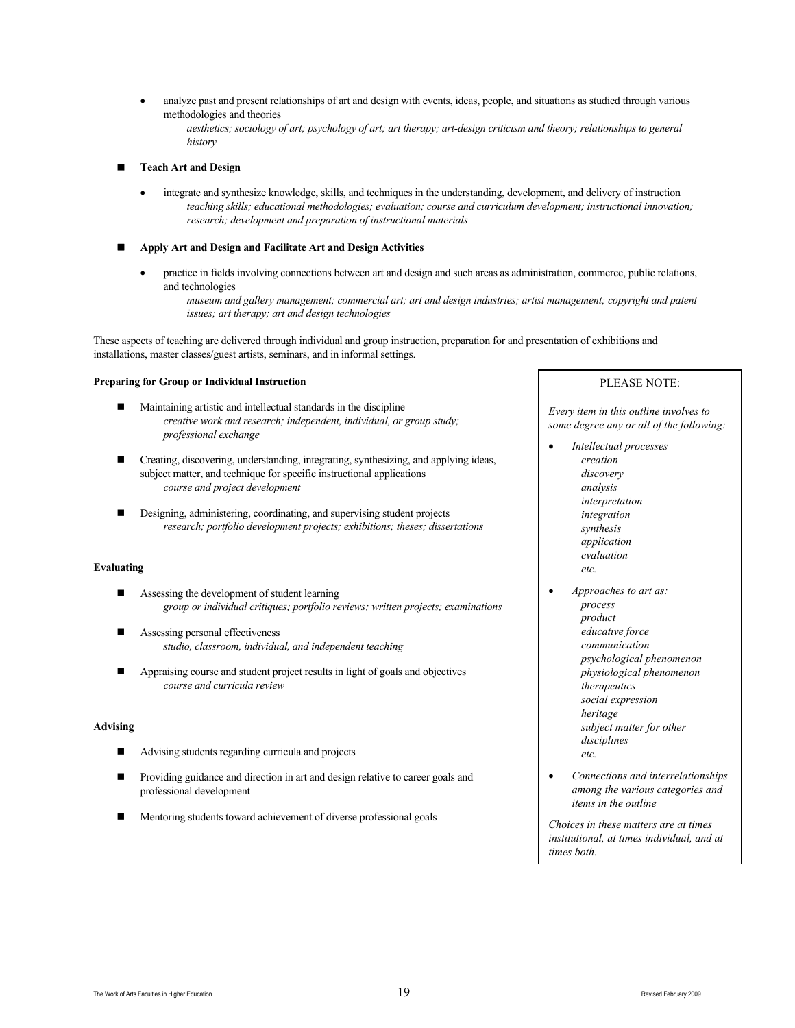- analyze past and present relationships of art and design with events, ideas, people, and situations as studied through various methodologies and theories
  *aesthetics; sociology of art; psychology of art; art therapy; art-design criticism and theory; relationships to general history*

- **Teach Art and Design**
  - integrate and synthesize knowledge, skills, and techniques in the understanding, development, and delivery of instruction
    *teaching skills; educational methodologies; evaluation; course and curriculum development; instructional innovation; research; development and preparation of instructional materials*

- **Apply Art and Design and Facilitate Art and Design Activities**
  - practice in fields involving connections between art and design and such areas as administration, commerce, public relations, and technologies
    *museum and gallery management; commercial art; art and design industries; artist management; copyright and patent issues; art therapy; art and design technologies*

These aspects of teaching are delivered through individual and group instruction, preparation for and presentation of exhibitions and installations, master classes/guest artists, seminars, and in informal settings.

**Preparing for Group or Individual Instruction**

- Maintaining artistic and intellectual standards in the discipline
  *creative work and research; independent, individual, or group study; professional exchange*
- Creating, discovering, understanding, integrating, synthesizing, and applying ideas, subject matter, and technique for specific instructional applications
  *course and project development*
- Designing, administering, coordinating, and supervising student projects
  *research; portfolio development projects; exhibitions; theses; dissertations*

**Evaluating**

- Assessing the development of student learning
  *group or individual critiques; portfolio reviews; written projects; examinations*
- Assessing personal effectiveness
  *studio, classroom, individual, and independent teaching*
- Appraising course and student project results in light of goals and objectives
  *course and curricula review*

**Advising**

- Advising students regarding curricula and projects
- Providing guidance and direction in art and design relative to career goals and professional development
- Mentoring students toward achievement of diverse professional goals

PLEASE NOTE:

*Every item in this outline involves to some degree any or all of the following:*

- *Intellectual processes*
  *creation*
  *discovery*
  *analysis*
  *interpretation*
  *integration*
  *synthesis*
  *application*
  *evaluation*
  *etc.*
- *Approaches to art as:*
  *process*
  *product*
  *educative force*
  *communication*
  *psychological phenomenon*
  *physiological phenomenon*
  *therapeutics*
  *social expression*
  *heritage*
  *subject matter for other disciplines*
  *etc.*
- *Connections and interrelationships among the various categories and items in the outline*

*Choices in these matters are at times institutional, at times individual, and at times both.*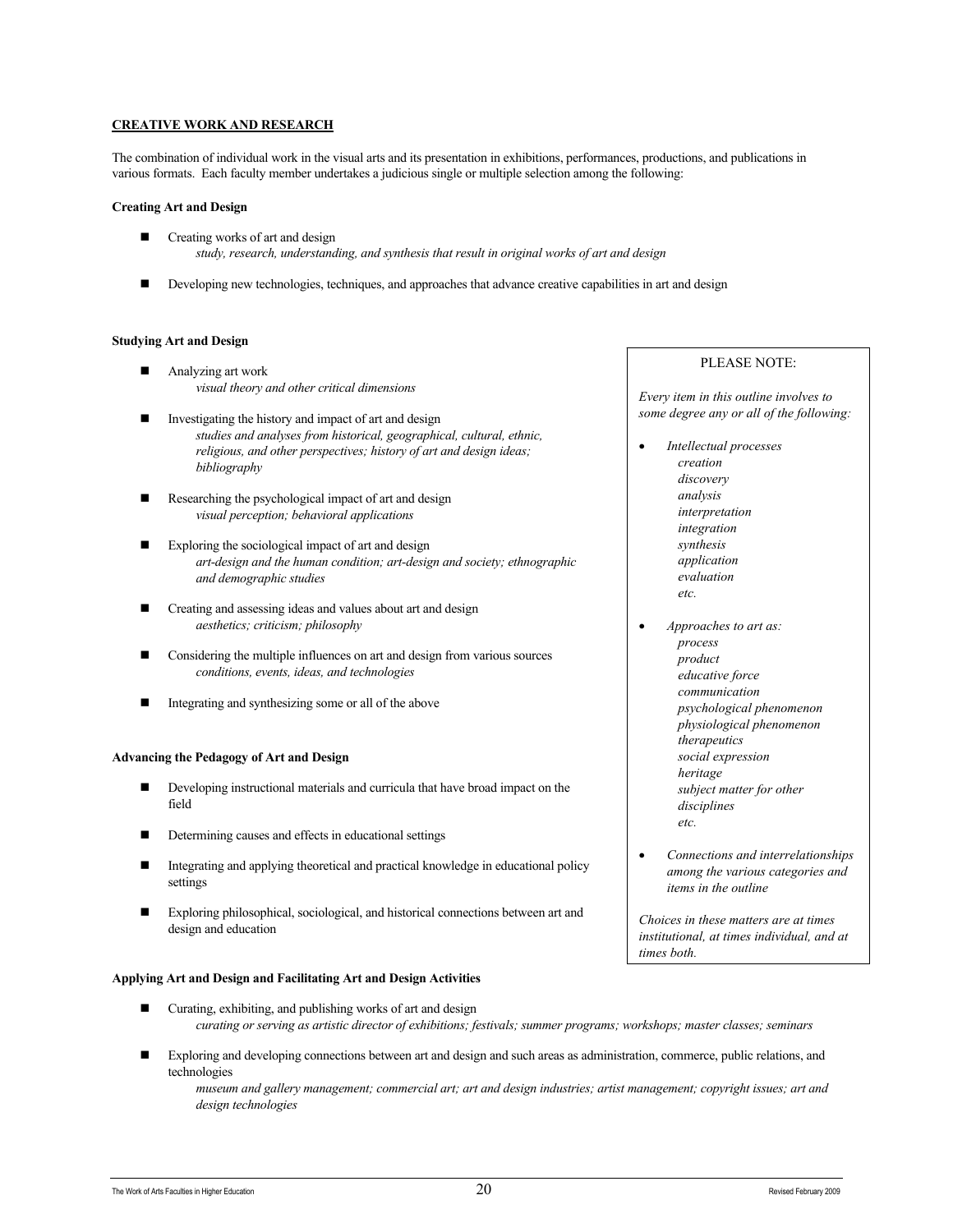## CREATIVE WORK AND RESEARCH

The combination of individual work in the visual arts and its presentation in exhibitions, performances, productions, and publications in various formats. Each faculty member undertakes a judicious single or multiple selection among the following:

### Creating Art and Design

- Creating works of art and design
  *study, research, understanding, and synthesis that result in original works of art and design*
- Developing new technologies, techniques, and approaches that advance creative capabilities in art and design

### Studying Art and Design

- Analyzing art work
  *visual theory and other critical dimensions*
- Investigating the history and impact of art and design
  *studies and analyses from historical, geographical, cultural, ethnic, religious, and other perspectives; history of art and design ideas; bibliography*
- Researching the psychological impact of art and design
  *visual perception; behavioral applications*
- Exploring the sociological impact of art and design
  *art-design and the human condition; art-design and society; ethnographic and demographic studies*
- Creating and assessing ideas and values about art and design
  *aesthetics; criticism; philosophy*
- Considering the multiple influences on art and design from various sources
  *conditions, events, ideas, and technologies*
- Integrating and synthesizing some or all of the above

### Advancing the Pedagogy of Art and Design

- Developing instructional materials and curricula that have broad impact on the field
- Determining causes and effects in educational settings
- Integrating and applying theoretical and practical knowledge in educational policy settings
- Exploring philosophical, sociological, and historical connections between art and design and education

### Applying Art and Design and Facilitating Art and Design Activities

- Curating, exhibiting, and publishing works of art and design
  *curating or serving as artistic director of exhibitions; festivals; summer programs; workshops; master classes; seminars*
- Exploring and developing connections between art and design and such areas as administration, commerce, public relations, and technologies
  *museum and gallery management; commercial art; art and design industries; artist management; copyright issues; art and design technologies*

---

PLEASE NOTE:

*Every item in this outline involves to some degree any or all of the following:*

- *Intellectual processes*
  *creation*
  *discovery*
  *analysis*
  *interpretation*
  *integration*
  *synthesis*
  *application*
  *evaluation*
  *etc.*
- *Approaches to art as:*
  *process*
  *product*
  *educative force*
  *communication*
  *psychological phenomenon*
  *physiological phenomenon*
  *therapeutics*
  *social expression*
  *heritage*
  *subject matter for other disciplines*
  *etc.*
- *Connections and interrelationships among the various categories and items in the outline*

*Choices in these matters are at times institutional, at times individual, and at times both.*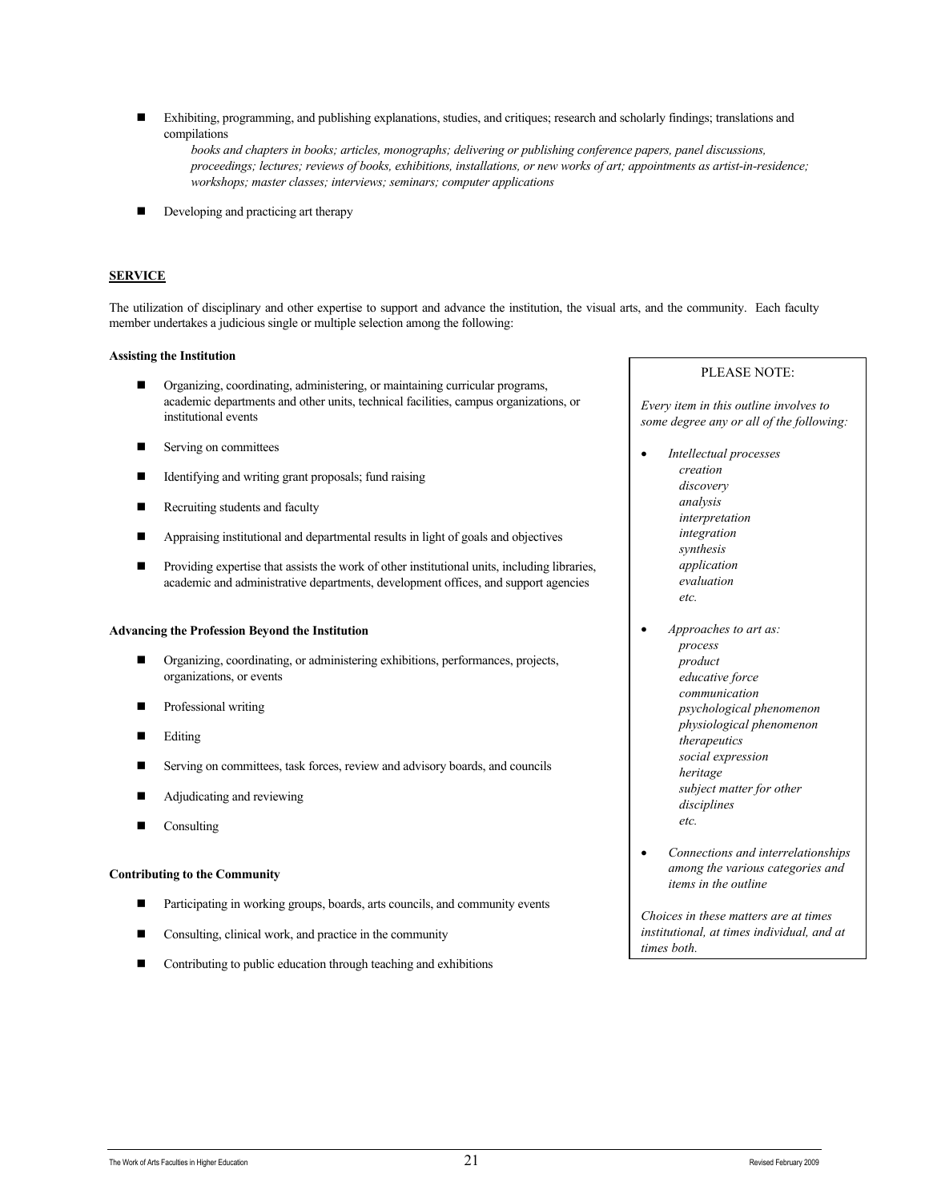- Exhibiting, programming, and publishing explanations, studies, and critiques; research and scholarly findings; translations and compilations

  *books and chapters in books; articles, monographs; delivering or publishing conference papers, panel discussions, proceedings; lectures; reviews of books, exhibitions, installations, or new works of art; appointments as artist-in-residence; workshops; master classes; interviews; seminars; computer applications*

- Developing and practicing art therapy

## SERVICE

The utilization of disciplinary and other expertise to support and advance the institution, the visual arts, and the community. Each faculty member undertakes a judicious single or multiple selection among the following:

**Assisting the Institution**

- Organizing, coordinating, administering, or maintaining curricular programs, academic departments and other units, technical facilities, campus organizations, or institutional events
- Serving on committees
- Identifying and writing grant proposals; fund raising
- Recruiting students and faculty
- Appraising institutional and departmental results in light of goals and objectives
- Providing expertise that assists the work of other institutional units, including libraries, academic and administrative departments, development offices, and support agencies

**Advancing the Profession Beyond the Institution**

- Organizing, coordinating, or administering exhibitions, performances, projects, organizations, or events
- Professional writing
- Editing
- Serving on committees, task forces, review and advisory boards, and councils
- Adjudicating and reviewing
- Consulting

**Contributing to the Community**

- Participating in working groups, boards, arts councils, and community events
- Consulting, clinical work, and practice in the community
- Contributing to public education through teaching and exhibitions

PLEASE NOTE:

*Every item in this outline involves to some degree any or all of the following:*

- *Intellectual processes*
  - *creation*
  - *discovery*
  - *analysis*
  - *interpretation*
  - *integration*
  - *synthesis*
  - *application*
  - *evaluation*
  - *etc.*
- *Approaches to art as:*
  - *process*
  - *product*
  - *educative force*
  - *communication*
  - *psychological phenomenon*
  - *physiological phenomenon*
  - *therapeutics*
  - *social expression*
  - *heritage*
  - *subject matter for other disciplines*
  - *etc.*
- *Connections and interrelationships among the various categories and items in the outline*

*Choices in these matters are at times institutional, at times individual, and at times both.*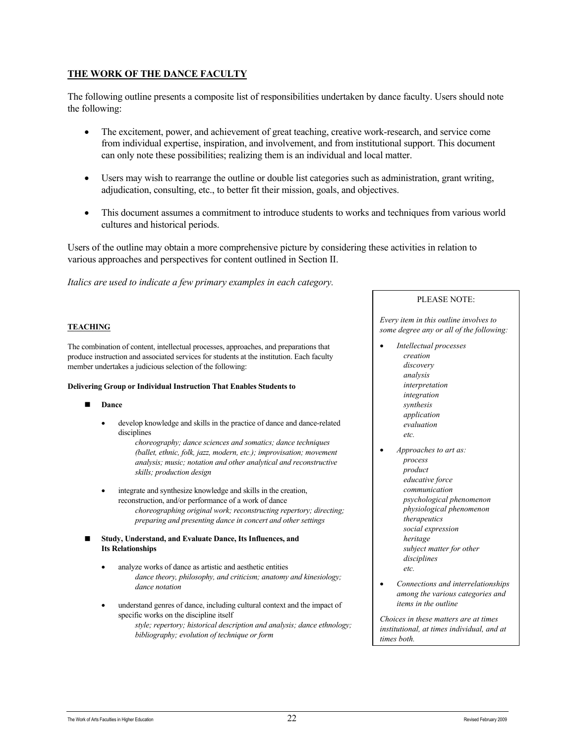## THE WORK OF THE DANCE FACULTY

The following outline presents a composite list of responsibilities undertaken by dance faculty. Users should note the following:

- The excitement, power, and achievement of great teaching, creative work-research, and service come from individual expertise, inspiration, and involvement, and from institutional support. This document can only note these possibilities; realizing them is an individual and local matter.
- Users may wish to rearrange the outline or double list categories such as administration, grant writing, adjudication, consulting, etc., to better fit their mission, goals, and objectives.
- This document assumes a commitment to introduce students to works and techniques from various world cultures and historical periods.

Users of the outline may obtain a more comprehensive picture by considering these activities in relation to various approaches and perspectives for content outlined in Section II.

*Italics are used to indicate a few primary examples in each category.*

### TEACHING

The combination of content, intellectual processes, approaches, and preparations that produce instruction and associated services for students at the institution. Each faculty member undertakes a judicious selection of the following:

**Delivering Group or Individual Instruction That Enables Students to**

- **Dance**
  - develop knowledge and skills in the practice of dance and dance-related disciplines
    *choreography; dance sciences and somatics; dance techniques (ballet, ethnic, folk, jazz, modern, etc.); improvisation; movement analysis; music; notation and other analytical and reconstructive skills; production design*
  - integrate and synthesize knowledge and skills in the creation, reconstruction, and/or performance of a work of dance
    *choreographing original work; reconstructing repertory; directing; preparing and presenting dance in concert and other settings*
- **Study, Understand, and Evaluate Dance, Its Influences, and Its Relationships**
  - analyze works of dance as artistic and aesthetic entities
    *dance theory, philosophy, and criticism; anatomy and kinesiology; dance notation*
  - understand genres of dance, including cultural context and the impact of specific works on the discipline itself
    *style; repertory; historical description and analysis; dance ethnology; bibliography; evolution of technique or form*

PLEASE NOTE:

*Every item in this outline involves to some degree any or all of the following:*

- *Intellectual processes*
  *creation*
  *discovery*
  *analysis*
  *interpretation*
  *integration*
  *synthesis*
  *application*
  *evaluation*
  *etc.*
- *Approaches to art as:*
  *process*
  *product*
  *educative force*
  *communication*
  *psychological phenomenon*
  *physiological phenomenon*
  *therapeutics*
  *social expression*
  *heritage*
  *subject matter for other disciplines*
  *etc.*
- *Connections and interrelationships among the various categories and items in the outline*

*Choices in these matters are at times institutional, at times individual, and at times both.*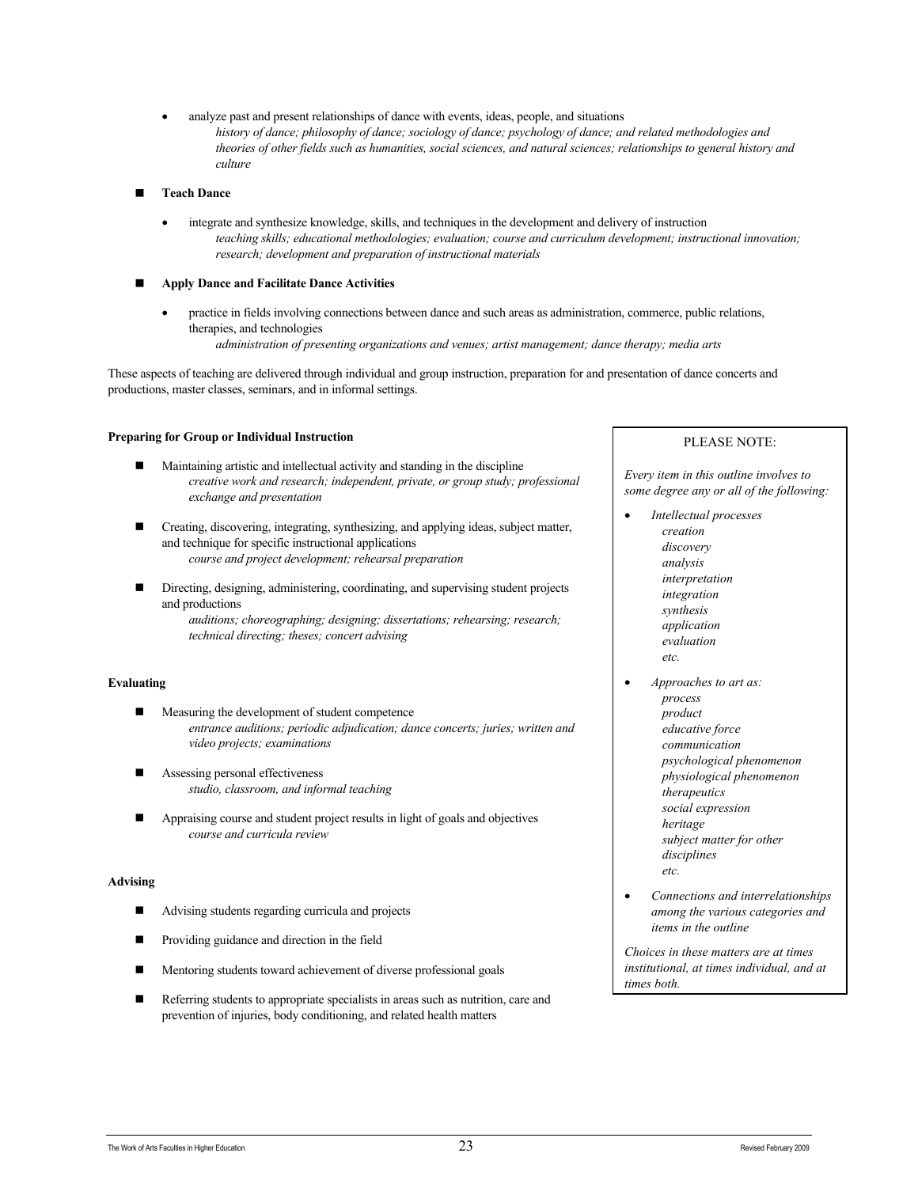- analyze past and present relationships of dance with events, ideas, people, and situations
  *history of dance; philosophy of dance; sociology of dance; psychology of dance; and related methodologies and theories of other fields such as humanities, social sciences, and natural sciences; relationships to general history and culture*

- **Teach Dance**

  - integrate and synthesize knowledge, skills, and techniques in the development and delivery of instruction
    *teaching skills; educational methodologies; evaluation; course and curriculum development; instructional innovation; research; development and preparation of instructional materials*

- **Apply Dance and Facilitate Dance Activities**

  - practice in fields involving connections between dance and such areas as administration, commerce, public relations, therapies, and technologies
    *administration of presenting organizations and venues; artist management; dance therapy; media arts*

These aspects of teaching are delivered through individual and group instruction, preparation for and presentation of dance concerts and productions, master classes, seminars, and in informal settings.

**Preparing for Group or Individual Instruction**

- Maintaining artistic and intellectual activity and standing in the discipline
  *creative work and research; independent, private, or group study; professional exchange and presentation*

- Creating, discovering, integrating, synthesizing, and applying ideas, subject matter, and technique for specific instructional applications
  *course and project development; rehearsal preparation*

- Directing, designing, administering, coordinating, and supervising student projects and productions
  *auditions; choreographing; designing; dissertations; rehearsing; research; technical directing; theses; concert advising*

**Evaluating**

- Measuring the development of student competence
  *entrance auditions; periodic adjudication; dance concerts; juries; written and video projects; examinations*

- Assessing personal effectiveness
  *studio, classroom, and informal teaching*

- Appraising course and student project results in light of goals and objectives
  *course and curricula review*

**Advising**

- Advising students regarding curricula and projects

- Providing guidance and direction in the field

- Mentoring students toward achievement of diverse professional goals

- Referring students to appropriate specialists in areas such as nutrition, care and prevention of injuries, body conditioning, and related health matters

PLEASE NOTE:

*Every item in this outline involves to some degree any or all of the following:*

- *Intellectual processes*
  *creation*
  *discovery*
  *analysis*
  *interpretation*
  *integration*
  *synthesis*
  *application*
  *evaluation*
  *etc.*

- *Approaches to art as:*
  *process*
  *product*
  *educative force*
  *communication*
  *psychological phenomenon*
  *physiological phenomenon*
  *therapeutics*
  *social expression*
  *heritage*
  *subject matter for other disciplines*
  *etc.*

- *Connections and interrelationships among the various categories and items in the outline*

*Choices in these matters are at times institutional, at times individual, and at times both.*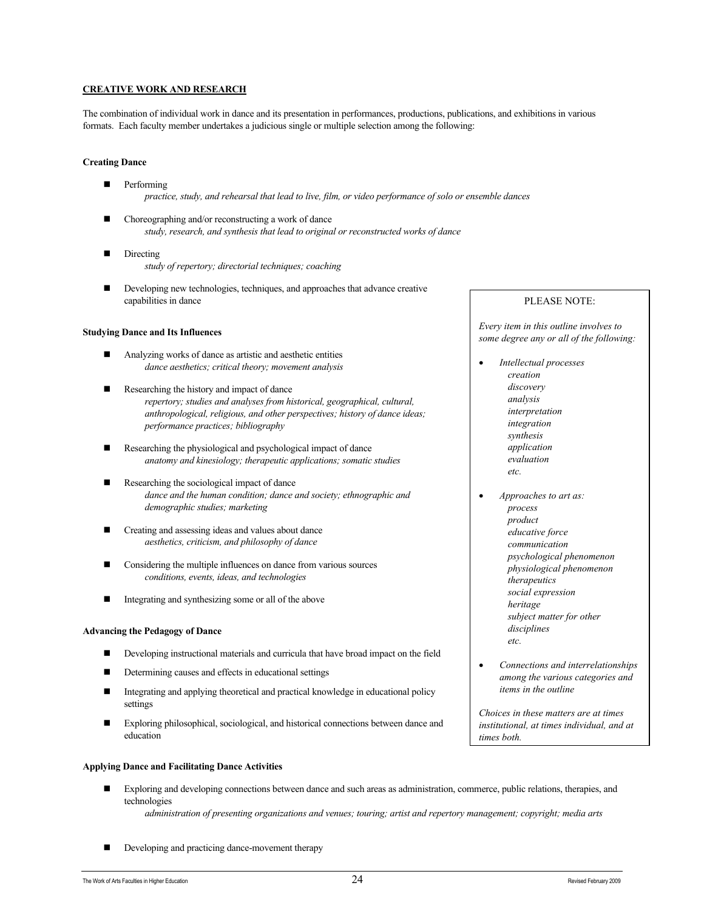## CREATIVE WORK AND RESEARCH

The combination of individual work in dance and its presentation in performances, productions, publications, and exhibitions in various formats. Each faculty member undertakes a judicious single or multiple selection among the following:

### Creating Dance

- Performing
  *practice, study, and rehearsal that lead to live, film, or video performance of solo or ensemble dances*
- Choreographing and/or reconstructing a work of dance
  *study, research, and synthesis that lead to original or reconstructed works of dance*
- Directing
  *study of repertory; directorial techniques; coaching*
- Developing new technologies, techniques, and approaches that advance creative capabilities in dance

### Studying Dance and Its Influences

- Analyzing works of dance as artistic and aesthetic entities
  *dance aesthetics; critical theory; movement analysis*
- Researching the history and impact of dance
  *repertory; studies and analyses from historical, geographical, cultural, anthropological, religious, and other perspectives; history of dance ideas; performance practices; bibliography*
- Researching the physiological and psychological impact of dance
  *anatomy and kinesiology; therapeutic applications; somatic studies*
- Researching the sociological impact of dance
  *dance and the human condition; dance and society; ethnographic and demographic studies; marketing*
- Creating and assessing ideas and values about dance
  *aesthetics, criticism, and philosophy of dance*
- Considering the multiple influences on dance from various sources
  *conditions, events, ideas, and technologies*
- Integrating and synthesizing some or all of the above

### Advancing the Pedagogy of Dance

- Developing instructional materials and curricula that have broad impact on the field
- Determining causes and effects in educational settings
- Integrating and applying theoretical and practical knowledge in educational policy settings
- Exploring philosophical, sociological, and historical connections between dance and education

### Applying Dance and Facilitating Dance Activities

- Exploring and developing connections between dance and such areas as administration, commerce, public relations, therapies, and technologies
  *administration of presenting organizations and venues; touring; artist and repertory management; copyright; media arts*
- Developing and practicing dance-movement therapy

---

PLEASE NOTE:

*Every item in this outline involves to some degree any or all of the following:*

- *Intellectual processes*
  *creation*
  *discovery*
  *analysis*
  *interpretation*
  *integration*
  *synthesis*
  *application*
  *evaluation*
  *etc.*
- *Approaches to art as:*
  *process*
  *product*
  *educative force*
  *communication*
  *psychological phenomenon*
  *physiological phenomenon*
  *therapeutics*
  *social expression*
  *heritage*
  *subject matter for other disciplines*
  *etc.*
- *Connections and interrelationships among the various categories and items in the outline*

*Choices in these matters are at times institutional, at times individual, and at times both.*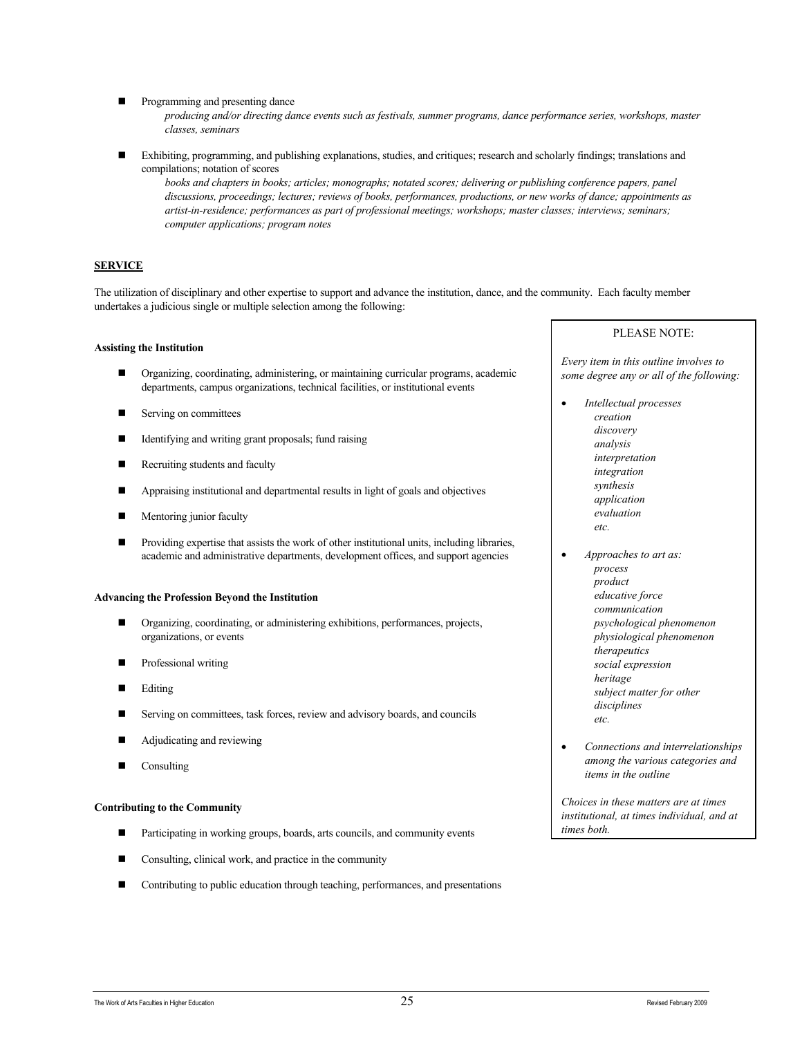- Programming and presenting dance
  *producing and/or directing dance events such as festivals, summer programs, dance performance series, workshops, master classes, seminars*

- Exhibiting, programming, and publishing explanations, studies, and critiques; research and scholarly findings; translations and compilations; notation of scores
  *books and chapters in books; articles; monographs; notated scores; delivering or publishing conference papers, panel discussions, proceedings; lectures; reviews of books, performances, productions, or new works of dance; appointments as artist-in-residence; performances as part of professional meetings; workshops; master classes; interviews; seminars; computer applications; program notes*

## SERVICE

The utilization of disciplinary and other expertise to support and advance the institution, dance, and the community. Each faculty member undertakes a judicious single or multiple selection among the following:

**Assisting the Institution**

- Organizing, coordinating, administering, or maintaining curricular programs, academic departments, campus organizations, technical facilities, or institutional events
- Serving on committees
- Identifying and writing grant proposals; fund raising
- Recruiting students and faculty
- Appraising institutional and departmental results in light of goals and objectives
- Mentoring junior faculty
- Providing expertise that assists the work of other institutional units, including libraries, academic and administrative departments, development offices, and support agencies

**Advancing the Profession Beyond the Institution**

- Organizing, coordinating, or administering exhibitions, performances, projects, organizations, or events
- Professional writing
- Editing
- Serving on committees, task forces, review and advisory boards, and councils
- Adjudicating and reviewing
- Consulting

**Contributing to the Community**

- Participating in working groups, boards, arts councils, and community events
- Consulting, clinical work, and practice in the community
- Contributing to public education through teaching, performances, and presentations

PLEASE NOTE:

*Every item in this outline involves to some degree any or all of the following:*

- *Intellectual processes*
  *creation*
  *discovery*
  *analysis*
  *interpretation*
  *integration*
  *synthesis*
  *application*
  *evaluation*
  *etc.*
- *Approaches to art as:*
  *process*
  *product*
  *educative force*
  *communication*
  *psychological phenomenon*
  *physiological phenomenon*
  *therapeutics*
  *social expression*
  *heritage*
  *subject matter for other disciplines*
  *etc.*
- *Connections and interrelationships among the various categories and items in the outline*

*Choices in these matters are at times institutional, at times individual, and at times both.*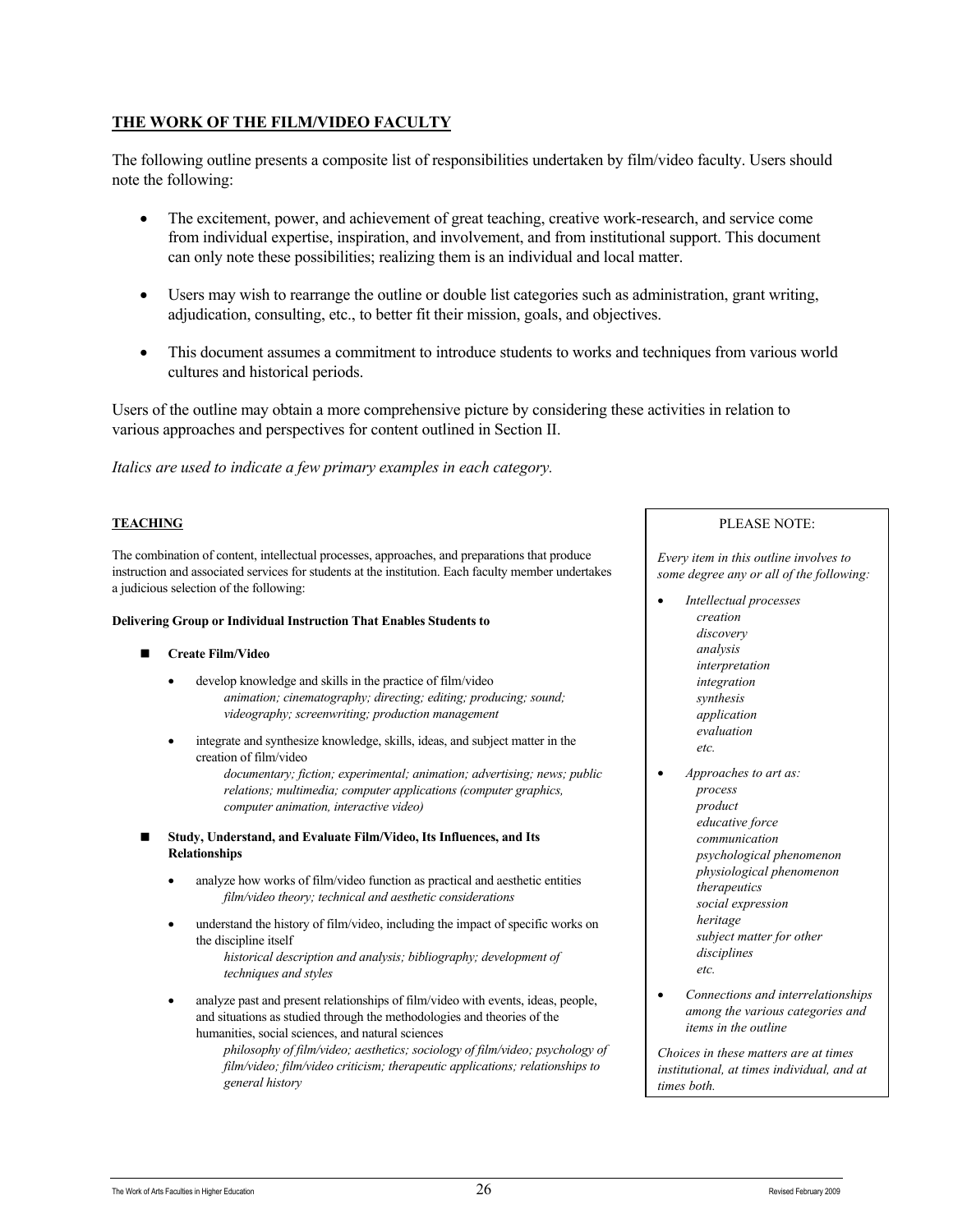## THE WORK OF THE FILM/VIDEO FACULTY

The following outline presents a composite list of responsibilities undertaken by film/video faculty. Users should note the following:

- The excitement, power, and achievement of great teaching, creative work-research, and service come from individual expertise, inspiration, and involvement, and from institutional support. This document can only note these possibilities; realizing them is an individual and local matter.

- Users may wish to rearrange the outline or double list categories such as administration, grant writing, adjudication, consulting, etc., to better fit their mission, goals, and objectives.

- This document assumes a commitment to introduce students to works and techniques from various world cultures and historical periods.

Users of the outline may obtain a more comprehensive picture by considering these activities in relation to various approaches and perspectives for content outlined in Section II.

*Italics are used to indicate a few primary examples in each category.*

### TEACHING

The combination of content, intellectual processes, approaches, and preparations that produce instruction and associated services for students at the institution. Each faculty member undertakes a judicious selection of the following:

**Delivering Group or Individual Instruction That Enables Students to**

- **Create Film/Video**
  - develop knowledge and skills in the practice of film/video
    *animation; cinematography; directing; editing; producing; sound; videography; screenwriting; production management*
  - integrate and synthesize knowledge, skills, ideas, and subject matter in the creation of film/video
    *documentary; fiction; experimental; animation; advertising; news; public relations; multimedia; computer applications (computer graphics, computer animation, interactive video)*

- **Study, Understand, and Evaluate Film/Video, Its Influences, and Its Relationships**
  - analyze how works of film/video function as practical and aesthetic entities
    *film/video theory; technical and aesthetic considerations*
  - understand the history of film/video, including the impact of specific works on the discipline itself
    *historical description and analysis; bibliography; development of techniques and styles*
  - analyze past and present relationships of film/video with events, ideas, people, and situations as studied through the methodologies and theories of the humanities, social sciences, and natural sciences
    *philosophy of film/video; aesthetics; sociology of film/video; psychology of film/video; film/video criticism; therapeutic applications; relationships to general history*

PLEASE NOTE:

*Every item in this outline involves to some degree any or all of the following:*

- *Intellectual processes*
  *creation*
  *discovery*
  *analysis*
  *interpretation*
  *integration*
  *synthesis*
  *application*
  *evaluation*
  *etc.*
- *Approaches to art as:*
  *process*
  *product*
  *educative force*
  *communication*
  *psychological phenomenon*
  *physiological phenomenon*
  *therapeutics*
  *social expression*
  *heritage*
  *subject matter for other disciplines*
  *etc.*
- *Connections and interrelationships among the various categories and items in the outline*

*Choices in these matters are at times institutional, at times individual, and at times both.*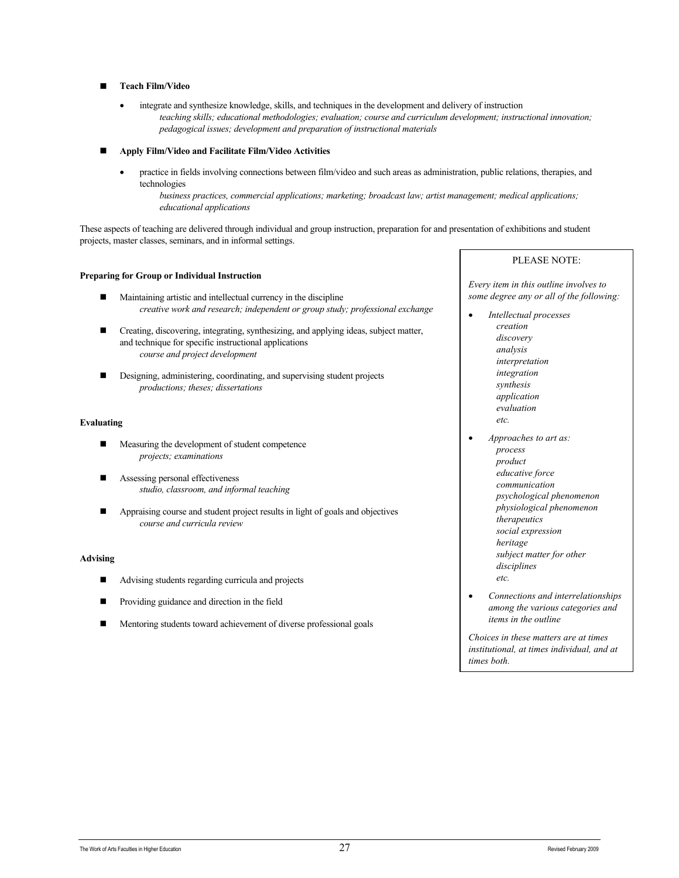- **Teach Film/Video**

    - integrate and synthesize knowledge, skills, and techniques in the development and delivery of instruction
      *teaching skills; educational methodologies; evaluation; course and curriculum development; instructional innovation; pedagogical issues; development and preparation of instructional materials*

- **Apply Film/Video and Facilitate Film/Video Activities**

    - practice in fields involving connections between film/video and such areas as administration, public relations, therapies, and technologies
      *business practices, commercial applications; marketing; broadcast law; artist management; medical applications; educational applications*

These aspects of teaching are delivered through individual and group instruction, preparation for and presentation of exhibitions and student projects, master classes, seminars, and in informal settings.

**Preparing for Group or Individual Instruction**

- Maintaining artistic and intellectual currency in the discipline
  *creative work and research; independent or group study; professional exchange*

- Creating, discovering, integrating, synthesizing, and applying ideas, subject matter, and technique for specific instructional applications
  *course and project development*

- Designing, administering, coordinating, and supervising student projects
  *productions; theses; dissertations*

**Evaluating**

- Measuring the development of student competence
  *projects; examinations*

- Assessing personal effectiveness
  *studio, classroom, and informal teaching*

- Appraising course and student project results in light of goals and objectives
  *course and curricula review*

**Advising**

- Advising students regarding curricula and projects

- Providing guidance and direction in the field

- Mentoring students toward achievement of diverse professional goals

PLEASE NOTE:

*Every item in this outline involves to some degree any or all of the following:*

- *Intellectual processes*
  - *creation*
  - *discovery*
  - *analysis*
  - *interpretation*
  - *integration*
  - *synthesis*
  - *application*
  - *evaluation*
  - *etc.*
- *Approaches to art as:*
  - *process*
  - *product*
  - *educative force*
  - *communication*
  - *psychological phenomenon*
  - *physiological phenomenon*
  - *therapeutics*
  - *social expression*
  - *heritage*
  - *subject matter for other disciplines*
  - *etc.*
- *Connections and interrelationships among the various categories and items in the outline*

*Choices in these matters are at times institutional, at times individual, and at times both.*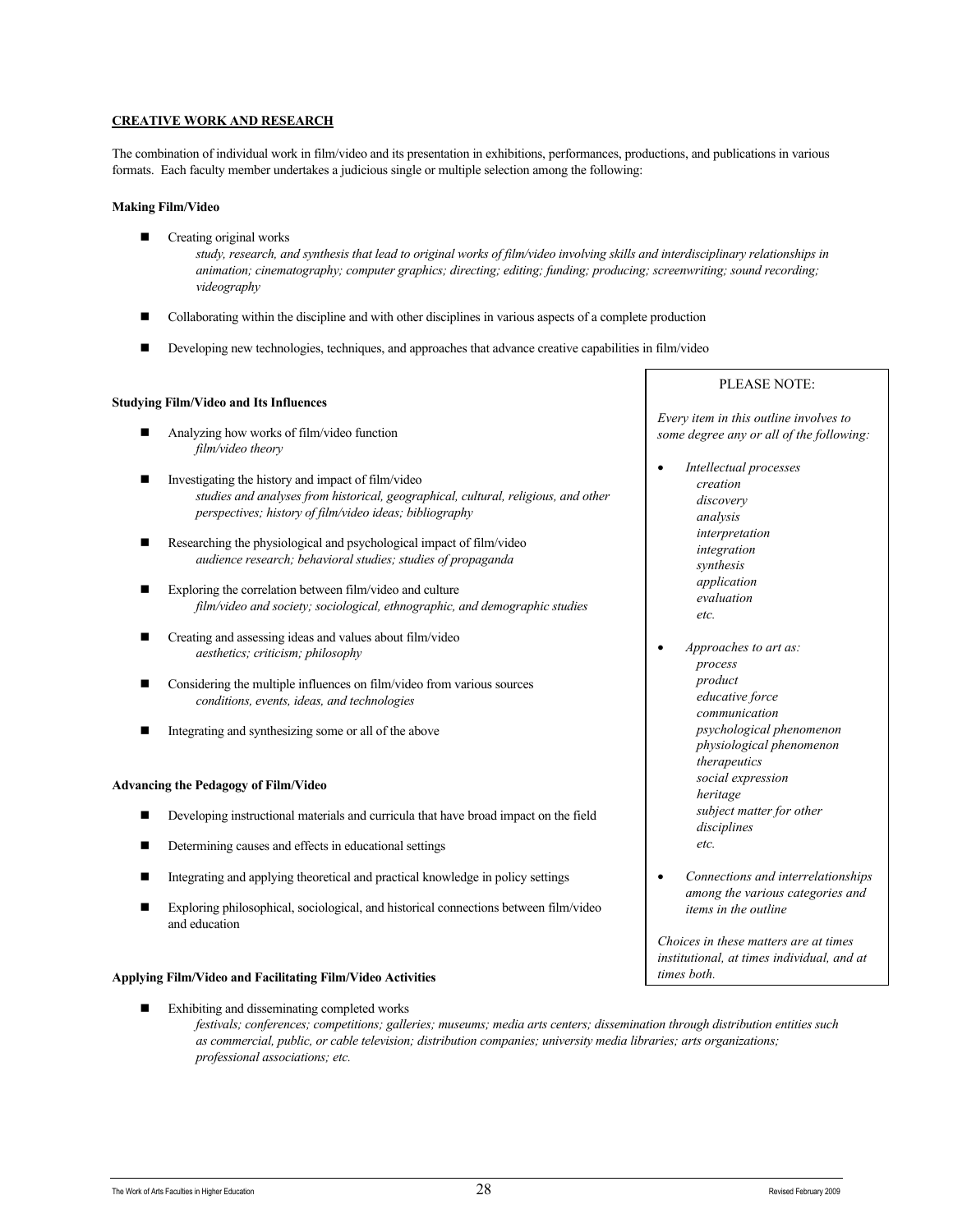## CREATIVE WORK AND RESEARCH

The combination of individual work in film/video and its presentation in exhibitions, performances, productions, and publications in various formats. Each faculty member undertakes a judicious single or multiple selection among the following:

### Making Film/Video

- Creating original works
  *study, research, and synthesis that lead to original works of film/video involving skills and interdisciplinary relationships in animation; cinematography; computer graphics; directing; editing; funding; producing; screenwriting; sound recording; videography*

- Collaborating within the discipline and with other disciplines in various aspects of a complete production

- Developing new technologies, techniques, and approaches that advance creative capabilities in film/video

### Studying Film/Video and Its Influences

- Analyzing how works of film/video function
  *film/video theory*

- Investigating the history and impact of film/video
  *studies and analyses from historical, geographical, cultural, religious, and other perspectives; history of film/video ideas; bibliography*

- Researching the physiological and psychological impact of film/video
  *audience research; behavioral studies; studies of propaganda*

- Exploring the correlation between film/video and culture
  *film/video and society; sociological, ethnographic, and demographic studies*

- Creating and assessing ideas and values about film/video
  *aesthetics; criticism; philosophy*

- Considering the multiple influences on film/video from various sources
  *conditions, events, ideas, and technologies*

- Integrating and synthesizing some or all of the above

### Advancing the Pedagogy of Film/Video

- Developing instructional materials and curricula that have broad impact on the field

- Determining causes and effects in educational settings

- Integrating and applying theoretical and practical knowledge in policy settings

- Exploring philosophical, sociological, and historical connections between film/video and education

### Applying Film/Video and Facilitating Film/Video Activities

- Exhibiting and disseminating completed works
  *festivals; conferences; competitions; galleries; museums; media arts centers; dissemination through distribution entities such as commercial, public, or cable television; distribution companies; university media libraries; arts organizations; professional associations; etc.*

---

PLEASE NOTE:

*Every item in this outline involves to some degree any or all of the following:*

- *Intellectual processes*
  - *creation*
  - *discovery*
  - *analysis*
  - *interpretation*
  - *integration*
  - *synthesis*
  - *application*
  - *evaluation*
  - *etc.*
- *Approaches to art as:*
  - *process*
  - *product*
  - *educative force*
  - *communication*
  - *psychological phenomenon*
  - *physiological phenomenon*
  - *therapeutics*
  - *social expression*
  - *heritage*
  - *subject matter for other disciplines*
  - *etc.*
- *Connections and interrelationships among the various categories and items in the outline*

*Choices in these matters are at times institutional, at times individual, and at times both.*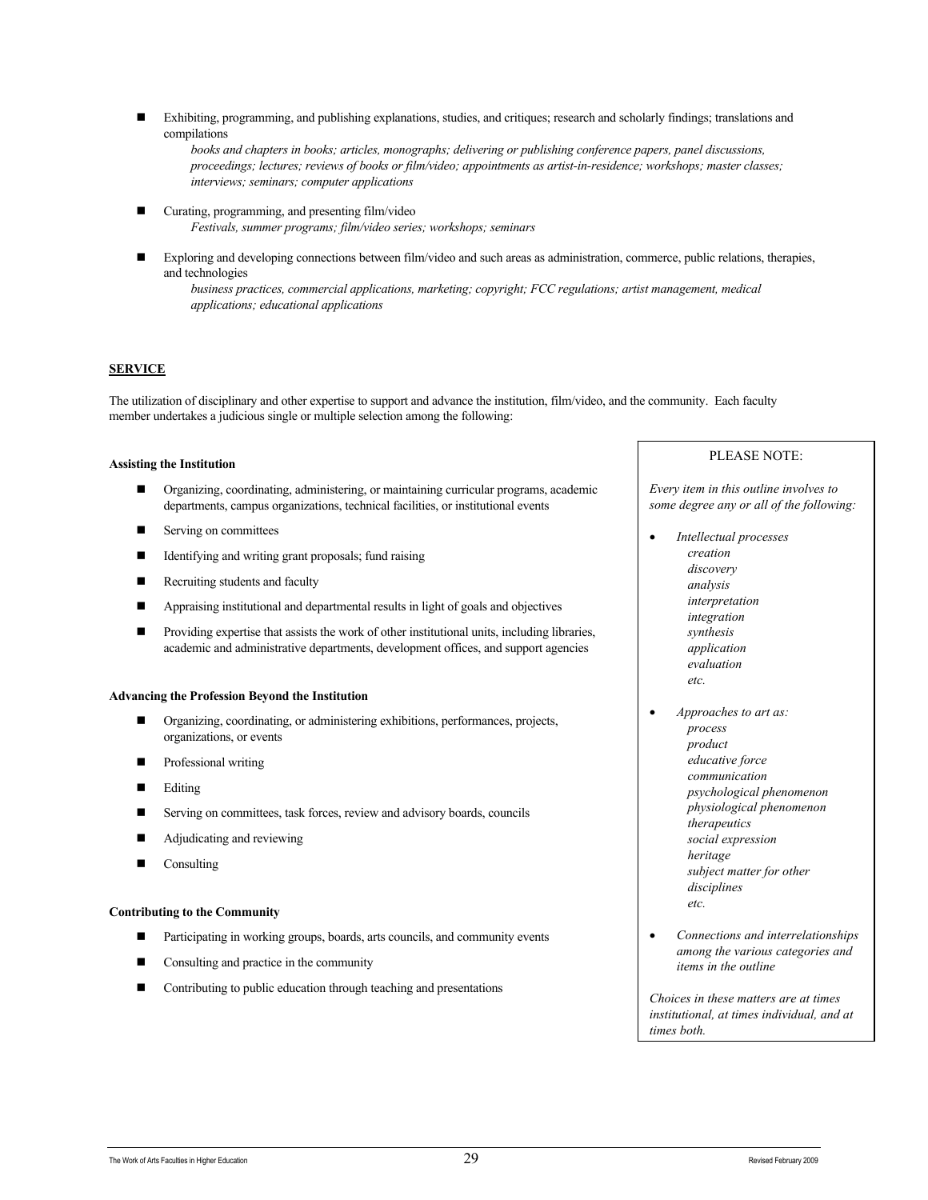- Exhibiting, programming, and publishing explanations, studies, and critiques; research and scholarly findings; translations and compilations

  *books and chapters in books; articles, monographs; delivering or publishing conference papers, panel discussions, proceedings; lectures; reviews of books or film/video; appointments as artist-in-residence; workshops; master classes; interviews; seminars; computer applications*

- Curating, programming, and presenting film/video

  *Festivals, summer programs; film/video series; workshops; seminars*

- Exploring and developing connections between film/video and such areas as administration, commerce, public relations, therapies, and technologies

  *business practices, commercial applications, marketing; copyright; FCC regulations; artist management, medical applications; educational applications*

## SERVICE

The utilization of disciplinary and other expertise to support and advance the institution, film/video, and the community. Each faculty member undertakes a judicious single or multiple selection among the following:

**Assisting the Institution**

- Organizing, coordinating, administering, or maintaining curricular programs, academic departments, campus organizations, technical facilities, or institutional events
- Serving on committees
- Identifying and writing grant proposals; fund raising
- Recruiting students and faculty
- Appraising institutional and departmental results in light of goals and objectives
- Providing expertise that assists the work of other institutional units, including libraries, academic and administrative departments, development offices, and support agencies

**Advancing the Profession Beyond the Institution**

- Organizing, coordinating, or administering exhibitions, performances, projects, organizations, or events
- Professional writing
- Editing
- Serving on committees, task forces, review and advisory boards, councils
- Adjudicating and reviewing
- Consulting

**Contributing to the Community**

- Participating in working groups, boards, arts councils, and community events
- Consulting and practice in the community
- Contributing to public education through teaching and presentations

PLEASE NOTE:

*Every item in this outline involves to some degree any or all of the following:*

- *Intellectual processes*
  - *creation*
  - *discovery*
  - *analysis*
  - *interpretation*
  - *integration*
  - *synthesis*
  - *application*
  - *evaluation*
  - *etc.*
- *Approaches to art as:*
  - *process*
  - *product*
  - *educative force*
  - *communication*
  - *psychological phenomenon*
  - *physiological phenomenon*
  - *therapeutics*
  - *social expression*
  - *heritage*
  - *subject matter for other disciplines*
  - *etc.*
- *Connections and interrelationships among the various categories and items in the outline*

*Choices in these matters are at times institutional, at times individual, and at times both.*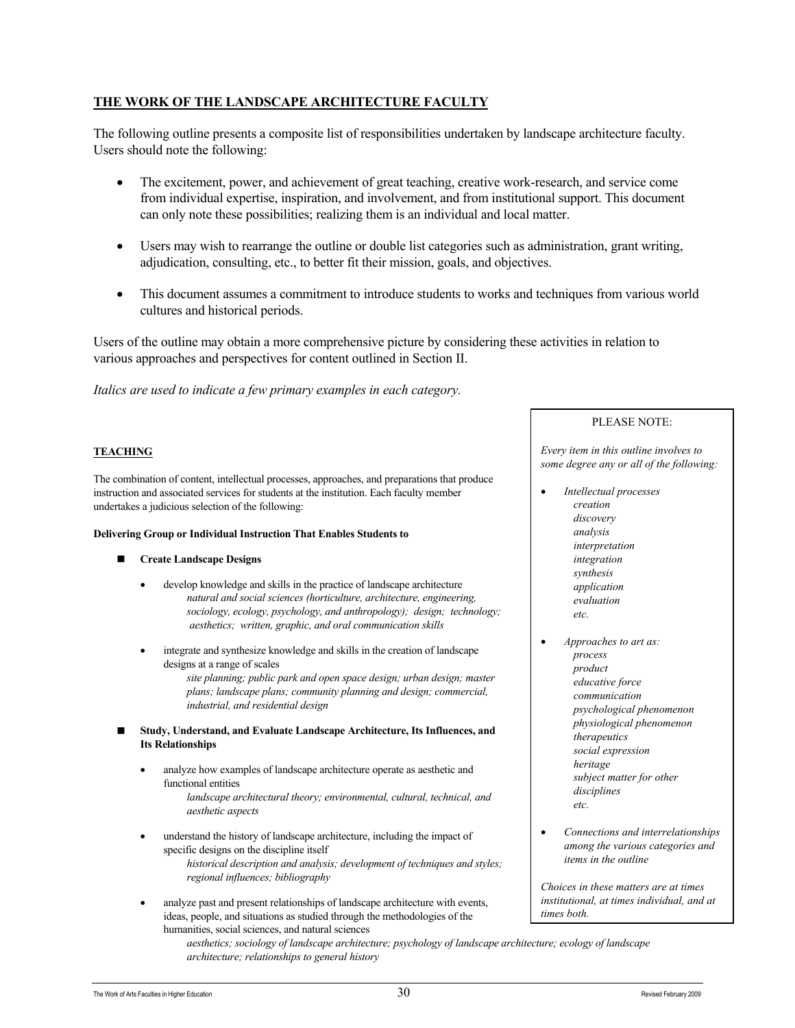## THE WORK OF THE LANDSCAPE ARCHITECTURE FACULTY

The following outline presents a composite list of responsibilities undertaken by landscape architecture faculty. Users should note the following:

- The excitement, power, and achievement of great teaching, creative work-research, and service come from individual expertise, inspiration, and involvement, and from institutional support. This document can only note these possibilities; realizing them is an individual and local matter.
- Users may wish to rearrange the outline or double list categories such as administration, grant writing, adjudication, consulting, etc., to better fit their mission, goals, and objectives.
- This document assumes a commitment to introduce students to works and techniques from various world cultures and historical periods.

Users of the outline may obtain a more comprehensive picture by considering these activities in relation to various approaches and perspectives for content outlined in Section II.

*Italics are used to indicate a few primary examples in each category.*

> PLEASE NOTE:
>
> *Every item in this outline involves to some degree any or all of the following:*
>
> - *Intellectual processes*
>   - *creation*
>   - *discovery*
>   - *analysis*
>   - *interpretation*
>   - *integration*
>   - *synthesis*
>   - *application*
>   - *evaluation*
>   - *etc.*
> - *Approaches to art as:*
>   - *process*
>   - *product*
>   - *educative force*
>   - *communication*
>   - *psychological phenomenon*
>   - *physiological phenomenon*
>   - *therapeutics*
>   - *social expression*
>   - *heritage*
>   - *subject matter for other disciplines*
>   - *etc.*
> - *Connections and interrelationships among the various categories and items in the outline*
>
> *Choices in these matters are at times institutional, at times individual, and at times both.*

### TEACHING

The combination of content, intellectual processes, approaches, and preparations that produce instruction and associated services for students at the institution. Each faculty member undertakes a judicious selection of the following:

**Delivering Group or Individual Instruction That Enables Students to**

- **Create Landscape Designs**
  - develop knowledge and skills in the practice of landscape architecture
    *natural and social sciences (horticulture, architecture, engineering, sociology, ecology, psychology, and anthropology); design; technology; aesthetics; written, graphic, and oral communication skills*
  - integrate and synthesize knowledge and skills in the creation of landscape designs at a range of scales
    *site planning; public park and open space design; urban design; master plans; landscape plans; community planning and design; commercial, industrial, and residential design*
- **Study, Understand, and Evaluate Landscape Architecture, Its Influences, and Its Relationships**
  - analyze how examples of landscape architecture operate as aesthetic and functional entities
    *landscape architectural theory; environmental, cultural, technical, and aesthetic aspects*
  - understand the history of landscape architecture, including the impact of specific designs on the discipline itself
    *historical description and analysis; development of techniques and styles; regional influences; bibliography*
  - analyze past and present relationships of landscape architecture with events, ideas, people, and situations as studied through the methodologies of the humanities, social sciences, and natural sciences
    *aesthetics; sociology of landscape architecture; psychology of landscape architecture; ecology of landscape architecture; relationships to general history*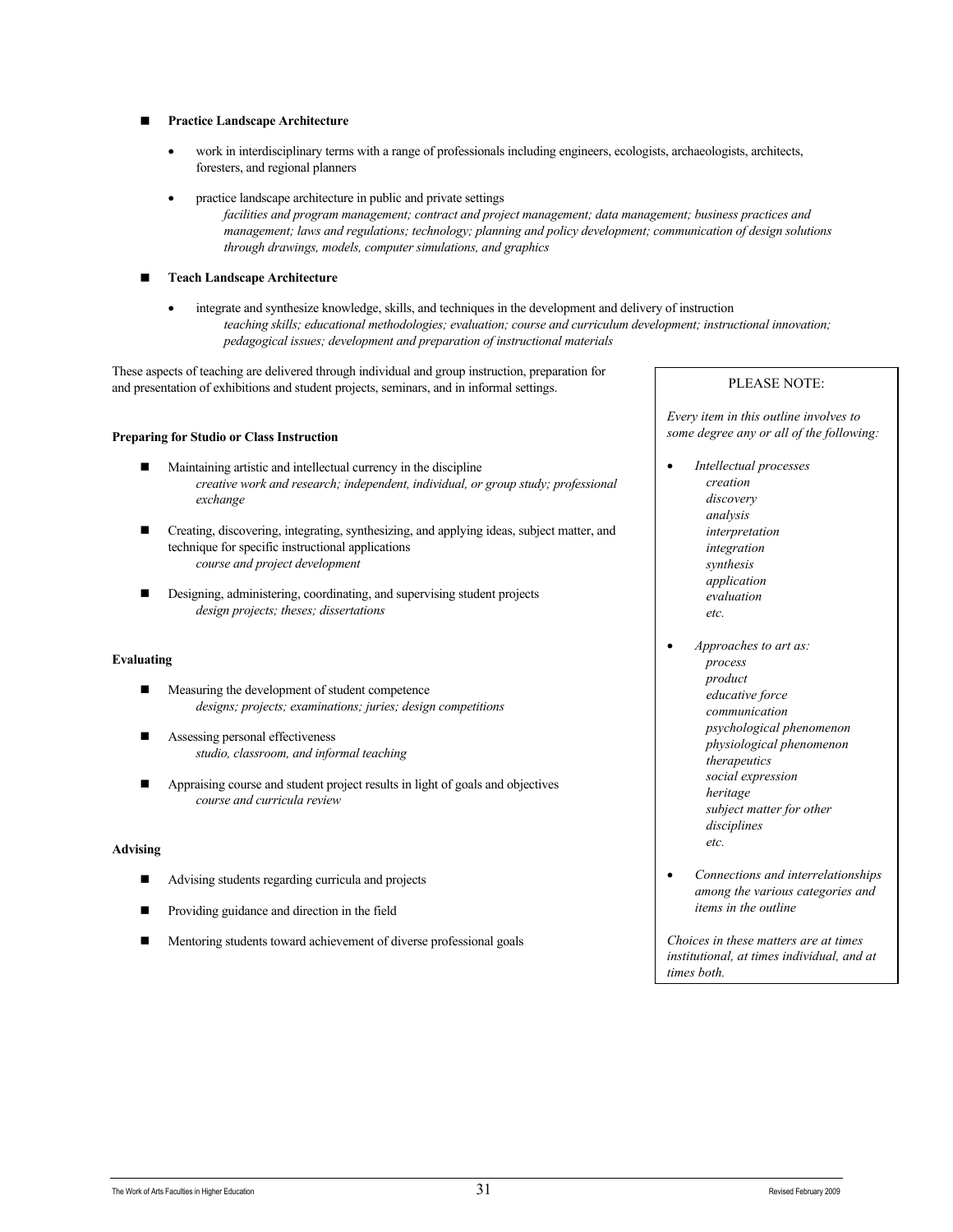- **Practice Landscape Architecture**

    - work in interdisciplinary terms with a range of professionals including engineers, ecologists, archaeologists, architects, foresters, and regional planners

    - practice landscape architecture in public and private settings
      *facilities and program management; contract and project management; data management; business practices and management; laws and regulations; technology; planning and policy development; communication of design solutions through drawings, models, computer simulations, and graphics*

- **Teach Landscape Architecture**

    - integrate and synthesize knowledge, skills, and techniques in the development and delivery of instruction
      *teaching skills; educational methodologies; evaluation; course and curriculum development; instructional innovation; pedagogical issues; development and preparation of instructional materials*

These aspects of teaching are delivered through individual and group instruction, preparation for and presentation of exhibitions and student projects, seminars, and in informal settings.

#### Preparing for Studio or Class Instruction

- Maintaining artistic and intellectual currency in the discipline
  *creative work and research; independent, individual, or group study; professional exchange*

- Creating, discovering, integrating, synthesizing, and applying ideas, subject matter, and technique for specific instructional applications
  *course and project development*

- Designing, administering, coordinating, and supervising student projects
  *design projects; theses; dissertations*

#### Evaluating

- Measuring the development of student competence
  *designs; projects; examinations; juries; design competitions*

- Assessing personal effectiveness
  *studio, classroom, and informal teaching*

- Appraising course and student project results in light of goals and objectives
  *course and curricula review*

#### Advising

- Advising students regarding curricula and projects

- Providing guidance and direction in the field

- Mentoring students toward achievement of diverse professional goals

---

PLEASE NOTE:

*Every item in this outline involves to some degree any or all of the following:*

- *Intellectual processes*
  *creation*
  *discovery*
  *analysis*
  *interpretation*
  *integration*
  *synthesis*
  *application*
  *evaluation*
  *etc.*

- *Approaches to art as:*
  *process*
  *product*
  *educative force*
  *communication*
  *psychological phenomenon*
  *physiological phenomenon*
  *therapeutics*
  *social expression*
  *heritage*
  *subject matter for other disciplines*
  *etc.*

- *Connections and interrelationships among the various categories and items in the outline*

*Choices in these matters are at times institutional, at times individual, and at times both.*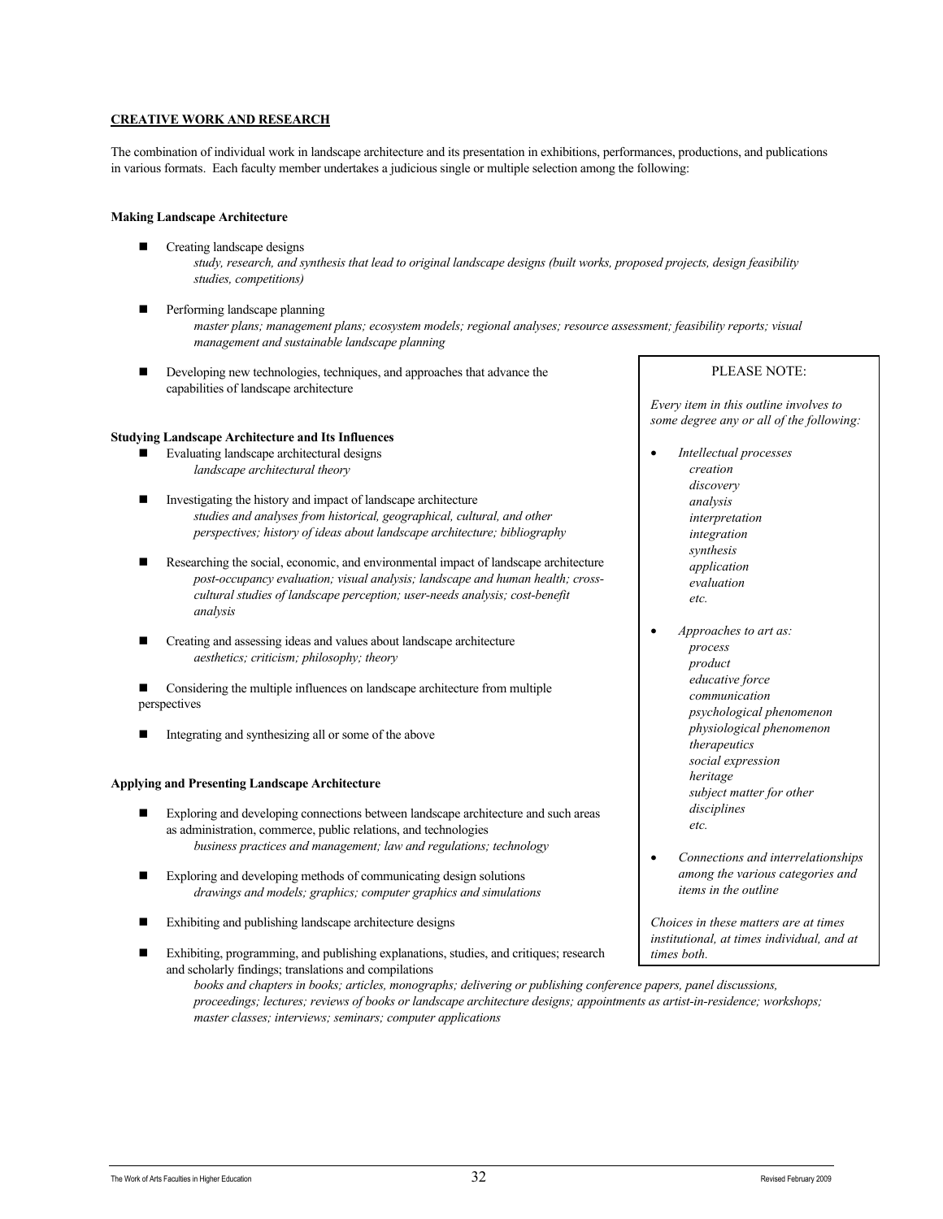**CREATIVE WORK AND RESEARCH**

The combination of individual work in landscape architecture and its presentation in exhibitions, performances, productions, and publications in various formats. Each faculty member undertakes a judicious single or multiple selection among the following:

**Making Landscape Architecture**

- Creating landscape designs
  *study, research, and synthesis that lead to original landscape designs (built works, proposed projects, design feasibility studies, competitions)*

- Performing landscape planning
  *master plans; management plans; ecosystem models; regional analyses; resource assessment; feasibility reports; visual management and sustainable landscape planning*

- Developing new technologies, techniques, and approaches that advance the capabilities of landscape architecture

**Studying Landscape Architecture and Its Influences**

- Evaluating landscape architectural designs
  *landscape architectural theory*

- Investigating the history and impact of landscape architecture
  *studies and analyses from historical, geographical, cultural, and other perspectives; history of ideas about landscape architecture; bibliography*

- Researching the social, economic, and environmental impact of landscape architecture
  *post-occupancy evaluation; visual analysis; landscape and human health; cross-cultural studies of landscape perception; user-needs analysis; cost-benefit analysis*

- Creating and assessing ideas and values about landscape architecture
  *aesthetics; criticism; philosophy; theory*

- Considering the multiple influences on landscape architecture from multiple perspectives

- Integrating and synthesizing all or some of the above

**Applying and Presenting Landscape Architecture**

- Exploring and developing connections between landscape architecture and such areas as administration, commerce, public relations, and technologies
  *business practices and management; law and regulations; technology*

- Exploring and developing methods of communicating design solutions
  *drawings and models; graphics; computer graphics and simulations*

- Exhibiting and publishing landscape architecture designs

- Exhibiting, programming, and publishing explanations, studies, and critiques; research and scholarly findings; translations and compilations
  *books and chapters in books; articles, monographs; delivering or publishing conference papers, panel discussions, proceedings; lectures; reviews of books or landscape architecture designs; appointments as artist-in-residence; workshops; master classes; interviews; seminars; computer applications*

PLEASE NOTE:

*Every item in this outline involves to some degree any or all of the following:*

- *Intellectual processes*
  *creation*
  *discovery*
  *analysis*
  *interpretation*
  *integration*
  *synthesis*
  *application*
  *evaluation*
  *etc.*

- *Approaches to art as:*
  *process*
  *product*
  *educative force*
  *communication*
  *psychological phenomenon*
  *physiological phenomenon*
  *therapeutics*
  *social expression*
  *heritage*
  *subject matter for other disciplines*
  *etc.*

- *Connections and interrelationships among the various categories and items in the outline*

*Choices in these matters are at times institutional, at times individual, and at times both.*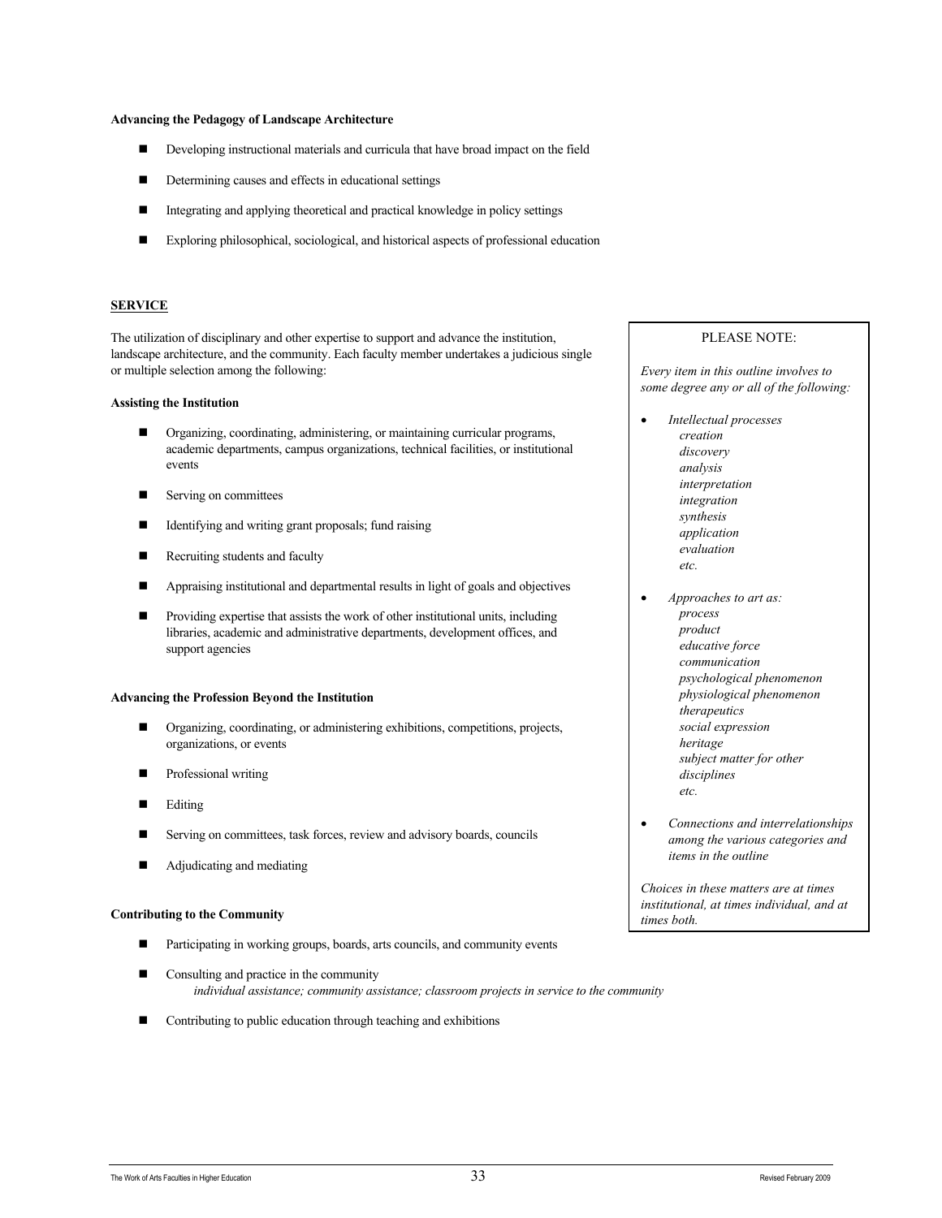**Advancing the Pedagogy of Landscape Architecture**

- Developing instructional materials and curricula that have broad impact on the field
- Determining causes and effects in educational settings
- Integrating and applying theoretical and practical knowledge in policy settings
- Exploring philosophical, sociological, and historical aspects of professional education

**SERVICE**

The utilization of disciplinary and other expertise to support and advance the institution, landscape architecture, and the community. Each faculty member undertakes a judicious single or multiple selection among the following:

**Assisting the Institution**

- Organizing, coordinating, administering, or maintaining curricular programs, academic departments, campus organizations, technical facilities, or institutional events
- Serving on committees
- Identifying and writing grant proposals; fund raising
- Recruiting students and faculty
- Appraising institutional and departmental results in light of goals and objectives
- Providing expertise that assists the work of other institutional units, including libraries, academic and administrative departments, development offices, and support agencies

**Advancing the Profession Beyond the Institution**

- Organizing, coordinating, or administering exhibitions, competitions, projects, organizations, or events
- Professional writing
- Editing
- Serving on committees, task forces, review and advisory boards, councils
- Adjudicating and mediating

**Contributing to the Community**

- Participating in working groups, boards, arts councils, and community events
- Consulting and practice in the community
  *individual assistance; community assistance; classroom projects in service to the community*
- Contributing to public education through teaching and exhibitions

PLEASE NOTE:

*Every item in this outline involves to some degree any or all of the following:*

- *Intellectual processes*
  - *creation*
  - *discovery*
  - *analysis*
  - *interpretation*
  - *integration*
  - *synthesis*
  - *application*
  - *evaluation*
  - *etc.*
- *Approaches to art as:*
  - *process*
  - *product*
  - *educative force*
  - *communication*
  - *psychological phenomenon*
  - *physiological phenomenon*
  - *therapeutics*
  - *social expression*
  - *heritage*
  - *subject matter for other disciplines*
  - *etc.*
- *Connections and interrelationships among the various categories and items in the outline*

*Choices in these matters are at times institutional, at times individual, and at times both.*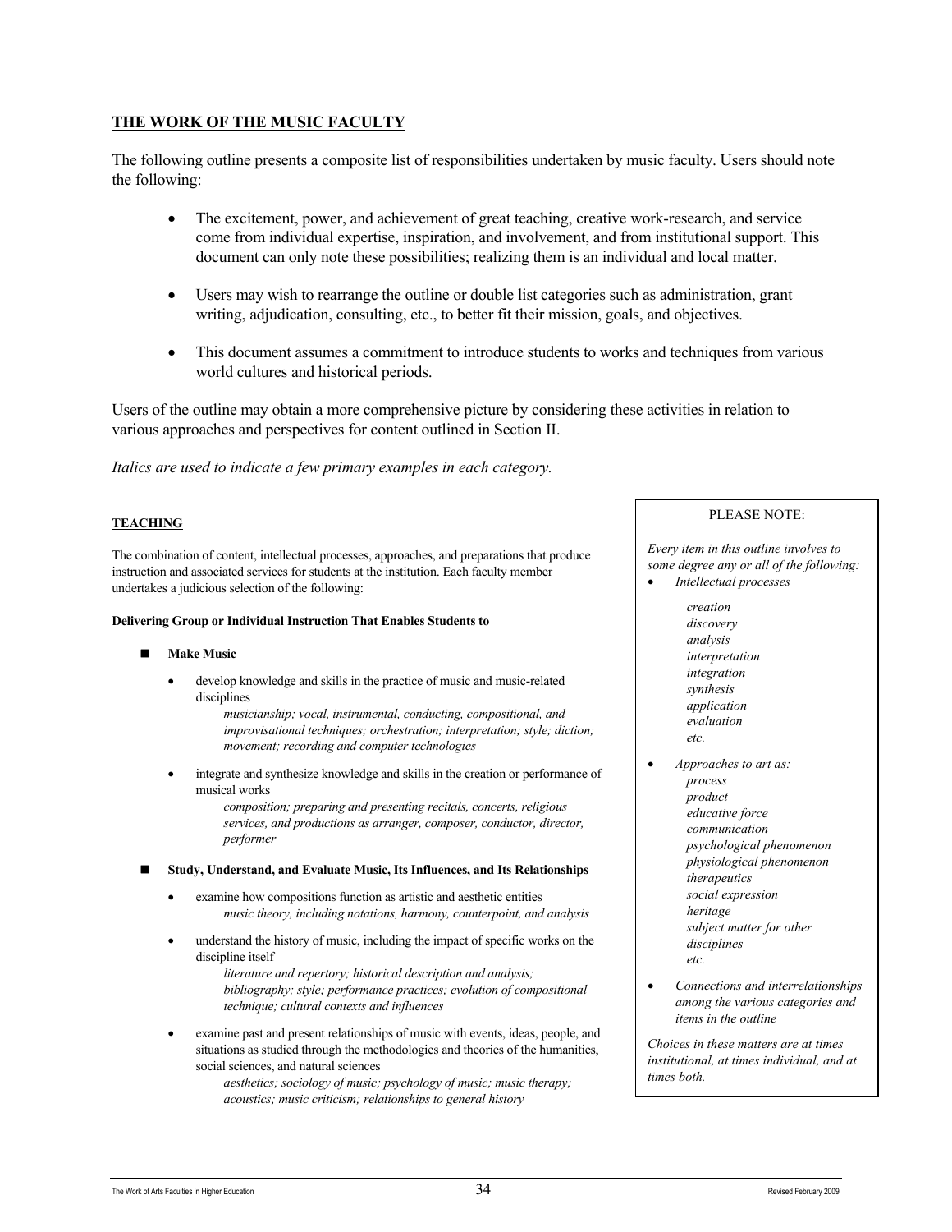## THE WORK OF THE MUSIC FACULTY

The following outline presents a composite list of responsibilities undertaken by music faculty. Users should note the following:

- The excitement, power, and achievement of great teaching, creative work-research, and service come from individual expertise, inspiration, and involvement, and from institutional support. This document can only note these possibilities; realizing them is an individual and local matter.
- Users may wish to rearrange the outline or double list categories such as administration, grant writing, adjudication, consulting, etc., to better fit their mission, goals, and objectives.
- This document assumes a commitment to introduce students to works and techniques from various world cultures and historical periods.

Users of the outline may obtain a more comprehensive picture by considering these activities in relation to various approaches and perspectives for content outlined in Section II.

*Italics are used to indicate a few primary examples in each category.*

### TEACHING

The combination of content, intellectual processes, approaches, and preparations that produce instruction and associated services for students at the institution. Each faculty member undertakes a judicious selection of the following:

**Delivering Group or Individual Instruction That Enables Students to**

- **Make Music**
  - develop knowledge and skills in the practice of music and music-related disciplines
    *musicianship; vocal, instrumental, conducting, compositional, and improvisational techniques; orchestration; interpretation; style; diction; movement; recording and computer technologies*
  - integrate and synthesize knowledge and skills in the creation or performance of musical works
    *composition; preparing and presenting recitals, concerts, religious services, and productions as arranger, composer, conductor, director, performer*
- **Study, Understand, and Evaluate Music, Its Influences, and Its Relationships**
  - examine how compositions function as artistic and aesthetic entities
    *music theory, including notations, harmony, counterpoint, and analysis*
  - understand the history of music, including the impact of specific works on the discipline itself
    *literature and repertory; historical description and analysis; bibliography; style; performance practices; evolution of compositional technique; cultural contexts and influences*
  - examine past and present relationships of music with events, ideas, people, and situations as studied through the methodologies and theories of the humanities, social sciences, and natural sciences
    *aesthetics; sociology of music; psychology of music; music therapy; acoustics; music criticism; relationships to general history*

PLEASE NOTE:

*Every item in this outline involves to some degree any or all of the following:*

- *Intellectual processes*
  - *creation*
  - *discovery*
  - *analysis*
  - *interpretation*
  - *integration*
  - *synthesis*
  - *application*
  - *evaluation*
  - *etc.*
- *Approaches to art as:*
  - *process*
  - *product*
  - *educative force*
  - *communication*
  - *psychological phenomenon*
  - *physiological phenomenon*
  - *therapeutics*
  - *social expression*
  - *heritage*
  - *subject matter for other disciplines*
  - *etc.*
- *Connections and interrelationships among the various categories and items in the outline*

*Choices in these matters are at times institutional, at times individual, and at times both.*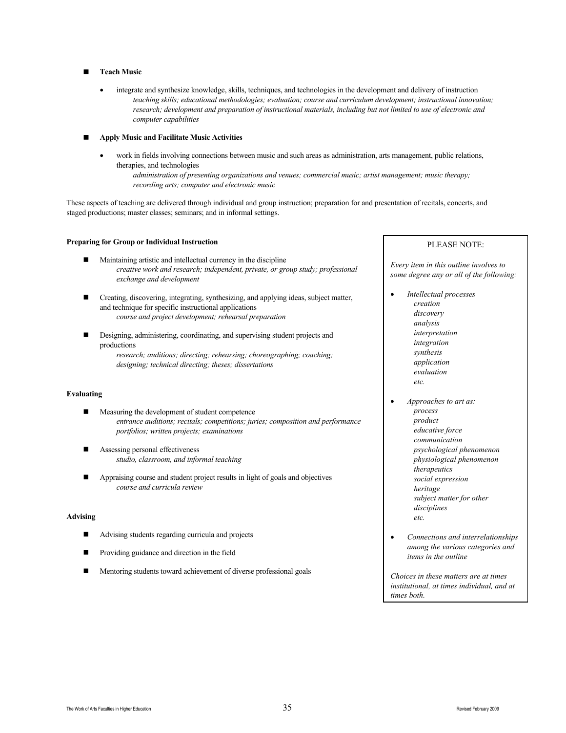- **Teach Music**

  - integrate and synthesize knowledge, skills, techniques, and technologies in the development and delivery of instruction
    *teaching skills; educational methodologies; evaluation; course and curriculum development; instructional innovation; research; development and preparation of instructional materials, including but not limited to use of electronic and computer capabilities*

- **Apply Music and Facilitate Music Activities**

  - work in fields involving connections between music and such areas as administration, arts management, public relations, therapies, and technologies
    *administration of presenting organizations and venues; commercial music; artist management; music therapy; recording arts; computer and electronic music*

These aspects of teaching are delivered through individual and group instruction; preparation for and presentation of recitals, concerts, and staged productions; master classes; seminars; and in informal settings.

**Preparing for Group or Individual Instruction**

- Maintaining artistic and intellectual currency in the discipline
  *creative work and research; independent, private, or group study; professional exchange and development*

- Creating, discovering, integrating, synthesizing, and applying ideas, subject matter, and technique for specific instructional applications
  *course and project development; rehearsal preparation*

- Designing, administering, coordinating, and supervising student projects and productions
  *research; auditions; directing; rehearsing; choreographing; coaching; designing; technical directing; theses; dissertations*

**Evaluating**

- Measuring the development of student competence
  *entrance auditions; recitals; competitions; juries; composition and performance portfolios; written projects; examinations*

- Assessing personal effectiveness
  *studio, classroom, and informal teaching*

- Appraising course and student project results in light of goals and objectives
  *course and curricula review*

**Advising**

- Advising students regarding curricula and projects

- Providing guidance and direction in the field

- Mentoring students toward achievement of diverse professional goals

PLEASE NOTE:

*Every item in this outline involves to some degree any or all of the following:*

- *Intellectual processes*
  *creation*
  *discovery*
  *analysis*
  *interpretation*
  *integration*
  *synthesis*
  *application*
  *evaluation*
  *etc.*

- *Approaches to art as:*
  *process*
  *product*
  *educative force*
  *communication*
  *psychological phenomenon*
  *physiological phenomenon*
  *therapeutics*
  *social expression*
  *heritage*
  *subject matter for other disciplines*
  *etc.*

- *Connections and interrelationships among the various categories and items in the outline*

*Choices in these matters are at times institutional, at times individual, and at times both.*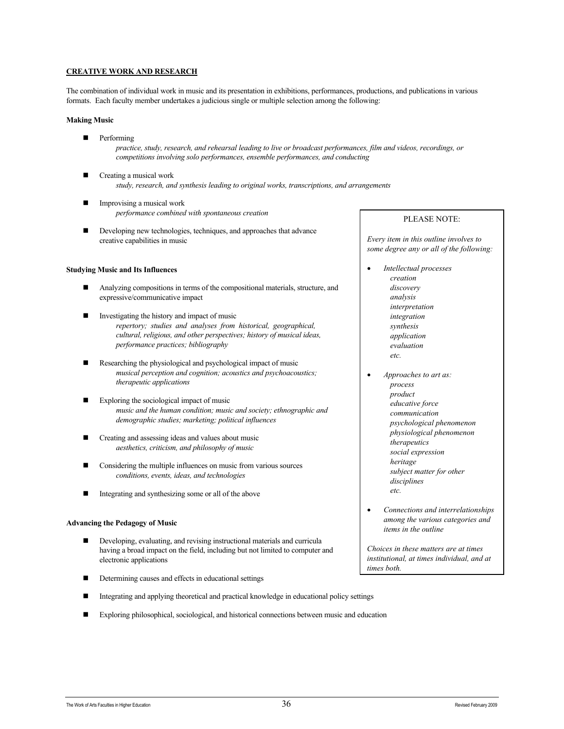## CREATIVE WORK AND RESEARCH

The combination of individual work in music and its presentation in exhibitions, performances, productions, and publications in various formats. Each faculty member undertakes a judicious single or multiple selection among the following:

### Making Music

- Performing
  *practice, study, research, and rehearsal leading to live or broadcast performances, film and videos, recordings, or competitions involving solo performances, ensemble performances, and conducting*
- Creating a musical work
  *study, research, and synthesis leading to original works, transcriptions, and arrangements*
- Improvising a musical work
  *performance combined with spontaneous creation*
- Developing new technologies, techniques, and approaches that advance creative capabilities in music

### Studying Music and Its Influences

- Analyzing compositions in terms of the compositional materials, structure, and expressive/communicative impact
- Investigating the history and impact of music
  *repertory; studies and analyses from historical, geographical, cultural, religious, and other perspectives; history of musical ideas, performance practices; bibliography*
- Researching the physiological and psychological impact of music
  *musical perception and cognition; acoustics and psychoacoustics; therapeutic applications*
- Exploring the sociological impact of music
  *music and the human condition; music and society; ethnographic and demographic studies; marketing; political influences*
- Creating and assessing ideas and values about music
  *aesthetics, criticism, and philosophy of music*
- Considering the multiple influences on music from various sources
  *conditions, events, ideas, and technologies*
- Integrating and synthesizing some or all of the above

### Advancing the Pedagogy of Music

- Developing, evaluating, and revising instructional materials and curricula having a broad impact on the field, including but not limited to computer and electronic applications
- Determining causes and effects in educational settings
- Integrating and applying theoretical and practical knowledge in educational policy settings
- Exploring philosophical, sociological, and historical connections between music and education

> PLEASE NOTE:
>
> *Every item in this outline involves to some degree any or all of the following:*
>
> - *Intellectual processes*
>   *creation*
>   *discovery*
>   *analysis*
>   *interpretation*
>   *integration*
>   *synthesis*
>   *application*
>   *evaluation*
>   *etc.*
> - *Approaches to art as:*
>   *process*
>   *product*
>   *educative force*
>   *communication*
>   *psychological phenomenon*
>   *physiological phenomenon*
>   *therapeutics*
>   *social expression*
>   *heritage*
>   *subject matter for other disciplines*
>   *etc.*
> - *Connections and interrelationships among the various categories and items in the outline*
>
> *Choices in these matters are at times institutional, at times individual, and at times both.*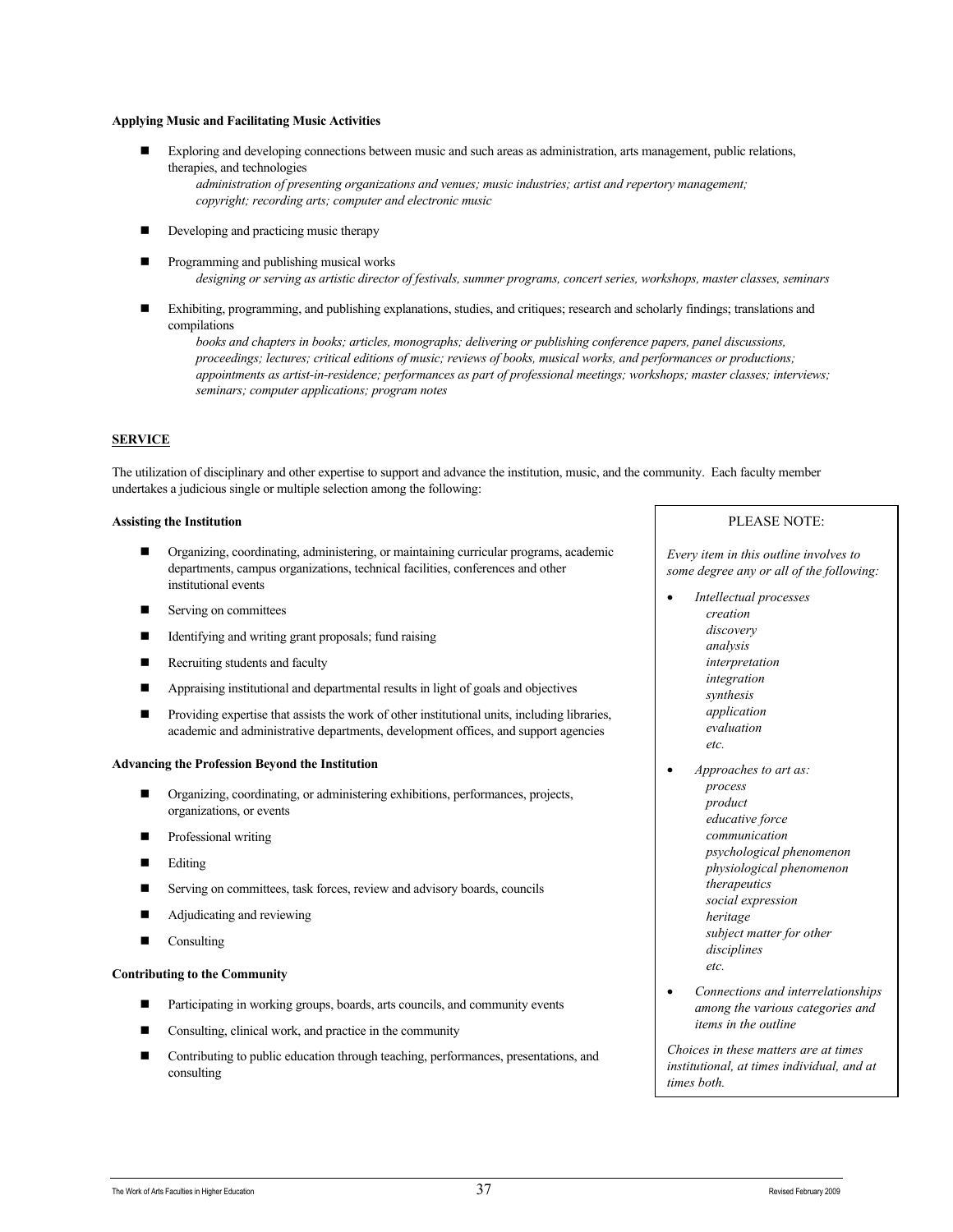**Applying Music and Facilitating Music Activities**

- Exploring and developing connections between music and such areas as administration, arts management, public relations, therapies, and technologies
  *administration of presenting organizations and venues; music industries; artist and repertory management; copyright; recording arts; computer and electronic music*

- Developing and practicing music therapy

- Programming and publishing musical works
  *designing or serving as artistic director of festivals, summer programs, concert series, workshops, master classes, seminars*

- Exhibiting, programming, and publishing explanations, studies, and critiques; research and scholarly findings; translations and compilations
  *books and chapters in books; articles, monographs; delivering or publishing conference papers, panel discussions, proceedings; lectures; critical editions of music; reviews of books, musical works, and performances or productions; appointments as artist-in-residence; performances as part of professional meetings; workshops; master classes; interviews; seminars; computer applications; program notes*

**SERVICE**

The utilization of disciplinary and other expertise to support and advance the institution, music, and the community. Each faculty member undertakes a judicious single or multiple selection among the following:

**Assisting the Institution**

- Organizing, coordinating, administering, or maintaining curricular programs, academic departments, campus organizations, technical facilities, conferences and other institutional events

- Serving on committees

- Identifying and writing grant proposals; fund raising

- Recruiting students and faculty

- Appraising institutional and departmental results in light of goals and objectives

- Providing expertise that assists the work of other institutional units, including libraries, academic and administrative departments, development offices, and support agencies

**Advancing the Profession Beyond the Institution**

- Organizing, coordinating, or administering exhibitions, performances, projects, organizations, or events

- Professional writing

- Editing

- Serving on committees, task forces, review and advisory boards, councils

- Adjudicating and reviewing

- Consulting

**Contributing to the Community**

- Participating in working groups, boards, arts councils, and community events

- Consulting, clinical work, and practice in the community

- Contributing to public education through teaching, performances, presentations, and consulting

PLEASE NOTE:

*Every item in this outline involves to some degree any or all of the following:*

- *Intellectual processes*
  *creation*
  *discovery*
  *analysis*
  *interpretation*
  *integration*
  *synthesis*
  *application*
  *evaluation*
  *etc.*
- *Approaches to art as:*
  *process*
  *product*
  *educative force*
  *communication*
  *psychological phenomenon*
  *physiological phenomenon*
  *therapeutics*
  *social expression*
  *heritage*
  *subject matter for other disciplines*
  *etc.*
- *Connections and interrelationships among the various categories and items in the outline*

*Choices in these matters are at times institutional, at times individual, and at times both.*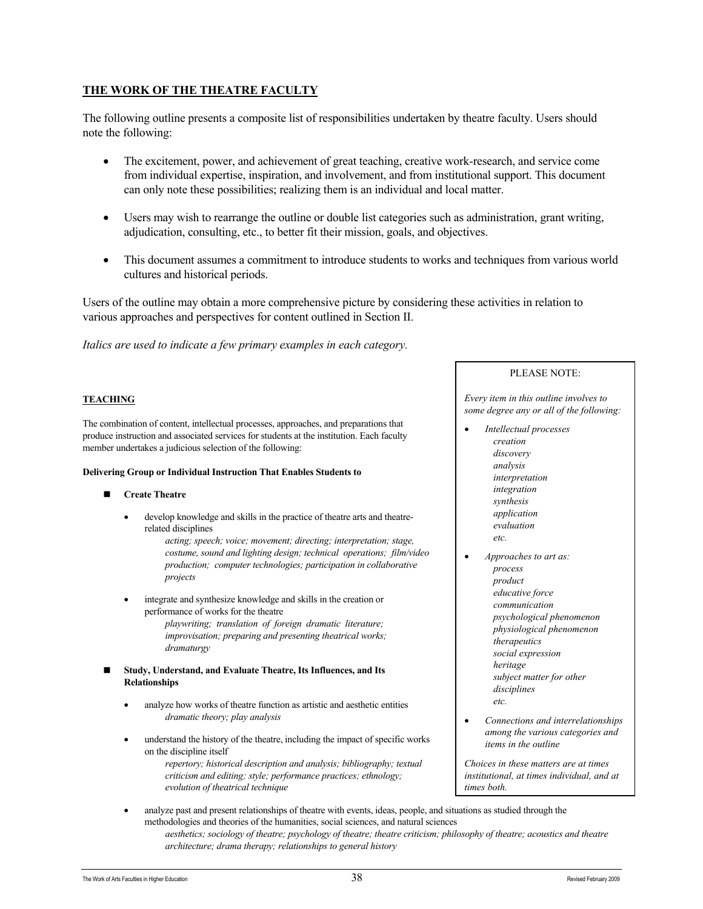## THE WORK OF THE THEATRE FACULTY

The following outline presents a composite list of responsibilities undertaken by theatre faculty. Users should note the following:

- The excitement, power, and achievement of great teaching, creative work-research, and service come from individual expertise, inspiration, and involvement, and from institutional support. This document can only note these possibilities; realizing them is an individual and local matter.
- Users may wish to rearrange the outline or double list categories such as administration, grant writing, adjudication, consulting, etc., to better fit their mission, goals, and objectives.
- This document assumes a commitment to introduce students to works and techniques from various world cultures and historical periods.

Users of the outline may obtain a more comprehensive picture by considering these activities in relation to various approaches and perspectives for content outlined in Section II.

*Italics are used to indicate a few primary examples in each category.*

### TEACHING

The combination of content, intellectual processes, approaches, and preparations that produce instruction and associated services for students at the institution. Each faculty member undertakes a judicious selection of the following:

**Delivering Group or Individual Instruction That Enables Students to**

- **Create Theatre**
  - develop knowledge and skills in the practice of theatre arts and theatre-related disciplines
    *acting; speech; voice; movement; directing; interpretation; stage, costume, sound and lighting design; technical operations; film/video production; computer technologies; participation in collaborative projects*
  - integrate and synthesize knowledge and skills in the creation or performance of works for the theatre
    *playwriting; translation of foreign dramatic literature; improvisation; preparing and presenting theatrical works; dramaturgy*
- **Study, Understand, and Evaluate Theatre, Its Influences, and Its Relationships**
  - analyze how works of theatre function as artistic and aesthetic entities
    *dramatic theory; play analysis*
  - understand the history of the theatre, including the impact of specific works on the discipline itself
    *repertory; historical description and analysis; bibliography; textual criticism and editing; style; performance practices; ethnology; evolution of theatrical technique*
  - analyze past and present relationships of theatre with events, ideas, people, and situations as studied through the methodologies and theories of the humanities, social sciences, and natural sciences
    *aesthetics; sociology of theatre; psychology of theatre; theatre criticism; philosophy of theatre; acoustics and theatre architecture; drama therapy; relationships to general history*

PLEASE NOTE:

*Every item in this outline involves to some degree any or all of the following:*

- *Intellectual processes*
  *creation*
  *discovery*
  *analysis*
  *interpretation*
  *integration*
  *synthesis*
  *application*
  *evaluation*
  *etc.*
- *Approaches to art as:*
  *process*
  *product*
  *educative force*
  *communication*
  *psychological phenomenon*
  *physiological phenomenon*
  *therapeutics*
  *social expression*
  *heritage*
  *subject matter for other disciplines*
  *etc.*
- *Connections and interrelationships among the various categories and items in the outline*

*Choices in these matters are at times institutional, at times individual, and at times both.*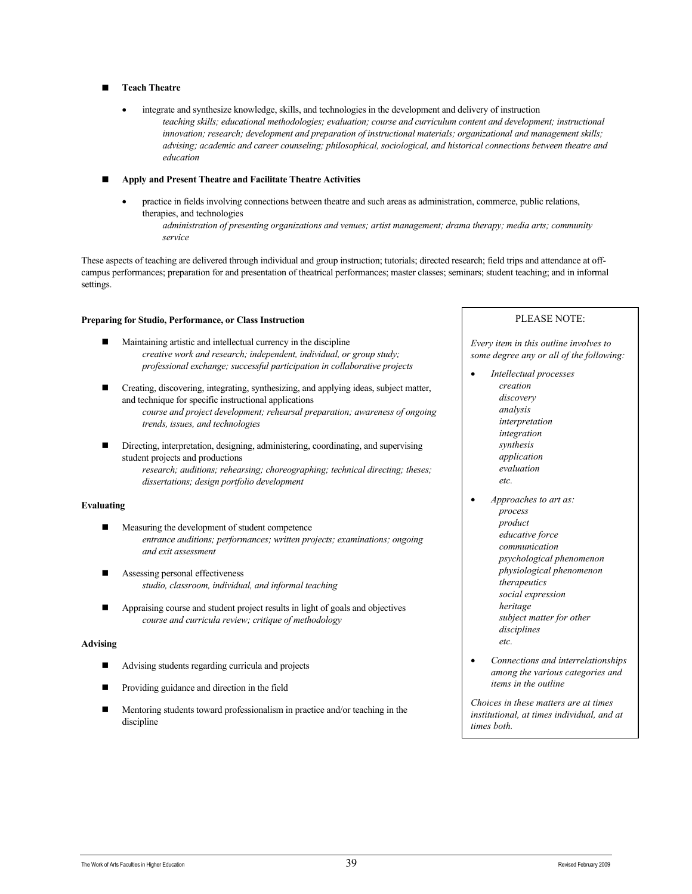- **Teach Theatre**
  - integrate and synthesize knowledge, skills, and technologies in the development and delivery of instruction
    *teaching skills; educational methodologies; evaluation; course and curriculum content and development; instructional innovation; research; development and preparation of instructional materials; organizational and management skills; advising; academic and career counseling; philosophical, sociological, and historical connections between theatre and education*

- **Apply and Present Theatre and Facilitate Theatre Activities**
  - practice in fields involving connections between theatre and such areas as administration, commerce, public relations, therapies, and technologies
    *administration of presenting organizations and venues; artist management; drama therapy; media arts; community service*

These aspects of teaching are delivered through individual and group instruction; tutorials; directed research; field trips and attendance at off-campus performances; preparation for and presentation of theatrical performances; master classes; seminars; student teaching; and in informal settings.

**Preparing for Studio, Performance, or Class Instruction**

- Maintaining artistic and intellectual currency in the discipline
  *creative work and research; independent, individual, or group study; professional exchange; successful participation in collaborative projects*
- Creating, discovering, integrating, synthesizing, and applying ideas, subject matter, and technique for specific instructional applications
  *course and project development; rehearsal preparation; awareness of ongoing trends, issues, and technologies*
- Directing, interpretation, designing, administering, coordinating, and supervising student projects and productions
  *research; auditions; rehearsing; choreographing; technical directing; theses; dissertations; design portfolio development*

**Evaluating**

- Measuring the development of student competence
  *entrance auditions; performances; written projects; examinations; ongoing and exit assessment*
- Assessing personal effectiveness
  *studio, classroom, individual, and informal teaching*
- Appraising course and student project results in light of goals and objectives
  *course and curricula review; critique of methodology*

**Advising**

- Advising students regarding curricula and projects
- Providing guidance and direction in the field
- Mentoring students toward professionalism in practice and/or teaching in the discipline

PLEASE NOTE:

*Every item in this outline involves to some degree any or all of the following:*

- *Intellectual processes*
  *creation*
  *discovery*
  *analysis*
  *interpretation*
  *integration*
  *synthesis*
  *application*
  *evaluation*
  *etc.*
- *Approaches to art as:*
  *process*
  *product*
  *educative force*
  *communication*
  *psychological phenomenon*
  *physiological phenomenon*
  *therapeutics*
  *social expression*
  *heritage*
  *subject matter for other disciplines*
  *etc.*
- *Connections and interrelationships among the various categories and items in the outline*

*Choices in these matters are at times institutional, at times individual, and at times both.*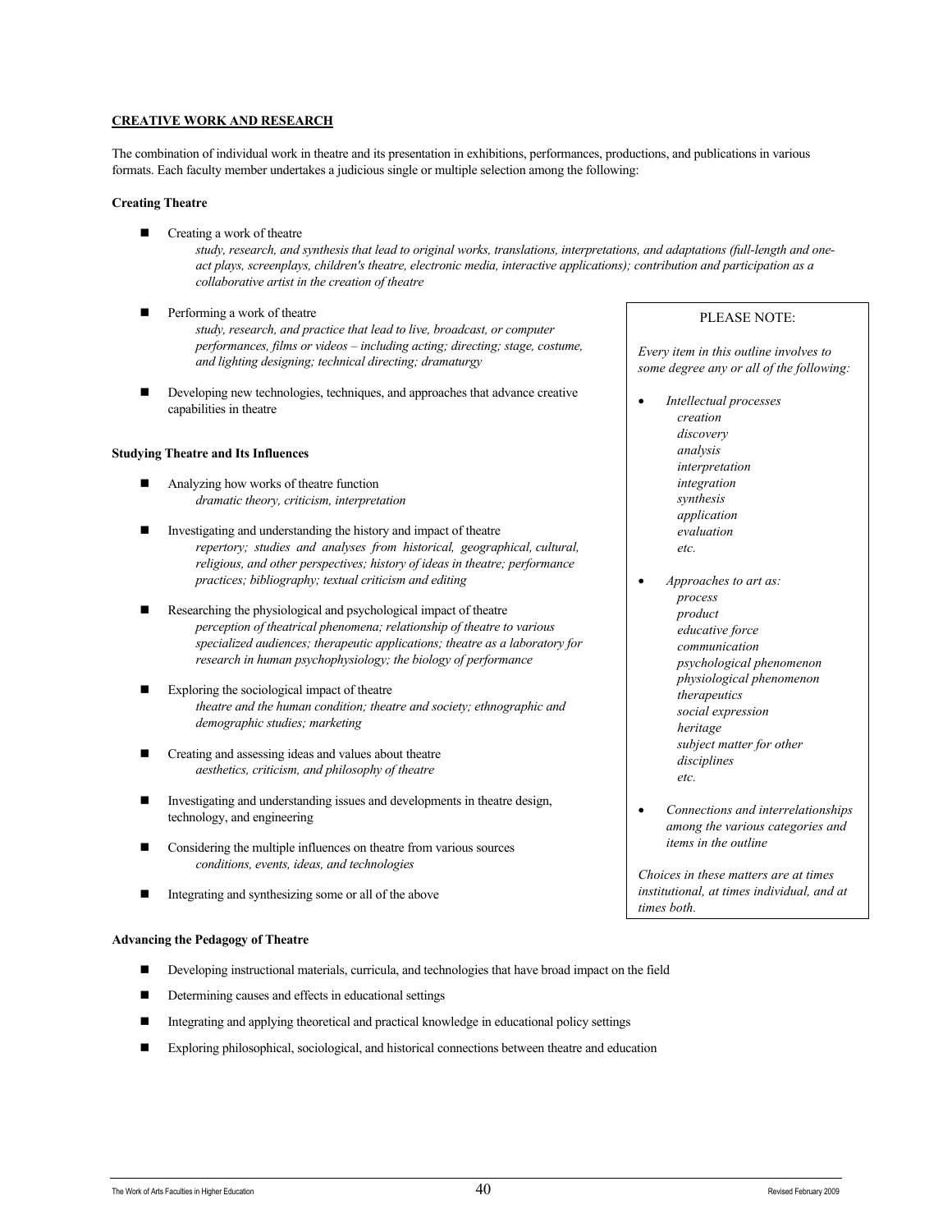**CREATIVE WORK AND RESEARCH**

The combination of individual work in theatre and its presentation in exhibitions, performances, productions, and publications in various formats. Each faculty member undertakes a judicious single or multiple selection among the following:

**Creating Theatre**

- Creating a work of theatre
  *study, research, and synthesis that lead to original works, translations, interpretations, and adaptations (full-length and one-act plays, screenplays, children's theatre, electronic media, interactive applications); contribution and participation as a collaborative artist in the creation of theatre*

- Performing a work of theatre
  *study, research, and practice that lead to live, broadcast, or computer performances, films or videos – including acting; directing; stage, costume, and lighting designing; technical directing; dramaturgy*

- Developing new technologies, techniques, and approaches that advance creative capabilities in theatre

**Studying Theatre and Its Influences**

- Analyzing how works of theatre function
  *dramatic theory, criticism, interpretation*

- Investigating and understanding the history and impact of theatre
  *repertory; studies and analyses from historical, geographical, cultural, religious, and other perspectives; history of ideas in theatre; performance practices; bibliography; textual criticism and editing*

- Researching the physiological and psychological impact of theatre
  *perception of theatrical phenomena; relationship of theatre to various specialized audiences; therapeutic applications; theatre as a laboratory for research in human psychophysiology; the biology of performance*

- Exploring the sociological impact of theatre
  *theatre and the human condition; theatre and society; ethnographic and demographic studies; marketing*

- Creating and assessing ideas and values about theatre
  *aesthetics, criticism, and philosophy of theatre*

- Investigating and understanding issues and developments in theatre design, technology, and engineering

- Considering the multiple influences on theatre from various sources
  *conditions, events, ideas, and technologies*

- Integrating and synthesizing some or all of the above

> PLEASE NOTE:
>
> *Every item in this outline involves to some degree any or all of the following:*
>
> - *Intellectual processes*
>   *creation*
>   *discovery*
>   *analysis*
>   *interpretation*
>   *integration*
>   *synthesis*
>   *application*
>   *evaluation*
>   *etc.*
> - *Approaches to art as:*
>   *process*
>   *product*
>   *educative force*
>   *communication*
>   *psychological phenomenon*
>   *physiological phenomenon*
>   *therapeutics*
>   *social expression*
>   *heritage*
>   *subject matter for other disciplines*
>   *etc.*
> - *Connections and interrelationships among the various categories and items in the outline*
>
> *Choices in these matters are at times institutional, at times individual, and at times both.*

**Advancing the Pedagogy of Theatre**

- Developing instructional materials, curricula, and technologies that have broad impact on the field
- Determining causes and effects in educational settings
- Integrating and applying theoretical and practical knowledge in educational policy settings
- Exploring philosophical, sociological, and historical connections between theatre and education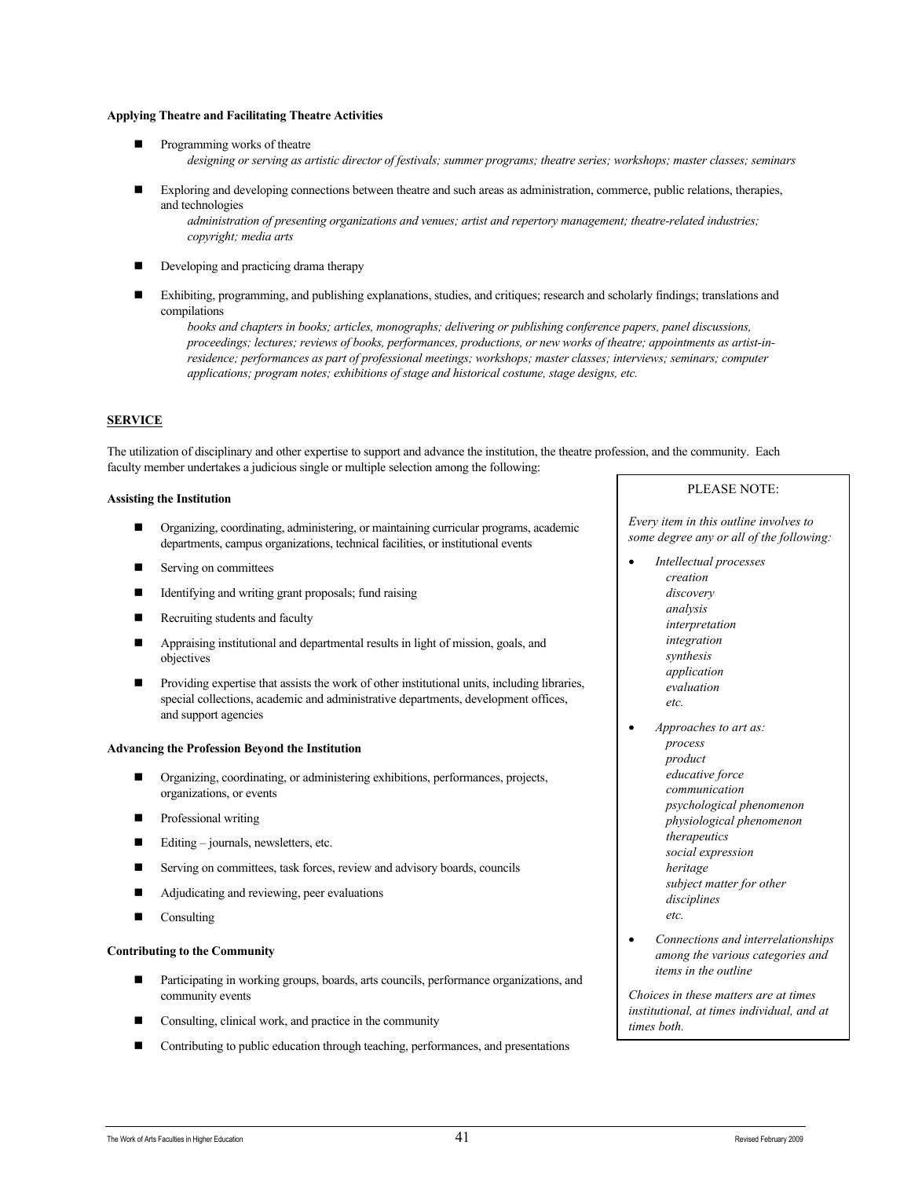**Applying Theatre and Facilitating Theatre Activities**

- Programming works of theatre
  *designing or serving as artistic director of festivals; summer programs; theatre series; workshops; master classes; seminars*

- Exploring and developing connections between theatre and such areas as administration, commerce, public relations, therapies, and technologies
  *administration of presenting organizations and venues; artist and repertory management; theatre-related industries; copyright; media arts*

- Developing and practicing drama therapy

- Exhibiting, programming, and publishing explanations, studies, and critiques; research and scholarly findings; translations and compilations
  *books and chapters in books; articles, monographs; delivering or publishing conference papers, panel discussions, proceedings; lectures; reviews of books, performances, productions, or new works of theatre; appointments as artist-in-residence; performances as part of professional meetings; workshops; master classes; interviews; seminars; computer applications; program notes; exhibitions of stage and historical costume, stage designs, etc.*

**SERVICE**

The utilization of disciplinary and other expertise to support and advance the institution, the theatre profession, and the community. Each faculty member undertakes a judicious single or multiple selection among the following:

**Assisting the Institution**

- Organizing, coordinating, administering, or maintaining curricular programs, academic departments, campus organizations, technical facilities, or institutional events
- Serving on committees
- Identifying and writing grant proposals; fund raising
- Recruiting students and faculty
- Appraising institutional and departmental results in light of mission, goals, and objectives
- Providing expertise that assists the work of other institutional units, including libraries, special collections, academic and administrative departments, development offices, and support agencies

**Advancing the Profession Beyond the Institution**

- Organizing, coordinating, or administering exhibitions, performances, projects, organizations, or events
- Professional writing
- Editing – journals, newsletters, etc.
- Serving on committees, task forces, review and advisory boards, councils
- Adjudicating and reviewing, peer evaluations
- Consulting

**Contributing to the Community**

- Participating in working groups, boards, arts councils, performance organizations, and community events
- Consulting, clinical work, and practice in the community
- Contributing to public education through teaching, performances, and presentations

PLEASE NOTE:

*Every item in this outline involves to some degree any or all of the following:*

- *Intellectual processes*
  *creation*
  *discovery*
  *analysis*
  *interpretation*
  *integration*
  *synthesis*
  *application*
  *evaluation*
  *etc.*
- *Approaches to art as:*
  *process*
  *product*
  *educative force*
  *communication*
  *psychological phenomenon*
  *physiological phenomenon*
  *therapeutics*
  *social expression*
  *heritage*
  *subject matter for other disciplines*
  *etc.*
- *Connections and interrelationships among the various categories and items in the outline*

*Choices in these matters are at times institutional, at times individual, and at times both.*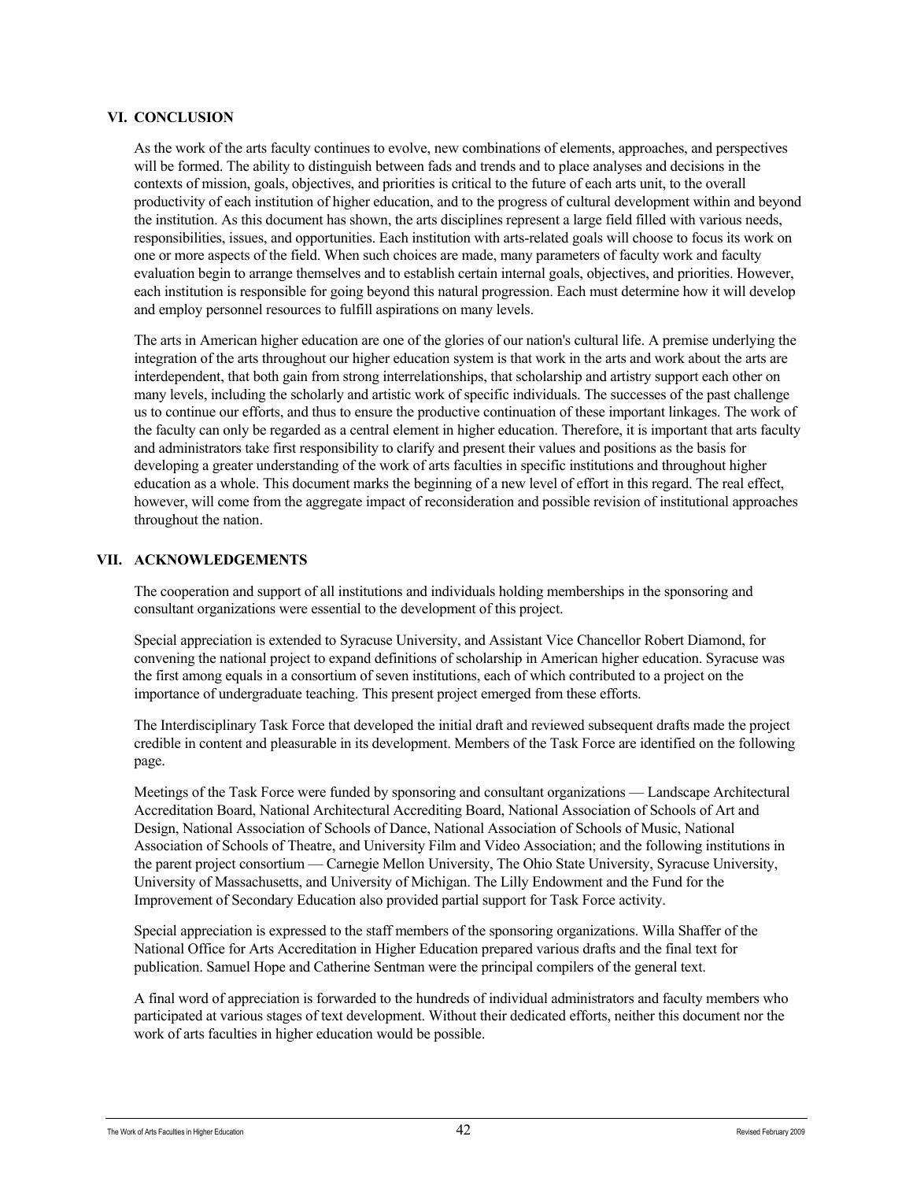## VI. CONCLUSION

As the work of the arts faculty continues to evolve, new combinations of elements, approaches, and perspectives will be formed. The ability to distinguish between fads and trends and to place analyses and decisions in the contexts of mission, goals, objectives, and priorities is critical to the future of each arts unit, to the overall productivity of each institution of higher education, and to the progress of cultural development within and beyond the institution. As this document has shown, the arts disciplines represent a large field filled with various needs, responsibilities, issues, and opportunities. Each institution with arts-related goals will choose to focus its work on one or more aspects of the field. When such choices are made, many parameters of faculty work and faculty evaluation begin to arrange themselves and to establish certain internal goals, objectives, and priorities. However, each institution is responsible for going beyond this natural progression. Each must determine how it will develop and employ personnel resources to fulfill aspirations on many levels.

The arts in American higher education are one of the glories of our nation's cultural life. A premise underlying the integration of the arts throughout our higher education system is that work in the arts and work about the arts are interdependent, that both gain from strong interrelationships, that scholarship and artistry support each other on many levels, including the scholarly and artistic work of specific individuals. The successes of the past challenge us to continue our efforts, and thus to ensure the productive continuation of these important linkages. The work of the faculty can only be regarded as a central element in higher education. Therefore, it is important that arts faculty and administrators take first responsibility to clarify and present their values and positions as the basis for developing a greater understanding of the work of arts faculties in specific institutions and throughout higher education as a whole. This document marks the beginning of a new level of effort in this regard. The real effect, however, will come from the aggregate impact of reconsideration and possible revision of institutional approaches throughout the nation.

## VII. ACKNOWLEDGEMENTS

The cooperation and support of all institutions and individuals holding memberships in the sponsoring and consultant organizations were essential to the development of this project.

Special appreciation is extended to Syracuse University, and Assistant Vice Chancellor Robert Diamond, for convening the national project to expand definitions of scholarship in American higher education. Syracuse was the first among equals in a consortium of seven institutions, each of which contributed to a project on the importance of undergraduate teaching. This present project emerged from these efforts.

The Interdisciplinary Task Force that developed the initial draft and reviewed subsequent drafts made the project credible in content and pleasurable in its development. Members of the Task Force are identified on the following page.

Meetings of the Task Force were funded by sponsoring and consultant organizations — Landscape Architectural Accreditation Board, National Architectural Accrediting Board, National Association of Schools of Art and Design, National Association of Schools of Dance, National Association of Schools of Music, National Association of Schools of Theatre, and University Film and Video Association; and the following institutions in the parent project consortium — Carnegie Mellon University, The Ohio State University, Syracuse University, University of Massachusetts, and University of Michigan. The Lilly Endowment and the Fund for the Improvement of Secondary Education also provided partial support for Task Force activity.

Special appreciation is expressed to the staff members of the sponsoring organizations. Willa Shaffer of the National Office for Arts Accreditation in Higher Education prepared various drafts and the final text for publication. Samuel Hope and Catherine Sentman were the principal compilers of the general text.

A final word of appreciation is forwarded to the hundreds of individual administrators and faculty members who participated at various stages of text development. Without their dedicated efforts, neither this document nor the work of arts faculties in higher education would be possible.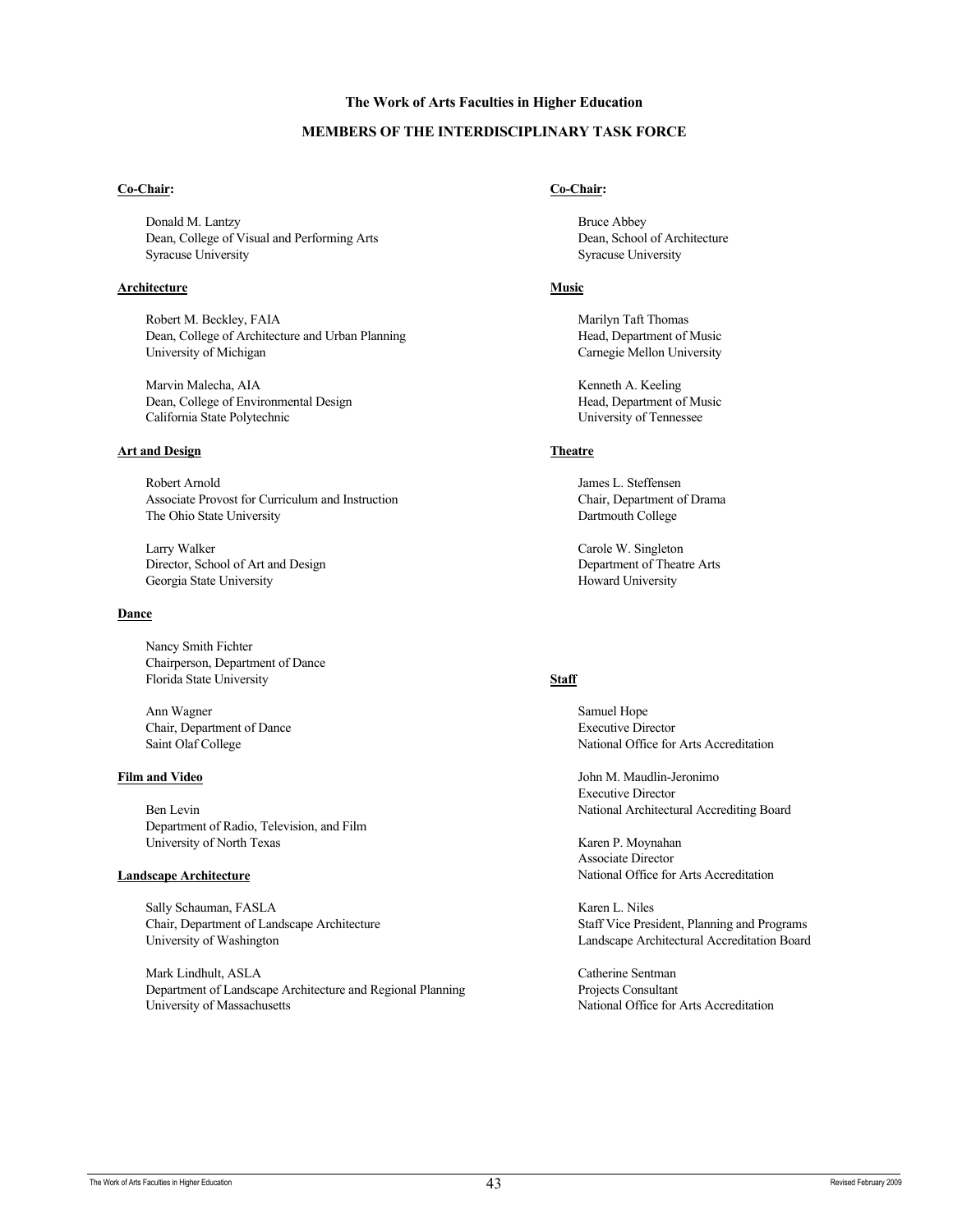**The Work of Arts Faculties in Higher Education**

**MEMBERS OF THE INTERDISCIPLINARY TASK FORCE**

**Co-Chair:**

Donald M. Lantzy
Dean, College of Visual and Performing Arts
Syracuse University

**Co-Chair:**

Bruce Abbey
Dean, School of Architecture
Syracuse University

**Architecture**

Robert M. Beckley, FAIA
Dean, College of Architecture and Urban Planning
University of Michigan

Marvin Malecha, AIA
Dean, College of Environmental Design
California State Polytechnic

**Art and Design**

Robert Arnold
Associate Provost for Curriculum and Instruction
The Ohio State University

Larry Walker
Director, School of Art and Design
Georgia State University

**Dance**

Nancy Smith Fichter
Chairperson, Department of Dance
Florida State University

Ann Wagner
Chair, Department of Dance
Saint Olaf College

**Film and Video**

Ben Levin
Department of Radio, Television, and Film
University of North Texas

**Landscape Architecture**

Sally Schauman, FASLA
Chair, Department of Landscape Architecture
University of Washington

Mark Lindhult, ASLA
Department of Landscape Architecture and Regional Planning
University of Massachusetts

**Music**

Marilyn Taft Thomas
Head, Department of Music
Carnegie Mellon University

Kenneth A. Keeling
Head, Department of Music
University of Tennessee

**Theatre**

James L. Steffensen
Chair, Department of Drama
Dartmouth College

Carole W. Singleton
Department of Theatre Arts
Howard University

**Staff**

Samuel Hope
Executive Director
National Office for Arts Accreditation

John M. Maudlin-Jeronimo
Executive Director
National Architectural Accrediting Board

Karen P. Moynahan
Associate Director
National Office for Arts Accreditation

Karen L. Niles
Staff Vice President, Planning and Programs
Landscape Architectural Accreditation Board

Catherine Sentman
Projects Consultant
National Office for Arts Accreditation